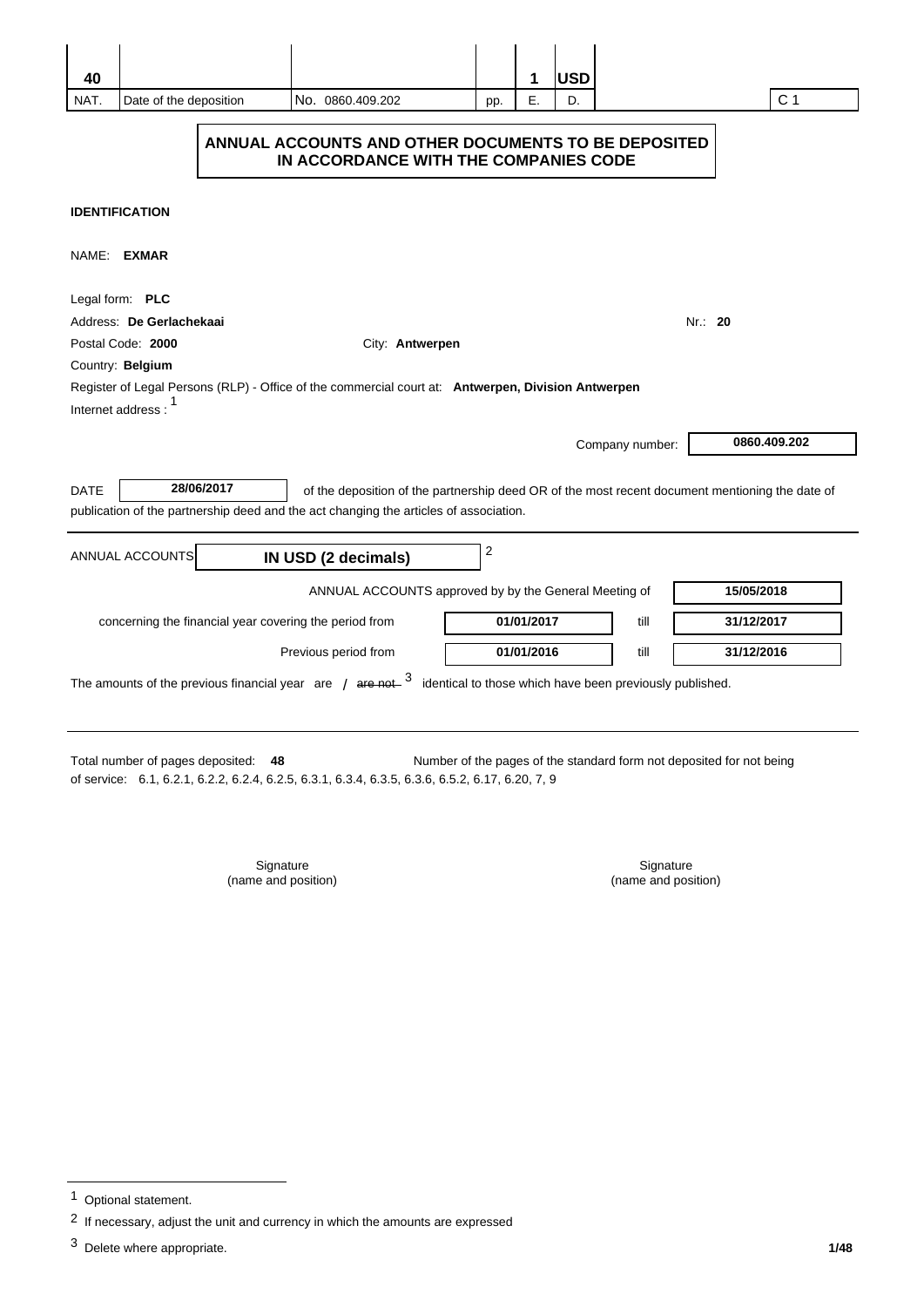| 40 | | | | 1 | USD | | |
|---|---|---|---|---|---|---|---|
| NAT. | Date of the deposition | No. 0860.409.202 | pp. | E. | D. | | C 1 |

## ANNUAL ACCOUNTS AND OTHER DOCUMENTS TO BE DEPOSITED IN ACCORDANCE WITH THE COMPANIES CODE

**IDENTIFICATION**

NAME: **EXMAR**

Legal form: **PLC**

Address: **De Gerlachekaai** Nr.: **20**

Postal Code: **2000** City: **Antwerpen**

Country: **Belgium**

Register of Legal Persons (RLP) - Office of the commercial court at: **Antwerpen, Division Antwerpen**

Internet address :[1]

Company number: **0860.409.202**

DATE **28/06/2017** of the deposition of the partnership deed OR of the most recent document mentioning the date of publication of the partnership deed and the act changing the articles of association.

ANNUAL ACCOUNTS **IN USD (2 decimals)**[2]

ANNUAL ACCOUNTS approved by by the General Meeting of **15/05/2018**

concerning the financial year covering the period from **01/01/2017** till **31/12/2017**

Previous period from **01/01/2016** till **31/12/2016**

The amounts of the previous financial year are / ~~are not~~[3] identical to those which have been previously published.

Total number of pages deposited: **48** Number of the pages of the standard form not deposited for not being of service: 6.1, 6.2.1, 6.2.2, 6.2.4, 6.2.5, 6.3.1, 6.3.4, 6.3.5, 6.3.6, 6.5.2, 6.17, 6.20, 7, 9

Signature (name and position)

Signature (name and position)

[1] Optional statement.

[2] If necessary, adjust the unit and currency in which the amounts are expressed

[3] Delete where appropriate.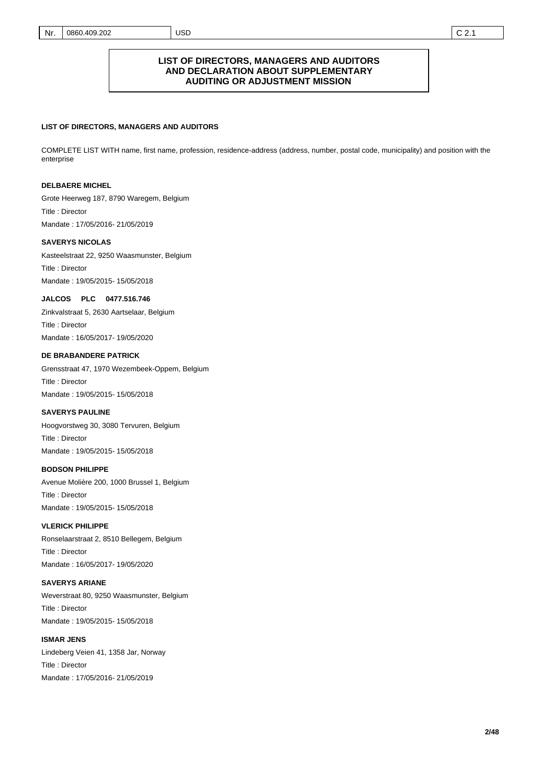# LIST OF DIRECTORS, MANAGERS AND AUDITORS AND DECLARATION ABOUT SUPPLEMENTARY AUDITING OR ADJUSTMENT MISSION

## LIST OF DIRECTORS, MANAGERS AND AUDITORS

COMPLETE LIST WITH name, first name, profession, residence-address (address, number, postal code, municipality) and position with the enterprise

**DELBAERE MICHEL**

Grote Heerweg 187, 8790 Waregem, Belgium

Title : Director

Mandate : 17/05/2016- 21/05/2019

**SAVERYS NICOLAS**

Kasteelstraat 22, 9250 Waasmunster, Belgium

Title : Director

Mandate : 19/05/2015- 15/05/2018

**JALCOS PLC 0477.516.746**

Zinkvalstraat 5, 2630 Aartselaar, Belgium

Title : Director

Mandate : 16/05/2017- 19/05/2020

**DE BRABANDERE PATRICK**

Grensstraat 47, 1970 Wezembeek-Oppem, Belgium

Title : Director

Mandate : 19/05/2015- 15/05/2018

**SAVERYS PAULINE**

Hoogvorstweg 30, 3080 Tervuren, Belgium

Title : Director

Mandate : 19/05/2015- 15/05/2018

**BODSON PHILIPPE**

Avenue Molière 200, 1000 Brussel 1, Belgium

Title : Director

Mandate : 19/05/2015- 15/05/2018

**VLERICK PHILIPPE**

Ronselaarstraat 2, 8510 Bellegem, Belgium

Title : Director

Mandate : 16/05/2017- 19/05/2020

**SAVERYS ARIANE**

Weverstraat 80, 9250 Waasmunster, Belgium

Title : Director

Mandate : 19/05/2015- 15/05/2018

**ISMAR JENS**

Lindeberg Veien 41, 1358 Jar, Norway

Title : Director

Mandate : 17/05/2016- 21/05/2019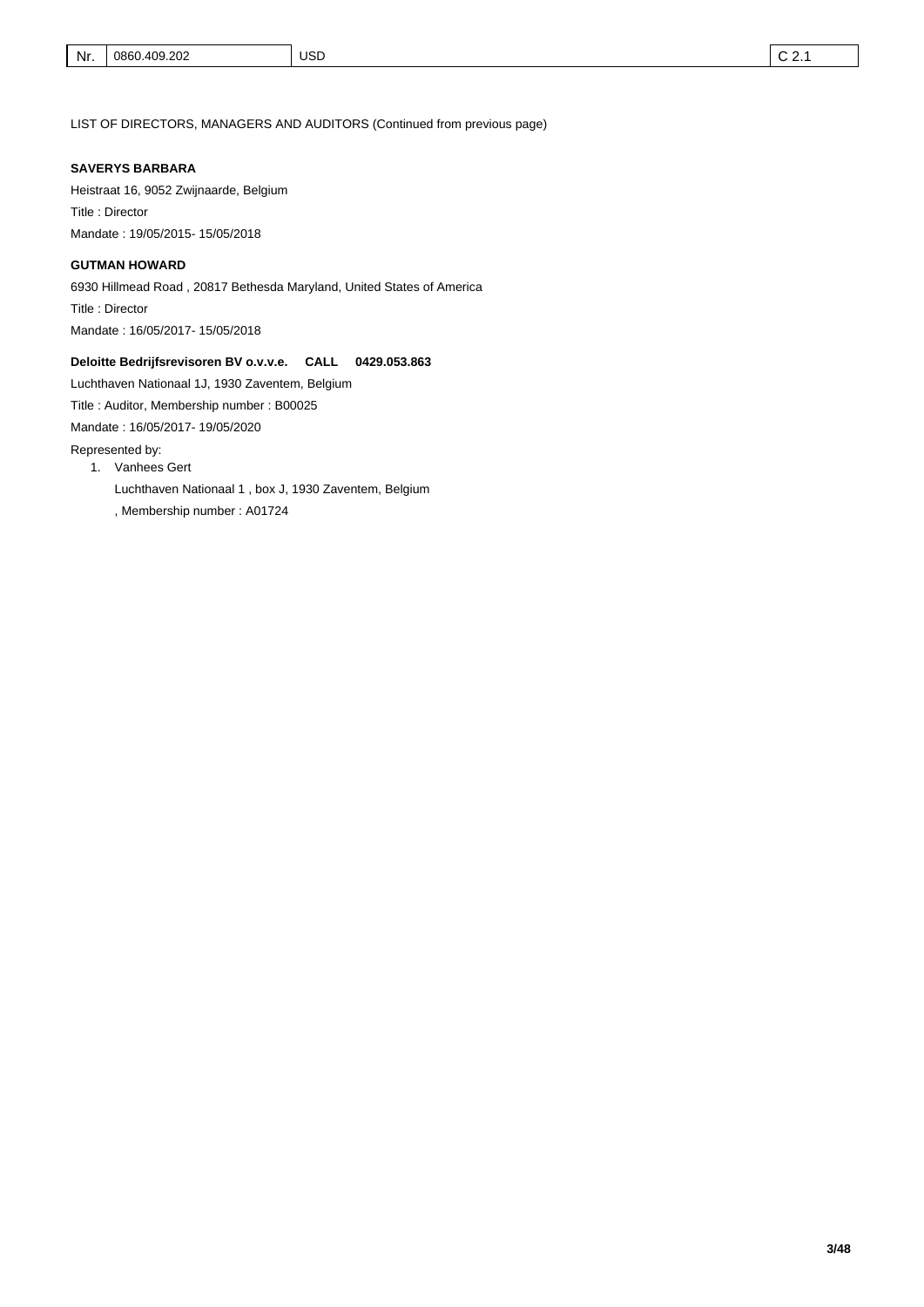LIST OF DIRECTORS, MANAGERS AND AUDITORS (Continued from previous page)

**SAVERYS BARBARA**

Heistraat 16, 9052 Zwijnaarde, Belgium

Title : Director

Mandate : 19/05/2015- 15/05/2018

**GUTMAN HOWARD**

6930 Hillmead Road , 20817 Bethesda Maryland, United States of America

Title : Director

Mandate : 16/05/2017- 15/05/2018

**Deloitte Bedrijfsrevisoren BV o.v.v.e. CALL 0429.053.863**

Luchthaven Nationaal 1J, 1930 Zaventem, Belgium

Title : Auditor, Membership number : B00025

Mandate : 16/05/2017- 19/05/2020

Represented by:

1. Vanhees Gert

   Luchthaven Nationaal 1 , box J, 1930 Zaventem, Belgium

   , Membership number : A01724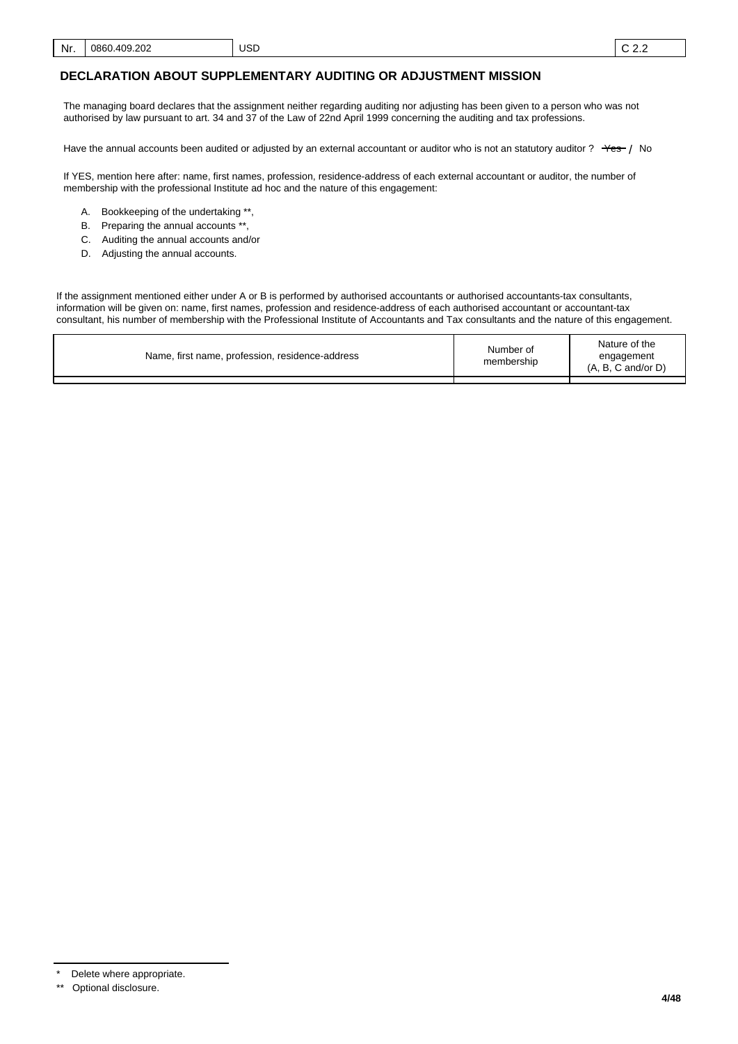| Nr. | 0860.409.202 | USD | C 2.2 |
|---|---|---|---|

## DECLARATION ABOUT SUPPLEMENTARY AUDITING OR ADJUSTMENT MISSION

The managing board declares that the assignment neither regarding auditing nor adjusting has been given to a person who was not authorised by law pursuant to art. 34 and 37 of the Law of 22nd April 1999 concerning the auditing and tax professions.

Have the annual accounts been audited or adjusted by an external accountant or auditor who is not an statutory auditor ? ~~Yes~~ / No

If YES, mention here after: name, first names, profession, residence-address of each external accountant or auditor, the number of membership with the professional Institute ad hoc and the nature of this engagement:

A. Bookkeeping of the undertaking **,
B. Preparing the annual accounts **,
C. Auditing the annual accounts and/or
D. Adjusting the annual accounts.

If the assignment mentioned either under A or B is performed by authorised accountants or authorised accountants-tax consultants, information will be given on: name, first names, profession and residence-address of each authorised accountant or accountant-tax consultant, his number of membership with the Professional Institute of Accountants and Tax consultants and the nature of this engagement.

| Name, first name, profession, residence-address | Number of membership | Nature of the engagement (A, B, C and/or D) |
|---|---|---|
| | | |

\* Delete where appropriate.

** Optional disclosure.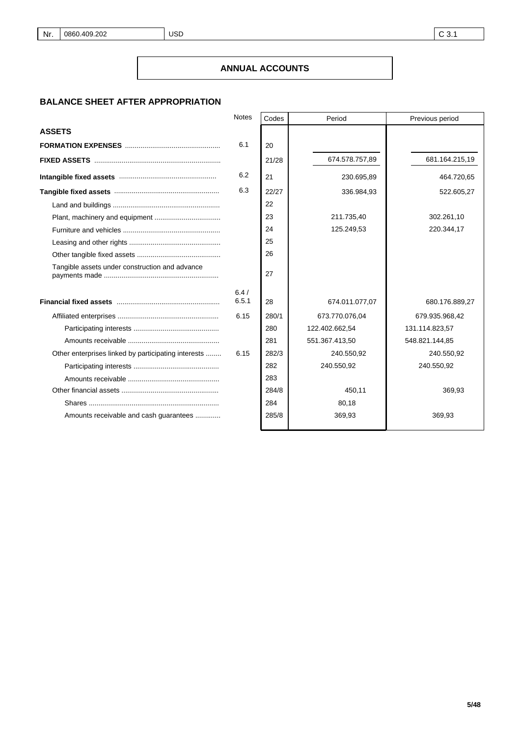| Nr. | 0860.409.202 | USD | C 3.1 |
|---|---|---|---|

# ANNUAL ACCOUNTS

## BALANCE SHEET AFTER APPROPRIATION

| | Notes | Codes | Period | Previous period |
|---|---|---|---|---|
| **ASSETS** | | | | |
| **FORMATION EXPENSES** | 6.1 | 20 | | |
| **FIXED ASSETS** | | 21/28 | 674.578.757,89 | 681.164.215,19 |
| **Intangible fixed assets** | 6.2 | 21 | 230.695,89 | 464.720,65 |
| **Tangible fixed assets** | 6.3 | 22/27 | 336.984,93 | 522.605,27 |
| Land and buildings | | 22 | | |
| Plant, machinery and equipment | | 23 | 211.735,40 | 302.261,10 |
| Furniture and vehicles | | 24 | 125.249,53 | 220.344,17 |
| Leasing and other rights | | 25 | | |
| Other tangible fixed assets | | 26 | | |
| Tangible assets under construction and advance payments made | | 27 | | |
| **Financial fixed assets** | 6.4 / 6.5.1 | 28 | 674.011.077,07 | 680.176.889,27 |
| Affiliated enterprises | 6.15 | 280/1 | 673.770.076,04 | 679.935.968,42 |
| Participating interests | | 280 | 122.402.662,54 | 131.114.823,57 |
| Amounts receivable | | 281 | 551.367.413,50 | 548.821.144,85 |
| Other enterprises linked by participating interests | 6.15 | 282/3 | 240.550,92 | 240.550,92 |
| Participating interests | | 282 | 240.550,92 | 240.550,92 |
| Amounts receivable | | 283 | | |
| Other financial assets | | 284/8 | 450,11 | 369,93 |
| Shares | | 284 | 80,18 | |
| Amounts receivable and cash guarantees | | 285/8 | 369,93 | 369,93 |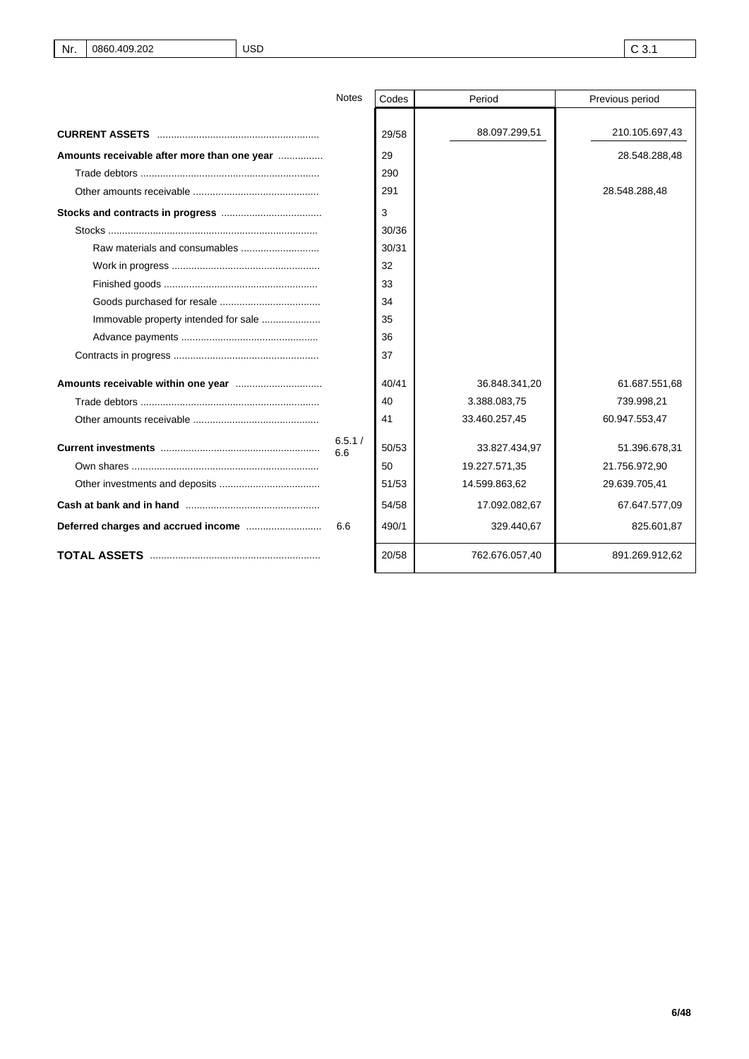| Nr. | 0860.409.202 | USD | C 3.1 |
|---|---|---|---|

| | Notes | Codes | Period | Previous period |
|---|---|---|---|---|
| **CURRENT ASSETS** | | 29/58 | 88.097.299,51 | 210.105.697,43 |
| **Amounts receivable after more than one year** | | 29 | | 28.548.288,48 |
| Trade debtors | | 290 | | |
| Other amounts receivable | | 291 | | 28.548.288,48 |
| **Stocks and contracts in progress** | | 3 | | |
| Stocks | | 30/36 | | |
| Raw materials and consumables | | 30/31 | | |
| Work in progress | | 32 | | |
| Finished goods | | 33 | | |
| Goods purchased for resale | | 34 | | |
| Immovable property intended for sale | | 35 | | |
| Advance payments | | 36 | | |
| Contracts in progress | | 37 | | |
| **Amounts receivable within one year** | | 40/41 | 36.848.341,20 | 61.687.551,68 |
| Trade debtors | | 40 | 3.388.083,75 | 739.998,21 |
| Other amounts receivable | | 41 | 33.460.257,45 | 60.947.553,47 |
| **Current investments** | 6.5.1 / 6.6 | 50/53 | 33.827.434,97 | 51.396.678,31 |
| Own shares | | 50 | 19.227.571,35 | 21.756.972,90 |
| Other investments and deposits | | 51/53 | 14.599.863,62 | 29.639.705,41 |
| **Cash at bank and in hand** | | 54/58 | 17.092.082,67 | 67.647.577,09 |
| **Deferred charges and accrued income** | 6.6 | 490/1 | 329.440,67 | 825.601,87 |
| **TOTAL ASSETS** | | 20/58 | 762.676.057,40 | 891.269.912,62 |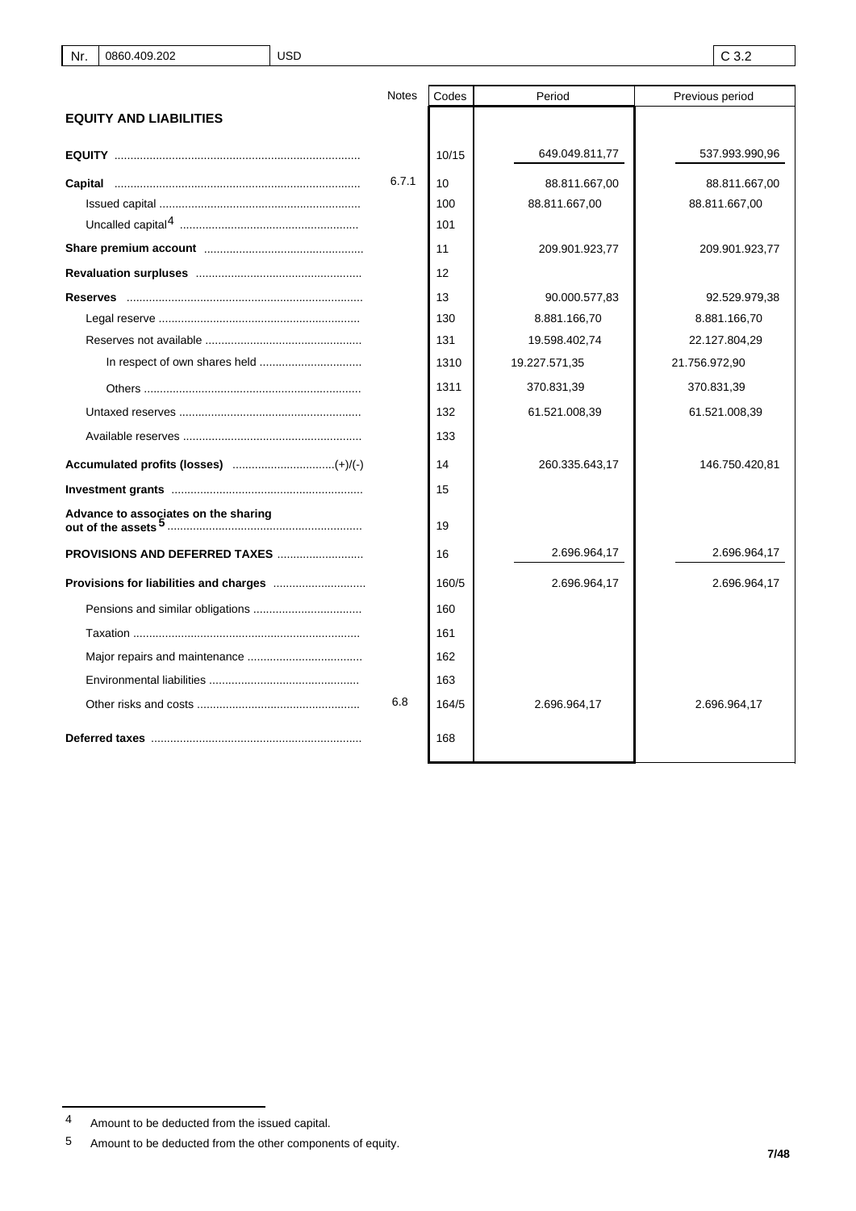| Nr. | 0860.409.202 | USD | C 3.2 |
|---|---|---|---|

| | Notes | Codes | Period | Previous period |
|---|---|---|---|---|
| **EQUITY AND LIABILITIES** | | | | |
| **EQUITY** | | 10/15 | 649.049.811,77 | 537.993.990,96 |
| **Capital** | 6.7.1 | 10 | 88.811.667,00 | 88.811.667,00 |
| Issued capital | | 100 | 88.811.667,00 | 88.811.667,00 |
| Uncalled capital[4] | | 101 | | |
| **Share premium account** | | 11 | 209.901.923,77 | 209.901.923,77 |
| **Revaluation surpluses** | | 12 | | |
| **Reserves** | | 13 | 90.000.577,83 | 92.529.979,38 |
| Legal reserve | | 130 | 8.881.166,70 | 8.881.166,70 |
| Reserves not available | | 131 | 19.598.402,74 | 22.127.804,29 |
| In respect of own shares held | | 1310 | 19.227.571,35 | 21.756.972,90 |
| Others | | 1311 | 370.831,39 | 370.831,39 |
| Untaxed reserves | | 132 | 61.521.008,39 | 61.521.008,39 |
| Available reserves | | 133 | | |
| **Accumulated profits (losses)** (+)/(-) | | 14 | 260.335.643,17 | 146.750.420,81 |
| **Investment grants** | | 15 | | |
| **Advance to associates on the sharing out of the assets**[5] | | 19 | | |
| **PROVISIONS AND DEFERRED TAXES** | | 16 | 2.696.964,17 | 2.696.964,17 |
| **Provisions for liabilities and charges** | | 160/5 | 2.696.964,17 | 2.696.964,17 |
| Pensions and similar obligations | | 160 | | |
| Taxation | | 161 | | |
| Major repairs and maintenance | | 162 | | |
| Environmental liabilities | | 163 | | |
| Other risks and costs | 6.8 | 164/5 | 2.696.964,17 | 2.696.964,17 |
| **Deferred taxes** | | 168 | | |

[4] Amount to be deducted from the issued capital.

[5] Amount to be deducted from the other components of equity.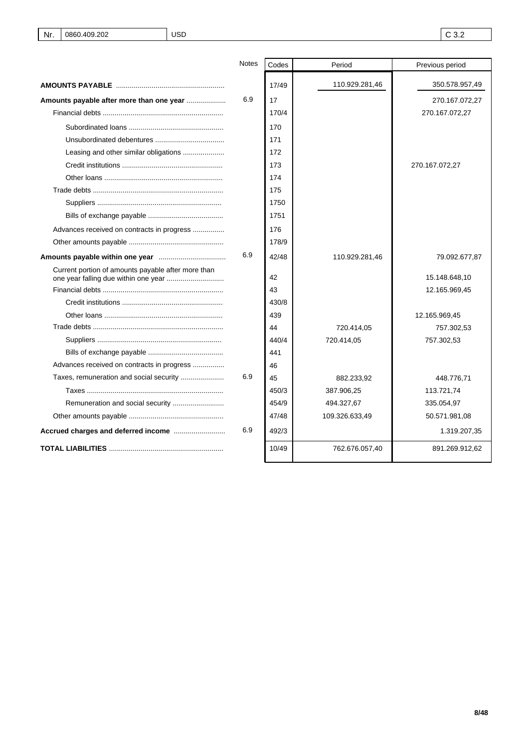| Nr. | 0860.409.202 | USD | C 3.2 |
|---|---|---|---|

| | Notes | Codes | Period | Previous period |
|---|---|---|---|---|
| **AMOUNTS PAYABLE** | | 17/49 | 110.929.281,46 | 350.578.957,49 |
| **Amounts payable after more than one year** | 6.9 | 17 | | 270.167.072,27 |
| Financial debts | | 170/4 | | 270.167.072,27 |
| Subordinated loans | | 170 | | |
| Unsubordinated debentures | | 171 | | |
| Leasing and other similar obligations | | 172 | | |
| Credit institutions | | 173 | | 270.167.072,27 |
| Other loans | | 174 | | |
| Trade debts | | 175 | | |
| Suppliers | | 1750 | | |
| Bills of exchange payable | | 1751 | | |
| Advances received on contracts in progress | | 176 | | |
| Other amounts payable | | 178/9 | | |
| **Amounts payable within one year** | 6.9 | 42/48 | 110.929.281,46 | 79.092.677,87 |
| Current portion of amounts payable after more than one year falling due within one year | | 42 | | 15.148.648,10 |
| Financial debts | | 43 | | 12.165.969,45 |
| Credit institutions | | 430/8 | | |
| Other loans | | 439 | | 12.165.969,45 |
| Trade debts | | 44 | 720.414,05 | 757.302,53 |
| Suppliers | | 440/4 | 720.414,05 | 757.302,53 |
| Bills of exchange payable | | 441 | | |
| Advances received on contracts in progress | | 46 | | |
| Taxes, remuneration and social security | 6.9 | 45 | 882.233,92 | 448.776,71 |
| Taxes | | 450/3 | 387.906,25 | 113.721,74 |
| Remuneration and social security | | 454/9 | 494.327,67 | 335.054,97 |
| Other amounts payable | | 47/48 | 109.326.633,49 | 50.571.981,08 |
| **Accrued charges and deferred income** | 6.9 | 492/3 | | 1.319.207,35 |
| **TOTAL LIABILITIES** | | 10/49 | 762.676.057,40 | 891.269.912,62 |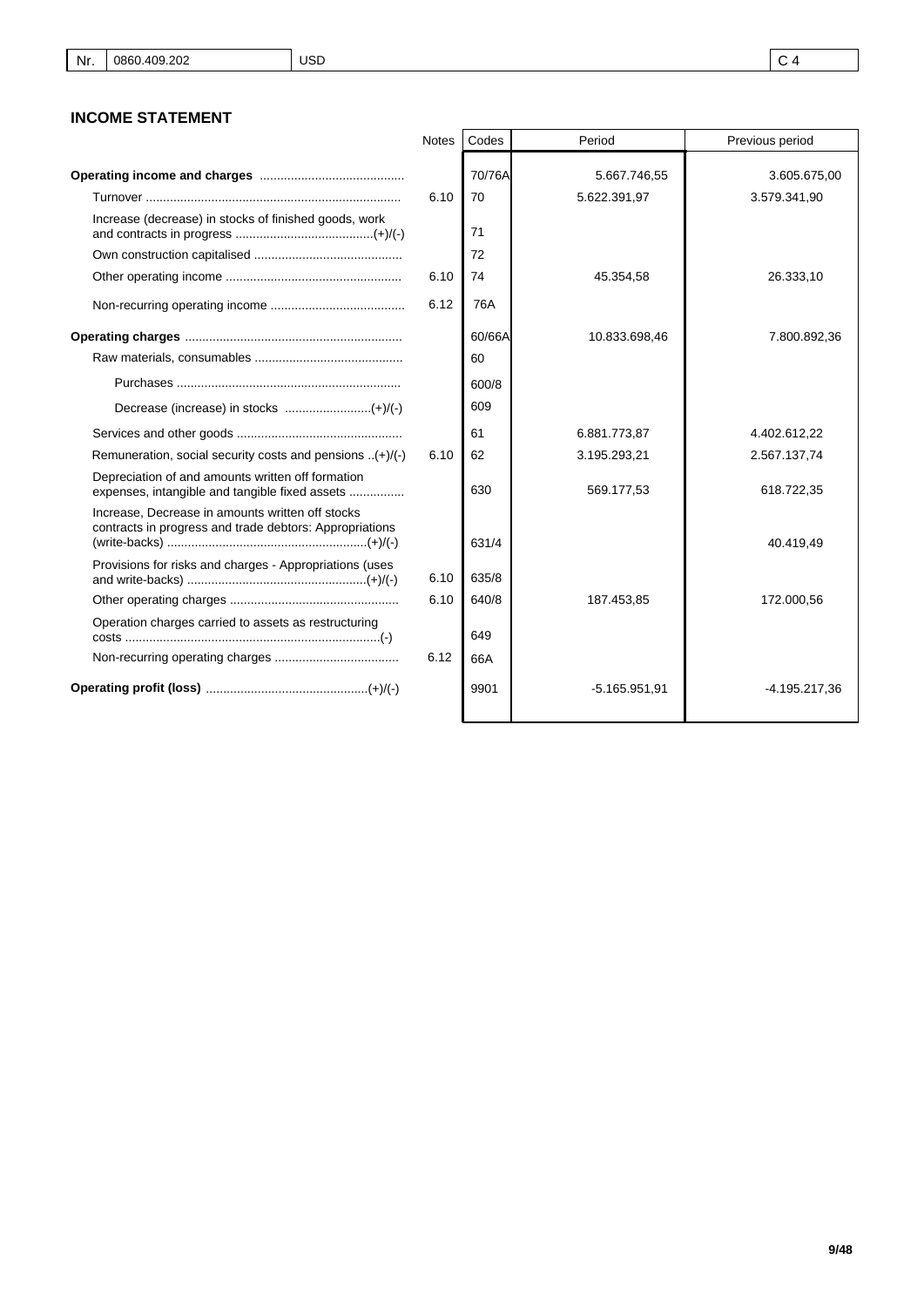| Nr. | 0860.409.202 | USD | C 4 |
|---|---|---|---|

## INCOME STATEMENT

| | Notes | Codes | Period | Previous period |
|---|---|---|---|---|
| **Operating income and charges** | | 70/76A | 5.667.746,55 | 3.605.675,00 |
| Turnover | 6.10 | 70 | 5.622.391,97 | 3.579.341,90 |
| Increase (decrease) in stocks of finished goods, work and contracts in progress (+)/(-) | | 71 | | |
| Own construction capitalised | | 72 | | |
| Other operating income | 6.10 | 74 | 45.354,58 | 26.333,10 |
| Non-recurring operating income | 6.12 | 76A | | |
| **Operating charges** | | 60/66A | 10.833.698,46 | 7.800.892,36 |
| Raw materials, consumables | | 60 | | |
| Purchases | | 600/8 | | |
| Decrease (increase) in stocks (+)/(-) | | 609 | | |
| Services and other goods | | 61 | 6.881.773,87 | 4.402.612,22 |
| Remuneration, social security costs and pensions (+)/(-) | 6.10 | 62 | 3.195.293,21 | 2.567.137,74 |
| Depreciation of and amounts written off formation expenses, intangible and tangible fixed assets | | 630 | 569.177,53 | 618.722,35 |
| Increase, Decrease in amounts written off stocks contracts in progress and trade debtors: Appropriations (write-backs) (+)/(-) | | 631/4 | | 40.419,49 |
| Provisions for risks and charges - Appropriations (uses and write-backs) (+)/(-) | 6.10 | 635/8 | | |
| Other operating charges | 6.10 | 640/8 | 187.453,85 | 172.000,56 |
| Operation charges carried to assets as restructuring costs (-) | | 649 | | |
| Non-recurring operating charges | 6.12 | 66A | | |
| **Operating profit (loss)** (+)/(-) | | 9901 | -5.165.951,91 | -4.195.217,36 |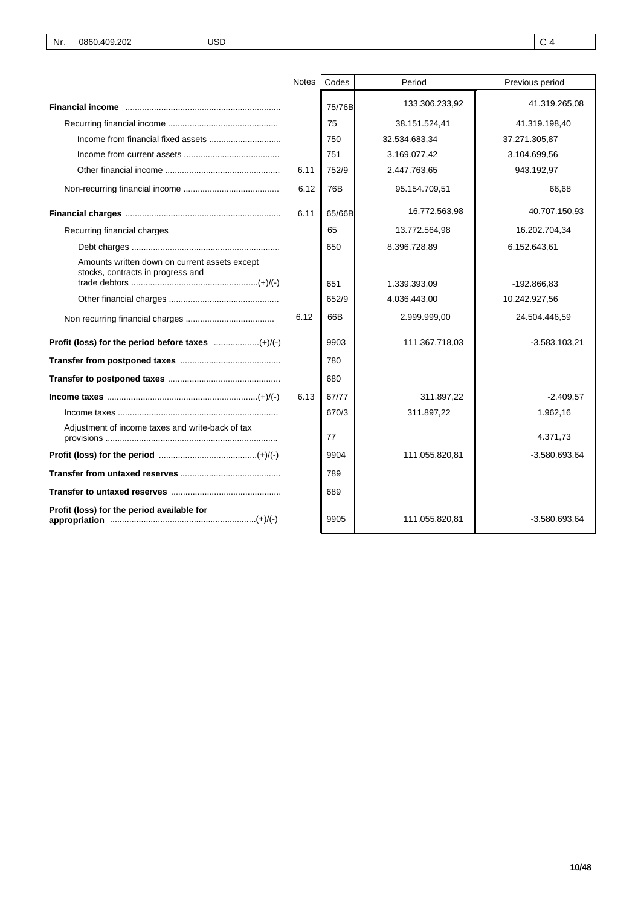| Nr. | 0860.409.202 | USD | C 4 |
|---|---|---|---|

| | Notes | Codes | Period | Previous period |
|---|---|---|---|---|
| **Financial income** | | 75/76B | 133.306.233,92 | 41.319.265,08 |
| Recurring financial income | | 75 | 38.151.524,41 | 41.319.198,40 |
| Income from financial fixed assets | | 750 | 32.534.683,34 | 37.271.305,87 |
| Income from current assets | | 751 | 3.169.077,42 | 3.104.699,56 |
| Other financial income | 6.11 | 752/9 | 2.447.763,65 | 943.192,97 |
| Non-recurring financial income | 6.12 | 76B | 95.154.709,51 | 66,68 |
| **Financial charges** | 6.11 | 65/66B | 16.772.563,98 | 40.707.150,93 |
| Recurring financial charges | | 65 | 13.772.564,98 | 16.202.704,34 |
| Debt charges | | 650 | 8.396.728,89 | 6.152.643,61 |
| Amounts written down on current assets except stocks, contracts in progress and trade debtors (+)/(-) | | 651 | 1.339.393,09 | -192.866,83 |
| Other financial charges | | 652/9 | 4.036.443,00 | 10.242.927,56 |
| Non recurring financial charges | 6.12 | 66B | 2.999.999,00 | 24.504.446,59 |
| **Profit (loss) for the period before taxes** (+)/(-) | | 9903 | 111.367.718,03 | -3.583.103,21 |
| **Transfer from postponed taxes** | | 780 | | |
| **Transfer to postponed taxes** | | 680 | | |
| **Income taxes** (+)/(-) | 6.13 | 67/77 | 311.897,22 | -2.409,57 |
| Income taxes | | 670/3 | 311.897,22 | 1.962,16 |
| Adjustment of income taxes and write-back of tax provisions | | 77 | | 4.371,73 |
| **Profit (loss) for the period** (+)/(-) | | 9904 | 111.055.820,81 | -3.580.693,64 |
| **Transfer from untaxed reserves** | | 789 | | |
| **Transfer to untaxed reserves** | | 689 | | |
| **Profit (loss) for the period available for appropriation** (+)/(-) | | 9905 | 111.055.820,81 | -3.580.693,64 |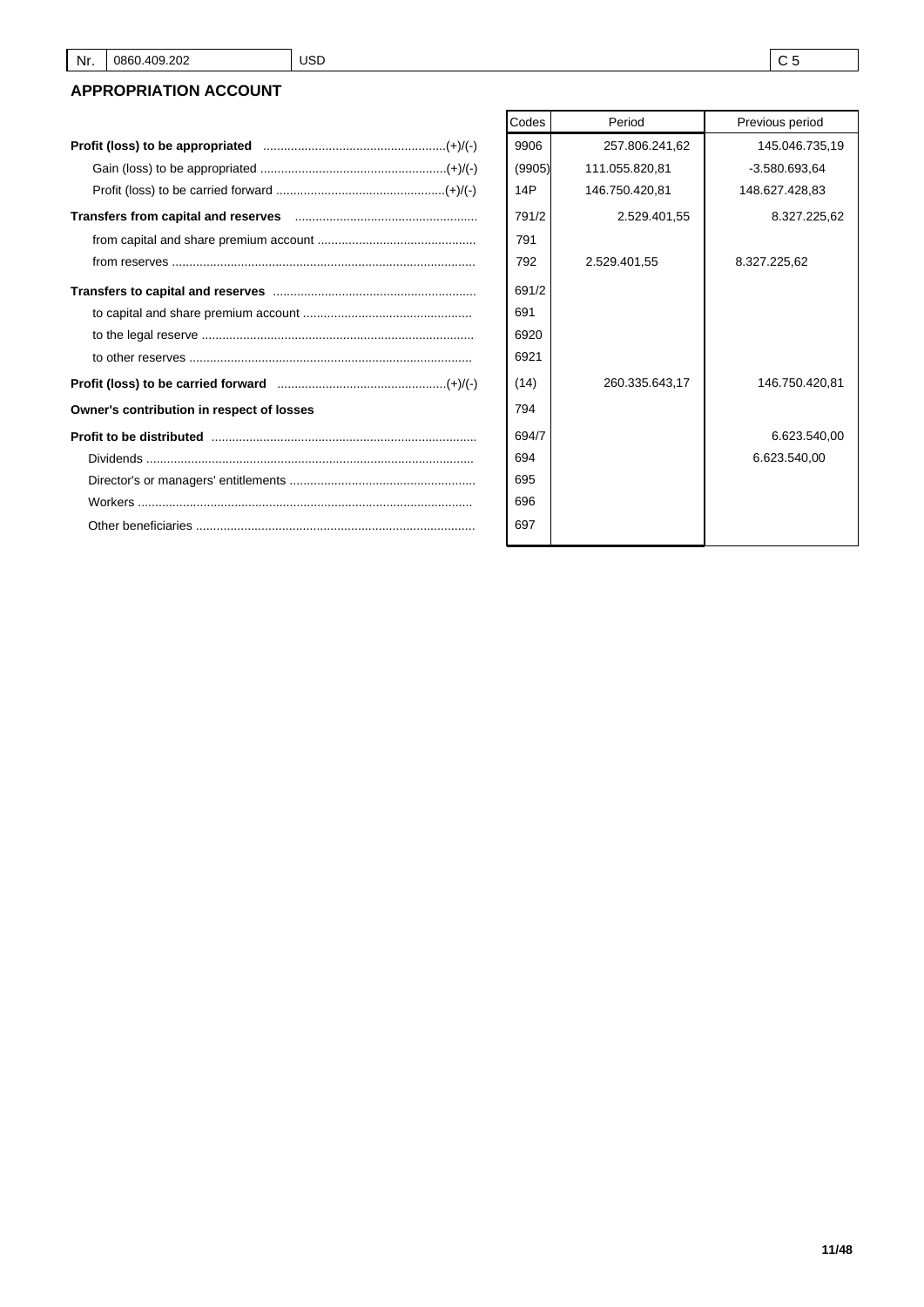| Nr. | 0860.409.202 | USD | C 5 |
|---|---|---|---|

## APPROPRIATION ACCOUNT

| | Codes | Period | Previous period |
|---|---|---|---|
| **Profit (loss) to be appropriated** (+)/(-) | 9906 | 257.806.241,62 | 145.046.735,19 |
| Gain (loss) to be appropriated (+)/(-) | (9905) | 111.055.820,81 | -3.580.693,64 |
| Profit (loss) to be carried forward (+)/(-) | 14P | 146.750.420,81 | 148.627.428,83 |
| **Transfers from capital and reserves** | 791/2 | 2.529.401,55 | 8.327.225,62 |
| from capital and share premium account | 791 | | |
| from reserves | 792 | 2.529.401,55 | 8.327.225,62 |
| **Transfers to capital and reserves** | 691/2 | | |
| to capital and share premium account | 691 | | |
| to the legal reserve | 6920 | | |
| to other reserves | 6921 | | |
| **Profit (loss) to be carried forward** (+)/(-) | (14) | 260.335.643,17 | 146.750.420,81 |
| **Owner's contribution in respect of losses** | 794 | | |
| **Profit to be distributed** | 694/7 | | 6.623.540,00 |
| Dividends | 694 | | 6.623.540,00 |
| Director's or managers' entitlements | 695 | | |
| Workers | 696 | | |
| Other beneficiaries | 697 | | |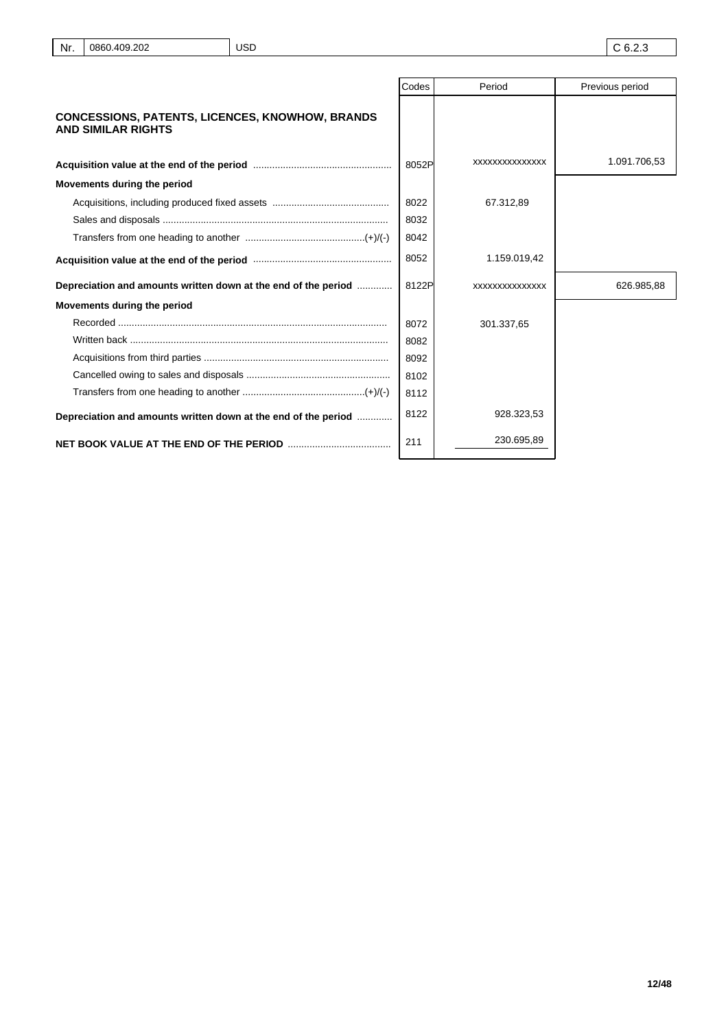| Nr. | 0860.409.202 | USD | C 6.2.3 |
|---|---|---|---|

| | Codes | Period | Previous period |
|---|---|---|---|
| **CONCESSIONS, PATENTS, LICENCES, KNOWHOW, BRANDS AND SIMILAR RIGHTS** | | | |
| **Acquisition value at the end of the period** | 8052P | xxxxxxxxxxxxxx | 1.091.706,53 |
| **Movements during the period** | | | |
| Acquisitions, including produced fixed assets | 8022 | 67.312,89 | |
| Sales and disposals | 8032 | | |
| Transfers from one heading to another (+)/(-) | 8042 | | |
| **Acquisition value at the end of the period** | 8052 | 1.159.019,42 | |
| **Depreciation and amounts written down at the end of the period** | 8122P | xxxxxxxxxxxxxx | 626.985,88 |
| **Movements during the period** | | | |
| Recorded | 8072 | 301.337,65 | |
| Written back | 8082 | | |
| Acquisitions from third parties | 8092 | | |
| Cancelled owing to sales and disposals | 8102 | | |
| Transfers from one heading to another (+)/(-) | 8112 | | |
| **Depreciation and amounts written down at the end of the period** | 8122 | 928.323,53 | |
| **NET BOOK VALUE AT THE END OF THE PERIOD** | 211 | 230.695,89 | |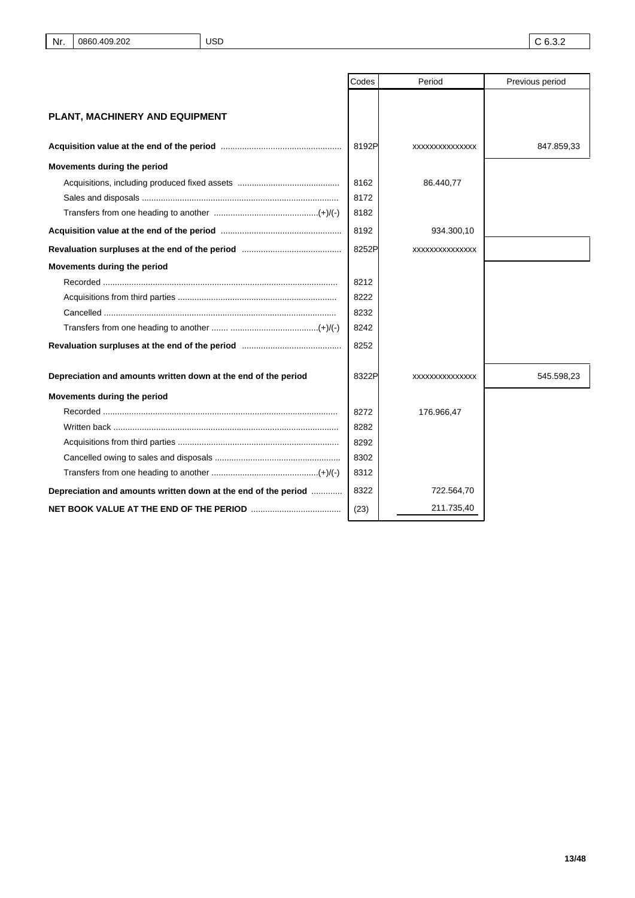| Nr. | 0860.409.202 | USD | C 6.3.2 |
|---|---|---|---|

| | Codes | Period | Previous period |
|---|---|---|---|
| **PLANT, MACHINERY AND EQUIPMENT** | | | |
| **Acquisition value at the end of the period** | 8192P | xxxxxxxxxxxxxx | 847.859,33 |
| **Movements during the period** | | | |
| Acquisitions, including produced fixed assets | 8162 | 86.440,77 | |
| Sales and disposals | 8172 | | |
| Transfers from one heading to another (+)/(-) | 8182 | | |
| **Acquisition value at the end of the period** | 8192 | 934.300,10 | |
| **Revaluation surpluses at the end of the period** | 8252P | xxxxxxxxxxxxxx | |
| **Movements during the period** | | | |
| Recorded | 8212 | | |
| Acquisitions from third parties | 8222 | | |
| Cancelled | 8232 | | |
| Transfers from one heading to another (+)/(-) | 8242 | | |
| **Revaluation surpluses at the end of the period** | 8252 | | |
| **Depreciation and amounts written down at the end of the period** | 8322P | xxxxxxxxxxxxxx | 545.598,23 |
| **Movements during the period** | | | |
| Recorded | 8272 | 176.966,47 | |
| Written back | 8282 | | |
| Acquisitions from third parties | 8292 | | |
| Cancelled owing to sales and disposals | 8302 | | |
| Transfers from one heading to another (+)/(-) | 8312 | | |
| **Depreciation and amounts written down at the end of the period** | 8322 | 722.564,70 | |
| **NET BOOK VALUE AT THE END OF THE PERIOD** | (23) | 211.735,40 | |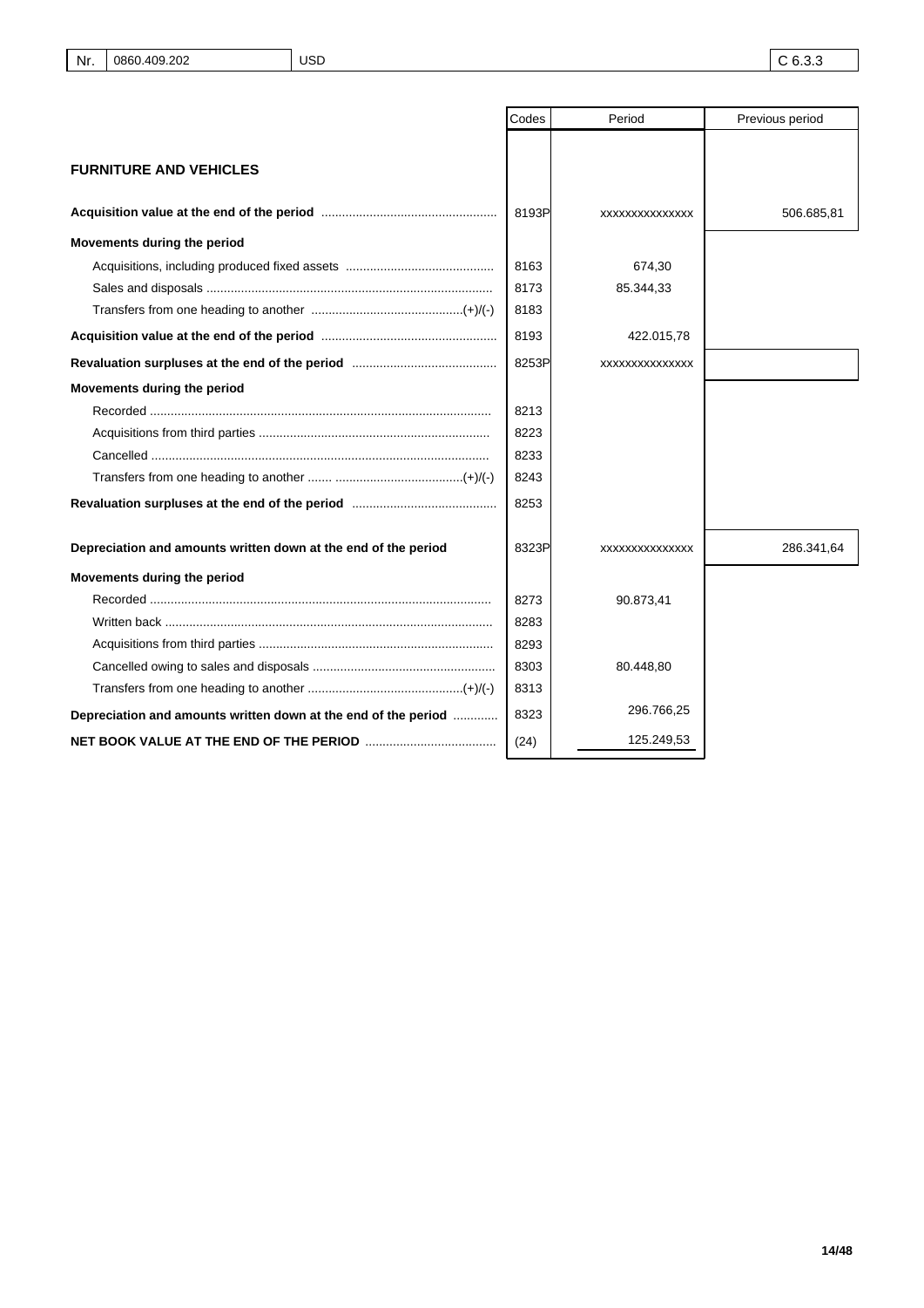| Nr. | 0860.409.202 | USD | C 6.3.3 |
|---|---|---|---|

| | Codes | Period | Previous period |
|---|---|---|---|
| **FURNITURE AND VEHICLES** | | | |
| **Acquisition value at the end of the period** | 8193P | xxxxxxxxxxxxxx | 506.685,81 |
| **Movements during the period** | | | |
| Acquisitions, including produced fixed assets | 8163 | 674,30 | |
| Sales and disposals | 8173 | 85.344,33 | |
| Transfers from one heading to another (+)/(-) | 8183 | | |
| **Acquisition value at the end of the period** | 8193 | 422.015,78 | |
| **Revaluation surpluses at the end of the period** | 8253P | xxxxxxxxxxxxxx | |
| **Movements during the period** | | | |
| Recorded | 8213 | | |
| Acquisitions from third parties | 8223 | | |
| Cancelled | 8233 | | |
| Transfers from one heading to another (+)/(-) | 8243 | | |
| **Revaluation surpluses at the end of the period** | 8253 | | |
| **Depreciation and amounts written down at the end of the period** | 8323P | xxxxxxxxxxxxxx | 286.341,64 |
| **Movements during the period** | | | |
| Recorded | 8273 | 90.873,41 | |
| Written back | 8283 | | |
| Acquisitions from third parties | 8293 | | |
| Cancelled owing to sales and disposals | 8303 | 80.448,80 | |
| Transfers from one heading to another (+)/(-) | 8313 | | |
| **Depreciation and amounts written down at the end of the period** | 8323 | 296.766,25 | |
| **NET BOOK VALUE AT THE END OF THE PERIOD** | (24) | 125.249,53 | |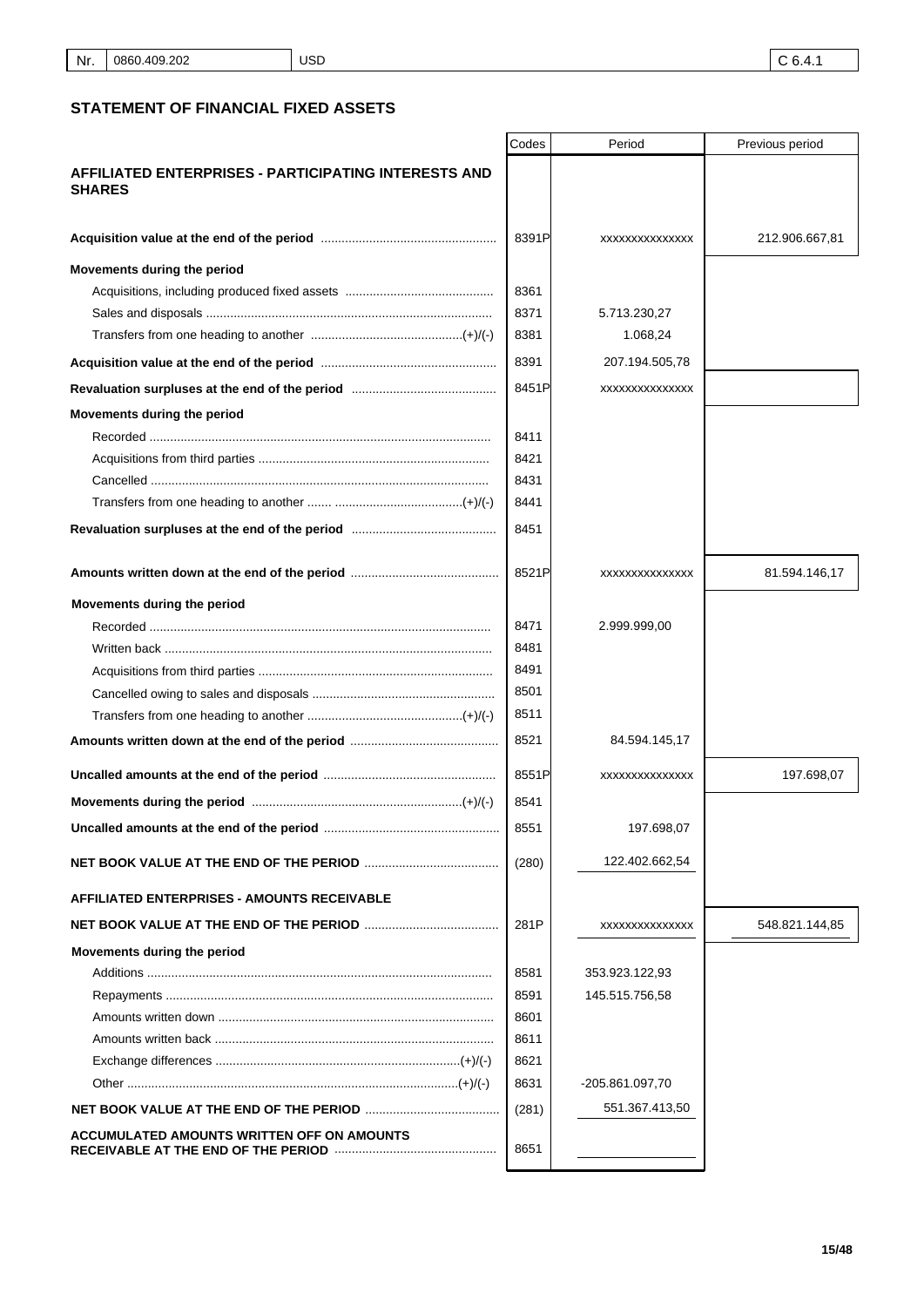| Nr. | 0860.409.202 | USD | C 6.4.1 |
|---|---|---|---|

## STATEMENT OF FINANCIAL FIXED ASSETS

| | Codes | Period | Previous period |
|---|---|---|---|
| **AFFILIATED ENTERPRISES - PARTICIPATING INTERESTS AND SHARES** | | | |
| **Acquisition value at the end of the period** | 8391P | xxxxxxxxxxxxxx | 212.906.667,81 |
| **Movements during the period** | | | |
| Acquisitions, including produced fixed assets | 8361 | | |
| Sales and disposals | 8371 | 5.713.230,27 | |
| Transfers from one heading to another (+)/(-) | 8381 | 1.068,24 | |
| **Acquisition value at the end of the period** | 8391 | 207.194.505,78 | |
| **Revaluation surpluses at the end of the period** | 8451P | xxxxxxxxxxxxxx | |
| **Movements during the period** | | | |
| Recorded | 8411 | | |
| Acquisitions from third parties | 8421 | | |
| Cancelled | 8431 | | |
| Transfers from one heading to another (+)/(-) | 8441 | | |
| **Revaluation surpluses at the end of the period** | 8451 | | |
| **Amounts written down at the end of the period** | 8521P | xxxxxxxxxxxxxx | 81.594.146,17 |
| **Movements during the period** | | | |
| Recorded | 8471 | 2.999.999,00 | |
| Written back | 8481 | | |
| Acquisitions from third parties | 8491 | | |
| Cancelled owing to sales and disposals | 8501 | | |
| Transfers from one heading to another (+)/(-) | 8511 | | |
| **Amounts written down at the end of the period** | 8521 | 84.594.145,17 | |
| **Uncalled amounts at the end of the period** | 8551P | xxxxxxxxxxxxxx | 197.698,07 |
| **Movements during the period** (+)/(-) | 8541 | | |
| **Uncalled amounts at the end of the period** | 8551 | 197.698,07 | |
| **NET BOOK VALUE AT THE END OF THE PERIOD** | (280) | 122.402.662,54 | |
| **AFFILIATED ENTERPRISES - AMOUNTS RECEIVABLE** | | | |
| **NET BOOK VALUE AT THE END OF THE PERIOD** | 281P | xxxxxxxxxxxxxx | 548.821.144,85 |
| **Movements during the period** | | | |
| Additions | 8581 | 353.923.122,93 | |
| Repayments | 8591 | 145.515.756,58 | |
| Amounts written down | 8601 | | |
| Amounts written back | 8611 | | |
| Exchange differences (+)/(-) | 8621 | | |
| Other (+)/(-) | 8631 | -205.861.097,70 | |
| **NET BOOK VALUE AT THE END OF THE PERIOD** | (281) | 551.367.413,50 | |
| **ACCUMULATED AMOUNTS WRITTEN OFF ON AMOUNTS RECEIVABLE AT THE END OF THE PERIOD** | 8651 | | |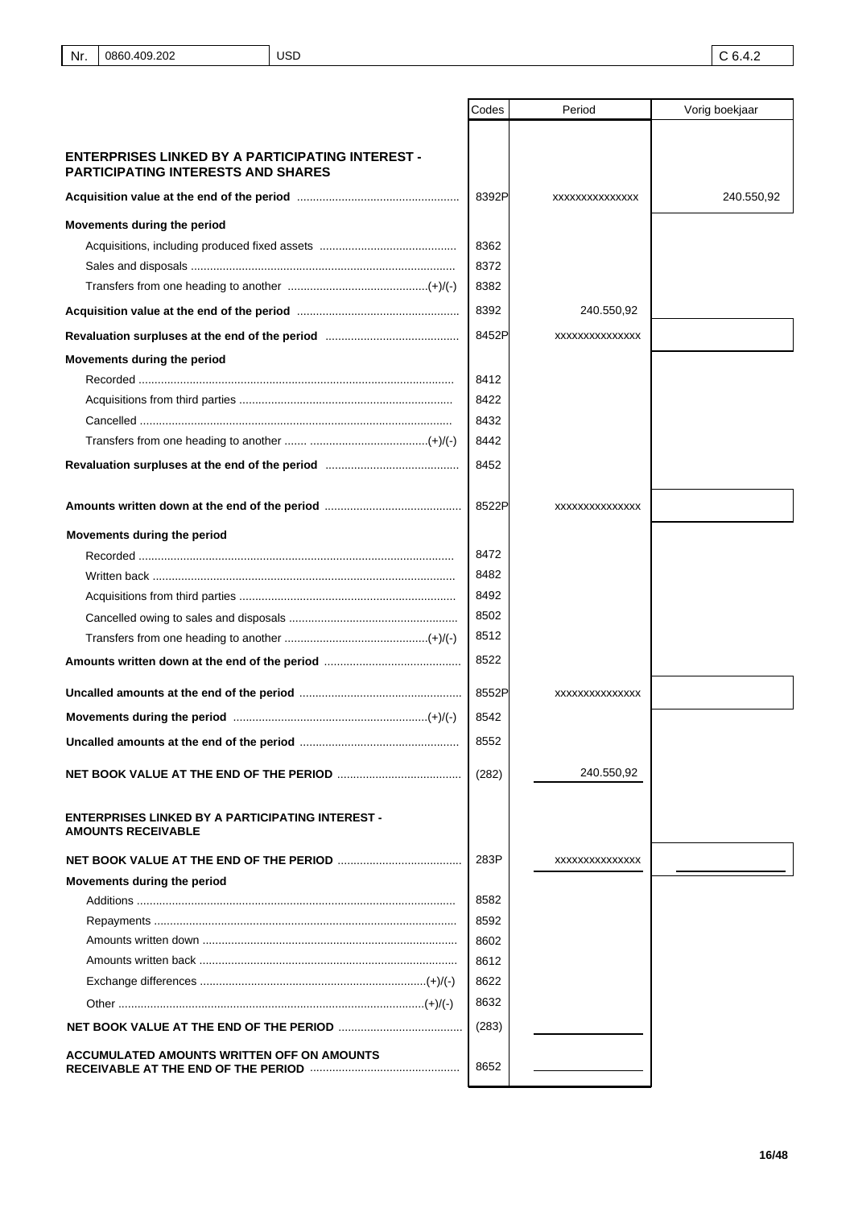| Nr. | 0860.409.202 | USD | C 6.4.2 |
|---|---|---|---|

| | Codes | Period | Vorig boekjaar |
|---|---|---|---|
| **ENTERPRISES LINKED BY A PARTICIPATING INTEREST - PARTICIPATING INTERESTS AND SHARES** | | | |
| **Acquisition value at the end of the period** | 8392P | xxxxxxxxxxxxxx | 240.550,92 |
| **Movements during the period** | | | |
| Acquisitions, including produced fixed assets | 8362 | | |
| Sales and disposals | 8372 | | |
| Transfers from one heading to another (+)/(-) | 8382 | | |
| **Acquisition value at the end of the period** | 8392 | 240.550,92 | |
| **Revaluation surpluses at the end of the period** | 8452P | xxxxxxxxxxxxxx | |
| **Movements during the period** | | | |
| Recorded | 8412 | | |
| Acquisitions from third parties | 8422 | | |
| Cancelled | 8432 | | |
| Transfers from one heading to another (+)/(-) | 8442 | | |
| **Revaluation surpluses at the end of the period** | 8452 | | |
| **Amounts written down at the end of the period** | 8522P | xxxxxxxxxxxxxx | |
| **Movements during the period** | | | |
| Recorded | 8472 | | |
| Written back | 8482 | | |
| Acquisitions from third parties | 8492 | | |
| Cancelled owing to sales and disposals | 8502 | | |
| Transfers from one heading to another (+)/(-) | 8512 | | |
| **Amounts written down at the end of the period** | 8522 | | |
| **Uncalled amounts at the end of the period** | 8552P | xxxxxxxxxxxxxx | |
| **Movements during the period** (+)/(-) | 8542 | | |
| **Uncalled amounts at the end of the period** | 8552 | | |
| **NET BOOK VALUE AT THE END OF THE PERIOD** | (282) | 240.550,92 | |
| **ENTERPRISES LINKED BY A PARTICIPATING INTEREST - AMOUNTS RECEIVABLE** | | | |
| **NET BOOK VALUE AT THE END OF THE PERIOD** | 283P | xxxxxxxxxxxxxx | |
| **Movements during the period** | | | |
| Additions | 8582 | | |
| Repayments | 8592 | | |
| Amounts written down | 8602 | | |
| Amounts written back | 8612 | | |
| Exchange differences (+)/(-) | 8622 | | |
| Other (+)/(-) | 8632 | | |
| **NET BOOK VALUE AT THE END OF THE PERIOD** | (283) | | |
| **ACCUMULATED AMOUNTS WRITTEN OFF ON AMOUNTS RECEIVABLE AT THE END OF THE PERIOD** | 8652 | | |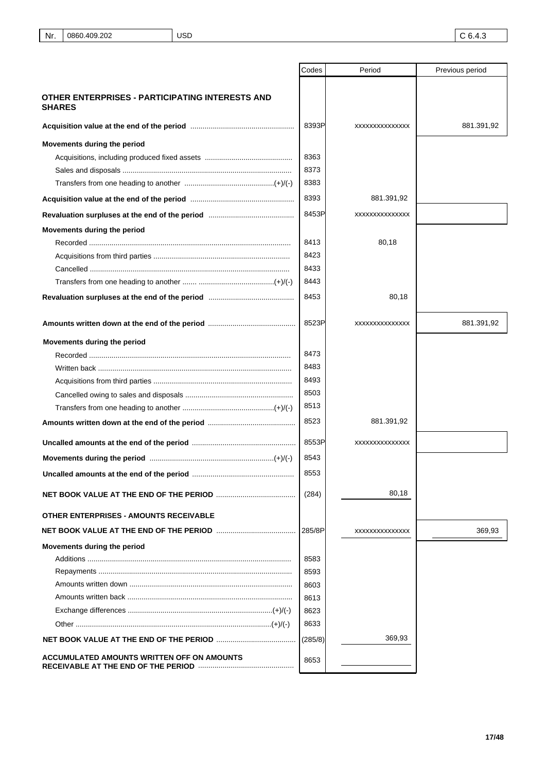| Nr. | 0860.409.202 | USD | C 6.4.3 |
|---|---|---|---|

| | Codes | Period | Previous period |
|---|---|---|---|
| **OTHER ENTERPRISES - PARTICIPATING INTERESTS AND SHARES** | | | |
| **Acquisition value at the end of the period** | 8393P | xxxxxxxxxxxxxx | 881.391,92 |
| **Movements during the period** | | | |
| Acquisitions, including produced fixed assets | 8363 | | |
| Sales and disposals | 8373 | | |
| Transfers from one heading to another (+)/(-) | 8383 | | |
| **Acquisition value at the end of the period** | 8393 | 881.391,92 | |
| **Revaluation surpluses at the end of the period** | 8453P | xxxxxxxxxxxxxx | |
| **Movements during the period** | | | |
| Recorded | 8413 | 80,18 | |
| Acquisitions from third parties | 8423 | | |
| Cancelled | 8433 | | |
| Transfers from one heading to another (+)/(-) | 8443 | | |
| **Revaluation surpluses at the end of the period** | 8453 | 80,18 | |
| **Amounts written down at the end of the period** | 8523P | xxxxxxxxxxxxxx | 881.391,92 |
| **Movements during the period** | | | |
| Recorded | 8473 | | |
| Written back | 8483 | | |
| Acquisitions from third parties | 8493 | | |
| Cancelled owing to sales and disposals | 8503 | | |
| Transfers from one heading to another (+)/(-) | 8513 | | |
| **Amounts written down at the end of the period** | 8523 | 881.391,92 | |
| **Uncalled amounts at the end of the period** | 8553P | xxxxxxxxxxxxxx | |
| **Movements during the period** (+)/(-) | 8543 | | |
| **Uncalled amounts at the end of the period** | 8553 | | |
| **NET BOOK VALUE AT THE END OF THE PERIOD** | (284) | 80,18 | |
| **OTHER ENTERPRISES - AMOUNTS RECEIVABLE** | | | |
| **NET BOOK VALUE AT THE END OF THE PERIOD** | 285/8P | xxxxxxxxxxxxxx | 369,93 |
| **Movements during the period** | | | |
| Additions | 8583 | | |
| Repayments | 8593 | | |
| Amounts written down | 8603 | | |
| Amounts written back | 8613 | | |
| Exchange differences (+)/(-) | 8623 | | |
| Other (+)/(-) | 8633 | | |
| **NET BOOK VALUE AT THE END OF THE PERIOD** | (285/8) | 369,93 | |
| **ACCUMULATED AMOUNTS WRITTEN OFF ON AMOUNTS RECEIVABLE AT THE END OF THE PERIOD** | 8653 | | |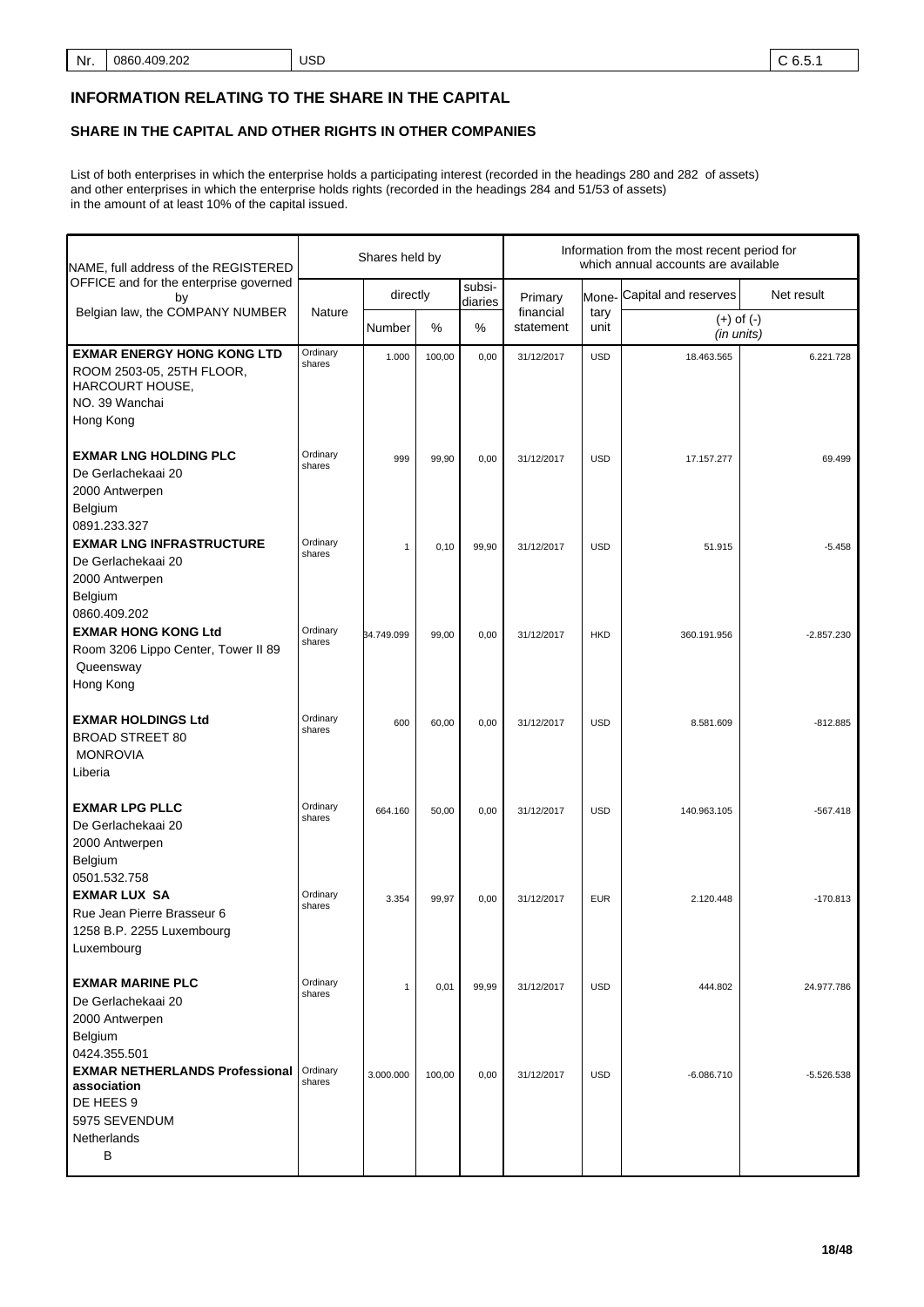| Nr. | 0860.409.202 | USD | C 6.5.1 |
|---|---|---|---|

## INFORMATION RELATING TO THE SHARE IN THE CAPITAL

### SHARE IN THE CAPITAL AND OTHER RIGHTS IN OTHER COMPANIES

List of both enterprises in which the enterprise holds a participating interest (recorded in the headings 280 and 282 of assets) and other enterprises in which the enterprise holds rights (recorded in the headings 284 and 51/53 of assets) in the amount of at least 10% of the capital issued.

| NAME, full address of the REGISTERED OFFICE and for the enterprise governed by Belgian law, the COMPANY NUMBER | Shares held by | | | | Information from the most recent period for which annual accounts are available | | | |
|---|---|---|---|---|---|---|---|---|
| | Nature | directly | | subsidiaries | Primary financial statement | Monetary unit | Capital and reserves | Net result |
| | | Number | % | % | | | (+) of (-) (in units) | |
| **EXMAR ENERGY HONG KONG LTD**<br>ROOM 2503-05, 25TH FLOOR, HARCOURT HOUSE,<br>NO. 39 Wanchai<br>Hong Kong | Ordinary shares | 1.000 | 100,00 | 0,00 | 31/12/2017 | USD | 18.463.565 | 6.221.728 |
| **EXMAR LNG HOLDING PLC**<br>De Gerlachekaai 20<br>2000 Antwerpen<br>Belgium<br>0891.233.327 | Ordinary shares | 999 | 99,90 | 0,00 | 31/12/2017 | USD | 17.157.277 | 69.499 |
| **EXMAR LNG INFRASTRUCTURE**<br>De Gerlachekaai 20<br>2000 Antwerpen<br>Belgium<br>0860.409.202 | Ordinary shares | 1 | 0,10 | 99,90 | 31/12/2017 | USD | 51.915 | -5.458 |
| **EXMAR HONG KONG Ltd**<br>Room 3206 Lippo Center, Tower II 89<br>Queensway<br>Hong Kong | Ordinary shares | 34.749.099 | 99,00 | 0,00 | 31/12/2017 | HKD | 360.191.956 | -2.857.230 |
| **EXMAR HOLDINGS Ltd**<br>BROAD STREET 80<br>MONROVIA<br>Liberia | Ordinary shares | 600 | 60,00 | 0,00 | 31/12/2017 | USD | 8.581.609 | -812.885 |
| **EXMAR LPG PLLC**<br>De Gerlachekaai 20<br>2000 Antwerpen<br>Belgium<br>0501.532.758 | Ordinary shares | 664.160 | 50,00 | 0,00 | 31/12/2017 | USD | 140.963.105 | -567.418 |
| **EXMAR LUX SA**<br>Rue Jean Pierre Brasseur 6<br>1258 B.P. 2255 Luxembourg<br>Luxembourg | Ordinary shares | 3.354 | 99,97 | 0,00 | 31/12/2017 | EUR | 2.120.448 | -170.813 |
| **EXMAR MARINE PLC**<br>De Gerlachekaai 20<br>2000 Antwerpen<br>Belgium<br>0424.355.501 | Ordinary shares | 1 | 0,01 | 99,99 | 31/12/2017 | USD | 444.802 | 24.977.786 |
| **EXMAR NETHERLANDS Professional association**<br>DE HEES 9<br>5975 SEVENDUM<br>Netherlands<br>B | Ordinary shares | 3.000.000 | 100,00 | 0,00 | 31/12/2017 | USD | -6.086.710 | -5.526.538 |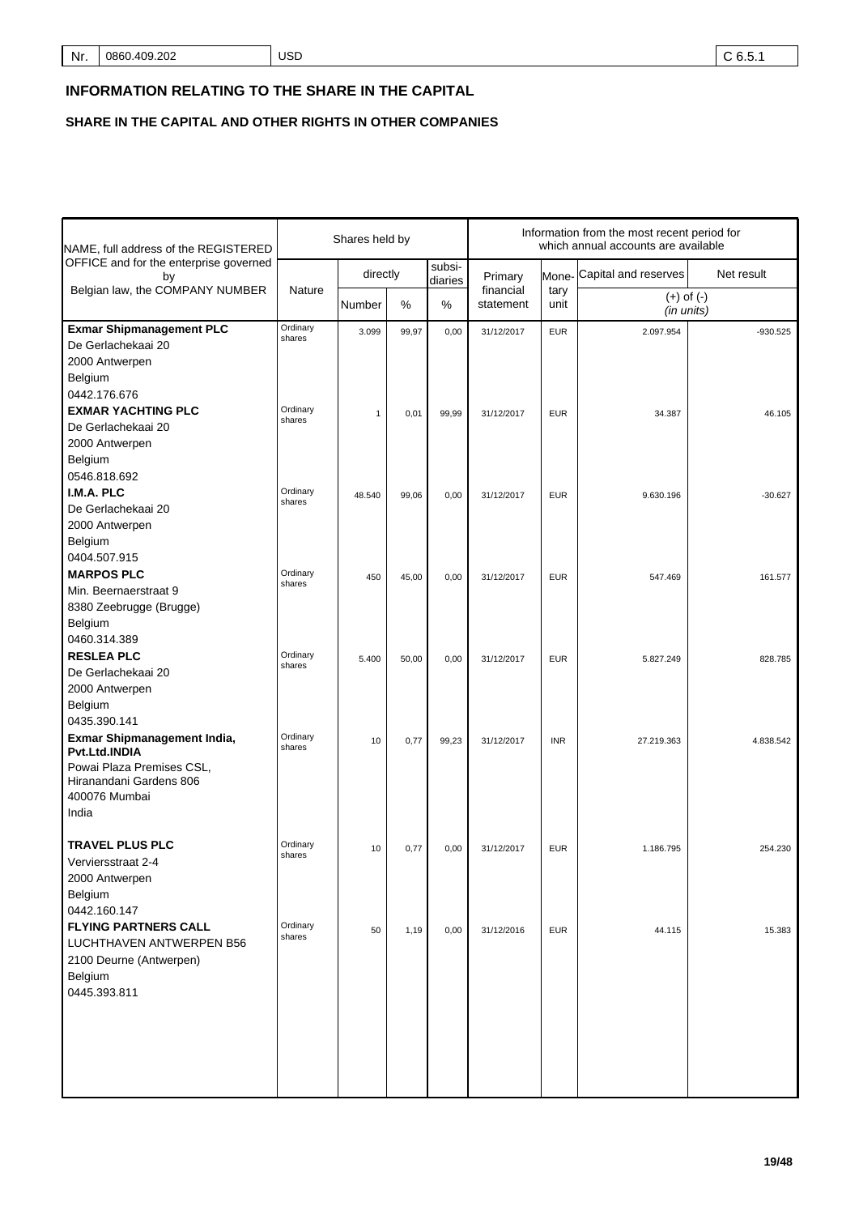## INFORMATION RELATING TO THE SHARE IN THE CAPITAL

### SHARE IN THE CAPITAL AND OTHER RIGHTS IN OTHER COMPANIES

| NAME, full address of the REGISTERED OFFICE and for the enterprise governed by Belgian law, the COMPANY NUMBER | Shares held by | | | | Information from the most recent period for which annual accounts are available | | | |
|---|---|---|---|---|---|---|---|---|
| | Nature | directly | | subsidiaries | Primary financial statement | Monetary unit | Capital and reserves | Net result |
| | | Number | % | % | | | (+) of (-) *(in units)* | |
| **Exmar Shipmanagement PLC**<br>De Gerlachekaai 20<br>2000 Antwerpen<br>Belgium<br>0442.176.676 | Ordinary shares | 3.099 | 99,97 | 0,00 | 31/12/2017 | EUR | 2.097.954 | -930.525 |
| **EXMAR YACHTING PLC**<br>De Gerlachekaai 20<br>2000 Antwerpen<br>Belgium<br>0546.818.692 | Ordinary shares | 1 | 0,01 | 99,99 | 31/12/2017 | EUR | 34.387 | 46.105 |
| **I.M.A. PLC**<br>De Gerlachekaai 20<br>2000 Antwerpen<br>Belgium<br>0404.507.915 | Ordinary shares | 48.540 | 99,06 | 0,00 | 31/12/2017 | EUR | 9.630.196 | -30.627 |
| **MARPOS PLC**<br>Min. Beernaerstraat 9<br>8380 Zeebrugge (Brugge)<br>Belgium<br>0460.314.389 | Ordinary shares | 450 | 45,00 | 0,00 | 31/12/2017 | EUR | 547.469 | 161.577 |
| **RESLEA PLC**<br>De Gerlachekaai 20<br>2000 Antwerpen<br>Belgium<br>0435.390.141 | Ordinary shares | 5.400 | 50,00 | 0,00 | 31/12/2017 | EUR | 5.827.249 | 828.785 |
| **Exmar Shipmanagement India, Pvt.Ltd.INDIA**<br>Powai Plaza Premises CSL, Hiranandani Gardens 806<br>400076 Mumbai<br>India | Ordinary shares | 10 | 0,77 | 99,23 | 31/12/2017 | INR | 27.219.363 | 4.838.542 |
| **TRAVEL PLUS PLC**<br>Verviersstraat 2-4<br>2000 Antwerpen<br>Belgium<br>0442.160.147 | Ordinary shares | 10 | 0,77 | 0,00 | 31/12/2017 | EUR | 1.186.795 | 254.230 |
| **FLYING PARTNERS CALL**<br>LUCHTHAVEN ANTWERPEN B56<br>2100 Deurne (Antwerpen)<br>Belgium<br>0445.393.811 | Ordinary shares | 50 | 1,19 | 0,00 | 31/12/2016 | EUR | 44.115 | 15.383 |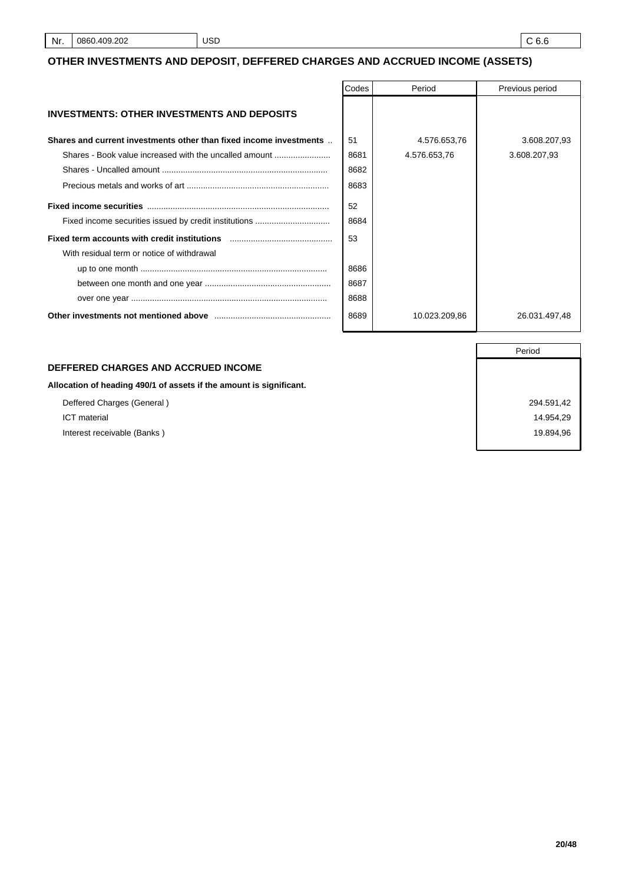| Nr. | 0860.409.202 | USD | C 6.6 |
|---|---|---|---|

## OTHER INVESTMENTS AND DEPOSIT, DEFFERED CHARGES AND ACCRUED INCOME (ASSETS)

| | Codes | Period | Previous period |
|---|---|---|---|
| **INVESTMENTS: OTHER INVESTMENTS AND DEPOSITS** | | | |
| **Shares and current investments other than fixed income investments** | 51 | 4.576.653,76 | 3.608.207,93 |
| Shares - Book value increased with the uncalled amount | 8681 | 4.576.653,76 | 3.608.207,93 |
| Shares - Uncalled amount | 8682 | | |
| Precious metals and works of art | 8683 | | |
| **Fixed income securities** | 52 | | |
| Fixed income securities issued by credit institutions | 8684 | | |
| **Fixed term accounts with credit institutions** | 53 | | |
| With residual term or notice of withdrawal | | | |
| up to one month | 8686 | | |
| between one month and one year | 8687 | | |
| over one year | 8688 | | |
| **Other investments not mentioned above** | 8689 | 10.023.209,86 | 26.031.497,48 |

| | Period |
|---|---|
| **DEFFERED CHARGES AND ACCRUED INCOME** | |
| **Allocation of heading 490/1 of assets if the amount is significant.** | |
| Deffered Charges (General ) | 294.591,42 |
| ICT material | 14.954,29 |
| Interest receivable (Banks ) | 19.894,96 |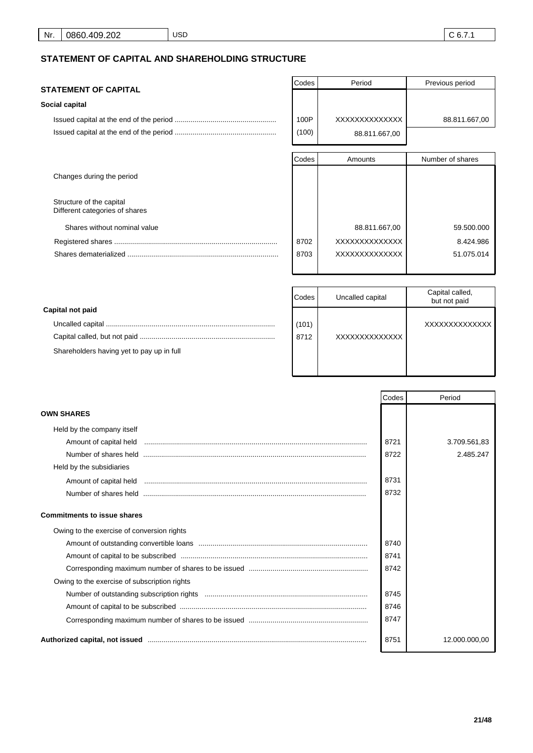| Nr. | 0860.409.202 | USD | C 6.7.1 |
|---|---|---|---|

## STATEMENT OF CAPITAL AND SHAREHOLDING STRUCTURE

| STATEMENT OF CAPITAL | Codes | Period | Previous period |
|---|---|---|---|
| **Social capital** | | | |
| Issued capital at the end of the period | 100P | XXXXXXXXXXXXX | 88.811.667,00 |
| Issued capital at the end of the period | (100) | 88.811.667,00 | |

| | Codes | Amounts | Number of shares |
|---|---|---|---|
| Changes during the period | | | |
| Structure of the capital<br>Different categories of shares | | | |
| Shares without nominal value | | 88.811.667,00 | 59.500.000 |
| Registered shares | 8702 | XXXXXXXXXXXXX | 8.424.986 |
| Shares dematerialized | 8703 | XXXXXXXXXXXXX | 51.075.014 |

| | Codes | Uncalled capital | Capital called, but not paid |
|---|---|---|---|
| **Capital not paid** | | | |
| Uncalled capital | (101) | | XXXXXXXXXXXXX |
| Capital called, but not paid | 8712 | XXXXXXXXXXXXX | |
| Shareholders having yet to pay up in full | | | |

| | Codes | Period |
|---|---|---|
| **OWN SHARES** | | |
| Held by the company itself | | |
| Amount of capital held | 8721 | 3.709.561,83 |
| Number of shares held | 8722 | 2.485.247 |
| Held by the subsidiaries | | |
| Amount of capital held | 8731 | |
| Number of shares held | 8732 | |
| **Commitments to issue shares** | | |
| Owing to the exercise of conversion rights | | |
| Amount of outstanding convertible loans | 8740 | |
| Amount of capital to be subscribed | 8741 | |
| Corresponding maximum number of shares to be issued | 8742 | |
| Owing to the exercise of subscription rights | | |
| Number of outstanding subscription rights | 8745 | |
| Amount of capital to be subscribed | 8746 | |
| Corresponding maximum number of shares to be issued | 8747 | |
| **Authorized capital, not issued** | 8751 | 12.000.000,00 |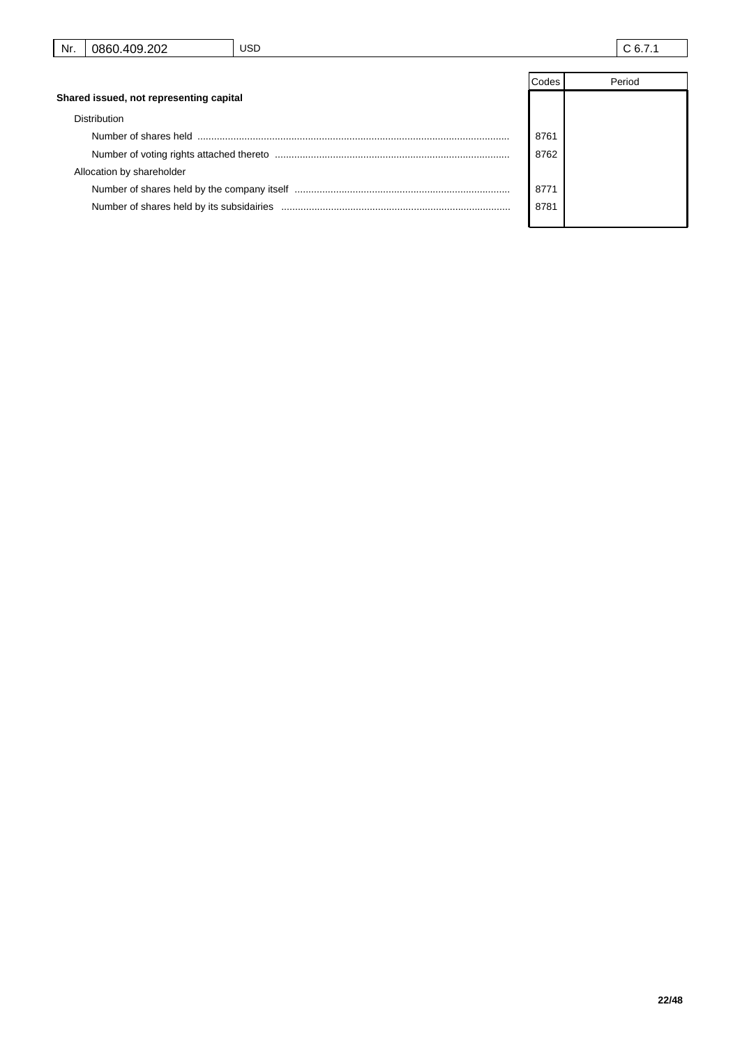| Nr. | 0860.409.202 | USD | C 6.7.1 |
|---|---|---|---|

| | Codes | Period |
|---|---|---|
| **Shared issued, not representing capital** | | |
| Distribution | | |
| Number of shares held | 8761 | |
| Number of voting rights attached thereto | 8762 | |
| Allocation by shareholder | | |
| Number of shares held by the company itself | 8771 | |
| Number of shares held by its subsidairies | 8781 | |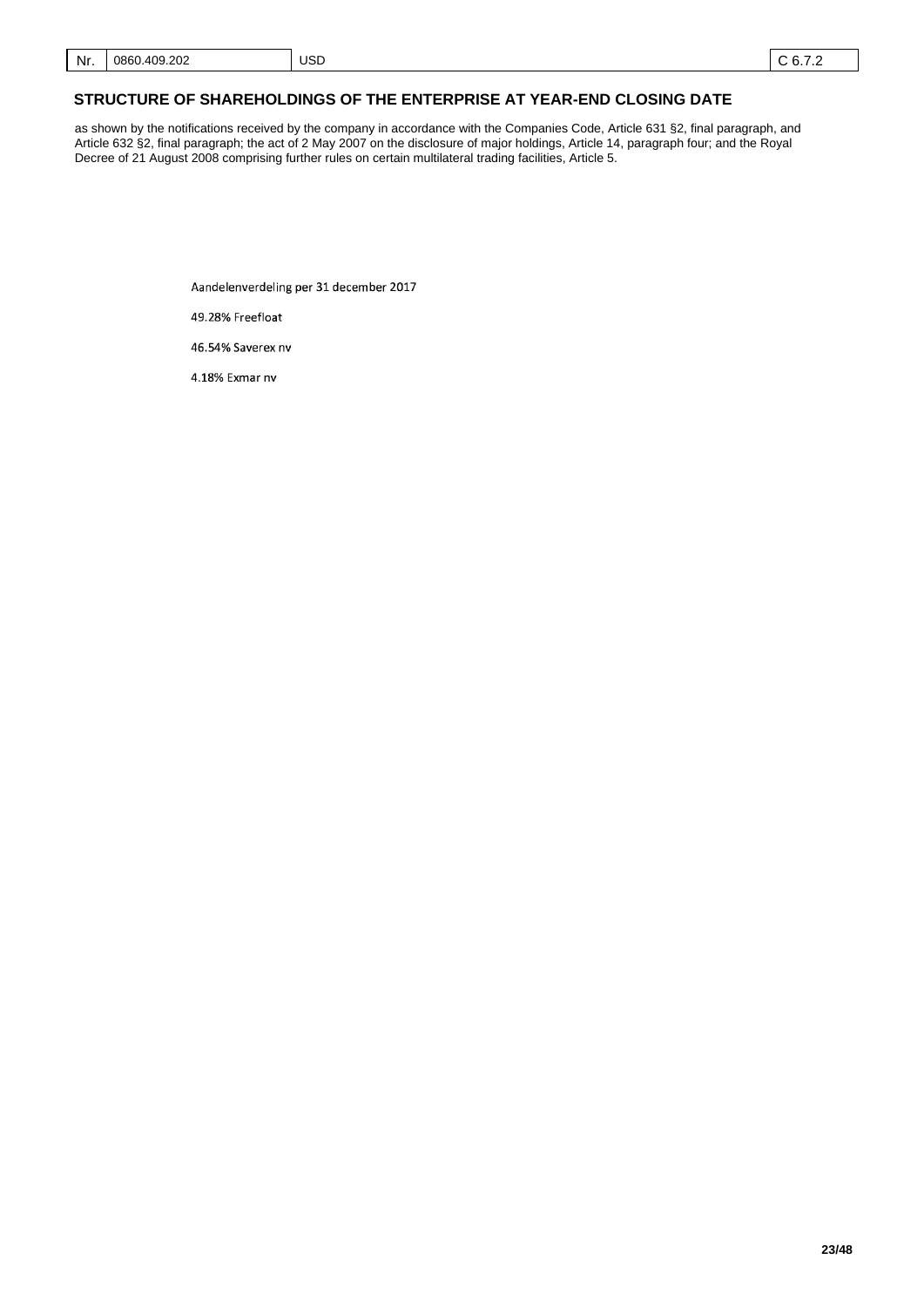## STRUCTURE OF SHAREHOLDINGS OF THE ENTERPRISE AT YEAR-END CLOSING DATE

as shown by the notifications received by the company in accordance with the Companies Code, Article 631 §2, final paragraph, and Article 632 §2, final paragraph; the act of 2 May 2007 on the disclosure of major holdings, Article 14, paragraph four; and the Royal Decree of 21 August 2008 comprising further rules on certain multilateral trading facilities, Article 5.

Aandelenverdeling per 31 december 2017

49.28% Freefloat

46.54% Saverex nv

4.18% Exmar nv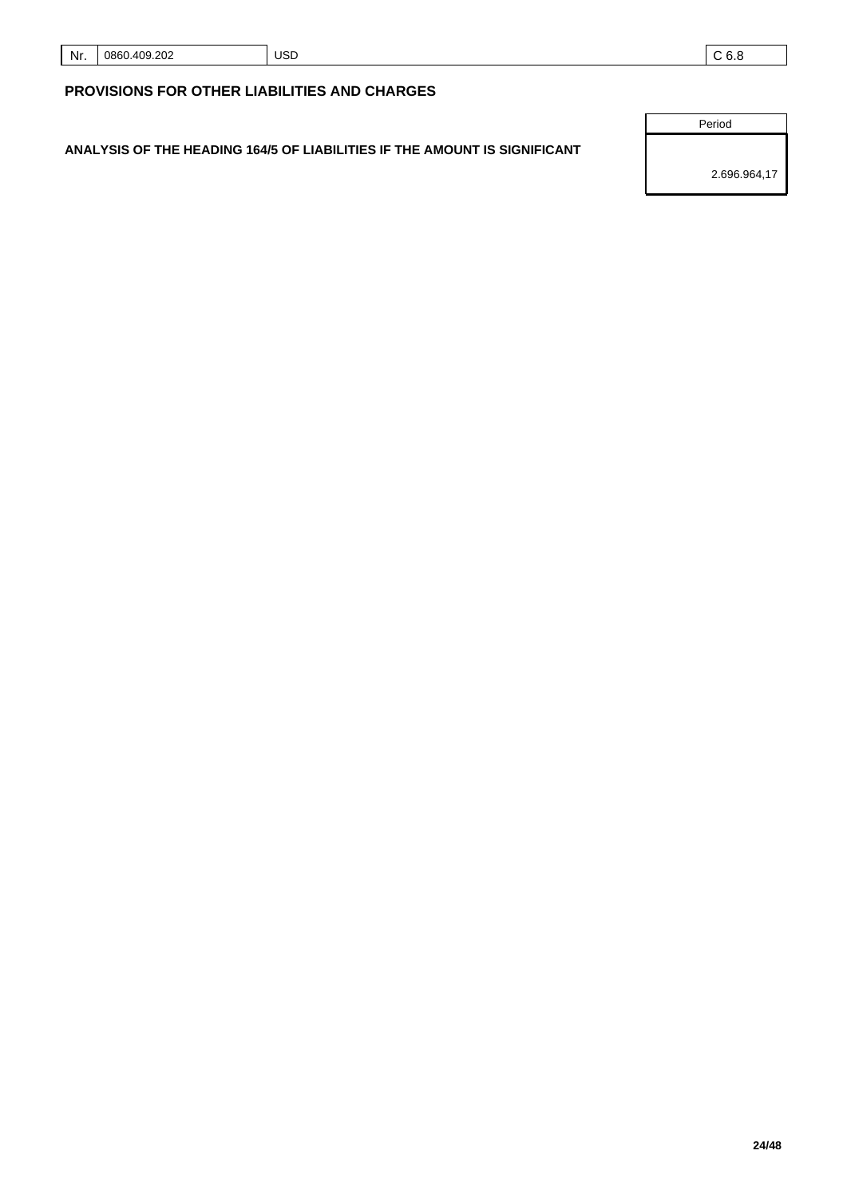| Nr. | 0860.409.202 | USD | C 6.8 |
|---|---|---|---|

## PROVISIONS FOR OTHER LIABILITIES AND CHARGES

| | Period |
|---|---|
| **ANALYSIS OF THE HEADING 164/5 OF LIABILITIES IF THE AMOUNT IS SIGNIFICANT** | 2.696.964,17 |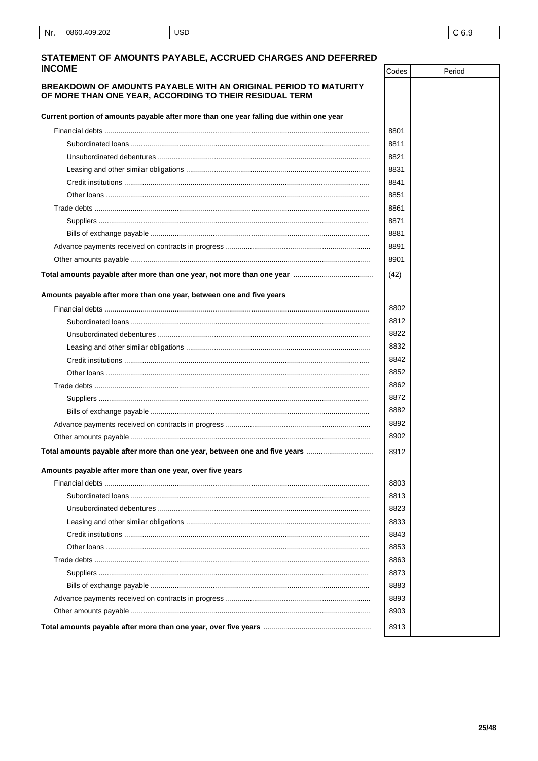| Nr. | 0860.409.202 | USD | C 6.9 |
|---|---|---|---|

## STATEMENT OF AMOUNTS PAYABLE, ACCRUED CHARGES AND DEFERRED INCOME

| | Codes | Period |
|---|---|---|
| **BREAKDOWN OF AMOUNTS PAYABLE WITH AN ORIGINAL PERIOD TO MATURITY OF MORE THAN ONE YEAR, ACCORDING TO THEIR RESIDUAL TERM** | | |
| **Current portion of amounts payable after more than one year falling due within one year** | | |
| Financial debts | 8801 | |
| Subordinated loans | 8811 | |
| Unsubordinated debentures | 8821 | |
| Leasing and other similar obligations | 8831 | |
| Credit institutions | 8841 | |
| Other loans | 8851 | |
| Trade debts | 8861 | |
| Suppliers | 8871 | |
| Bills of exchange payable | 8881 | |
| Advance payments received on contracts in progress | 8891 | |
| Other amounts payable | 8901 | |
| **Total amounts payable after more than one year, not more than one year** | (42) | |
| **Amounts payable after more than one year, between one and five years** | | |
| Financial debts | 8802 | |
| Subordinated loans | 8812 | |
| Unsubordinated debentures | 8822 | |
| Leasing and other similar obligations | 8832 | |
| Credit institutions | 8842 | |
| Other loans | 8852 | |
| Trade debts | 8862 | |
| Suppliers | 8872 | |
| Bills of exchange payable | 8882 | |
| Advance payments received on contracts in progress | 8892 | |
| Other amounts payable | 8902 | |
| **Total amounts payable after more than one year, between one and five years** | 8912 | |
| **Amounts payable after more than one year, over five years** | | |
| Financial debts | 8803 | |
| Subordinated loans | 8813 | |
| Unsubordinated debentures | 8823 | |
| Leasing and other similar obligations | 8833 | |
| Credit institutions | 8843 | |
| Other loans | 8853 | |
| Trade debts | 8863 | |
| Suppliers | 8873 | |
| Bills of exchange payable | 8883 | |
| Advance payments received on contracts in progress | 8893 | |
| Other amounts payable | 8903 | |
| **Total amounts payable after more than one year, over five years** | 8913 | |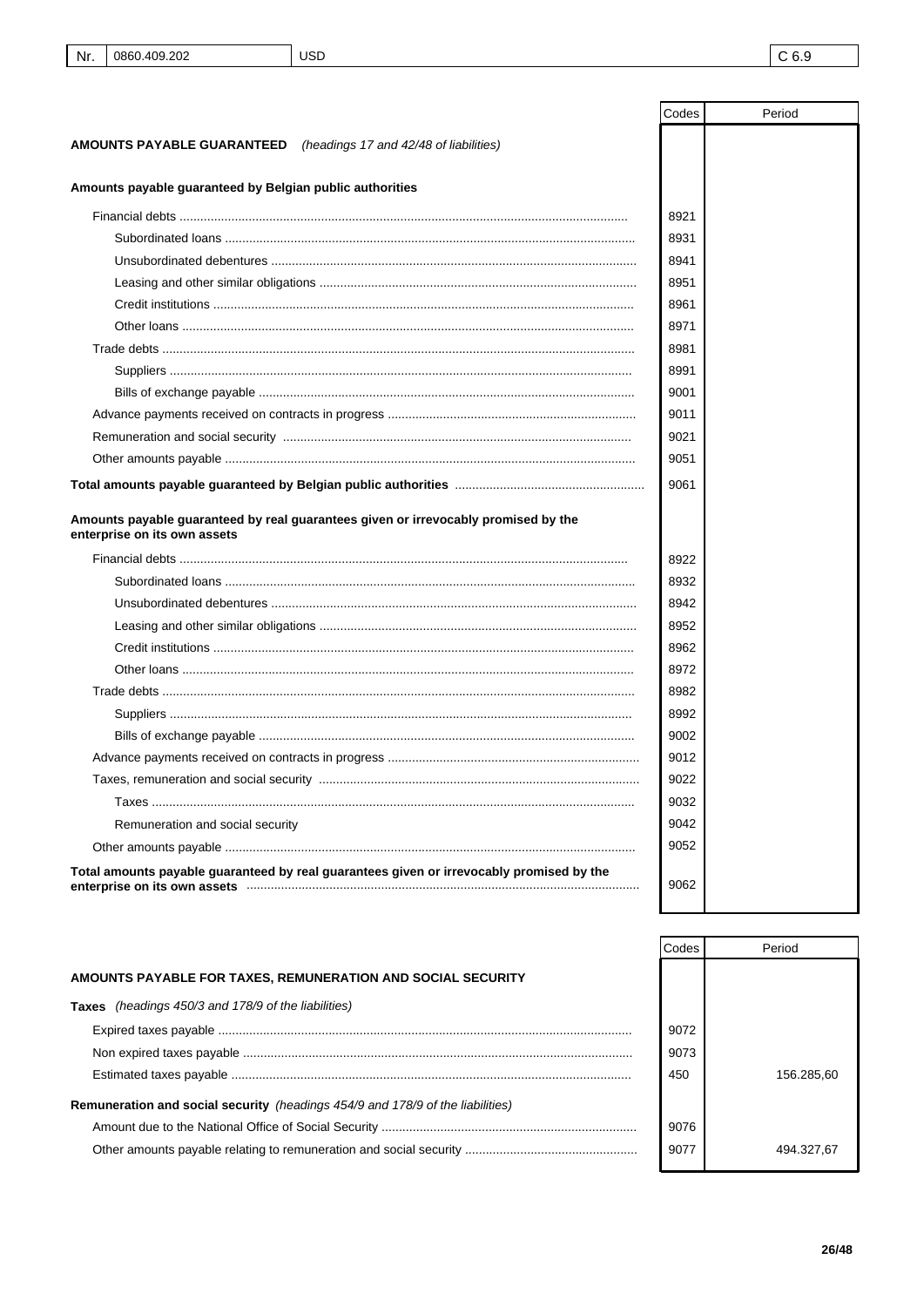| | Codes | Period |
|---|---|---|
| **AMOUNTS PAYABLE GUARANTEED** *(headings 17 and 42/48 of liabilities)* | | |
| **Amounts payable guaranteed by Belgian public authorities** | | |
| Financial debts | 8921 | |
| Subordinated loans | 8931 | |
| Unsubordinated debentures | 8941 | |
| Leasing and other similar obligations | 8951 | |
| Credit institutions | 8961 | |
| Other loans | 8971 | |
| Trade debts | 8981 | |
| Suppliers | 8991 | |
| Bills of exchange payable | 9001 | |
| Advance payments received on contracts in progress | 9011 | |
| Remuneration and social security | 9021 | |
| Other amounts payable | 9051 | |
| **Total amounts payable guaranteed by Belgian public authorities** | 9061 | |
| **Amounts payable guaranteed by real guarantees given or irrevocably promised by the enterprise on its own assets** | | |
| Financial debts | 8922 | |
| Subordinated loans | 8932 | |
| Unsubordinated debentures | 8942 | |
| Leasing and other similar obligations | 8952 | |
| Credit institutions | 8962 | |
| Other loans | 8972 | |
| Trade debts | 8982 | |
| Suppliers | 8992 | |
| Bills of exchange payable | 9002 | |
| Advance payments received on contracts in progress | 9012 | |
| Taxes, remuneration and social security | 9022 | |
| Taxes | 9032 | |
| Remuneration and social security | 9042 | |
| Other amounts payable | 9052 | |
| **Total amounts payable guaranteed by real guarantees given or irrevocably promised by the enterprise on its own assets** | 9062 | |

| | Codes | Period |
|---|---|---|
| **AMOUNTS PAYABLE FOR TAXES, REMUNERATION AND SOCIAL SECURITY** | | |
| **Taxes** *(headings 450/3 and 178/9 of the liabilities)* | | |
| Expired taxes payable | 9072 | |
| Non expired taxes payable | 9073 | |
| Estimated taxes payable | 450 | 156.285,60 |
| **Remuneration and social security** *(headings 454/9 and 178/9 of the liabilities)* | | |
| Amount due to the National Office of Social Security | 9076 | |
| Other amounts payable relating to remuneration and social security | 9077 | 494.327,67 |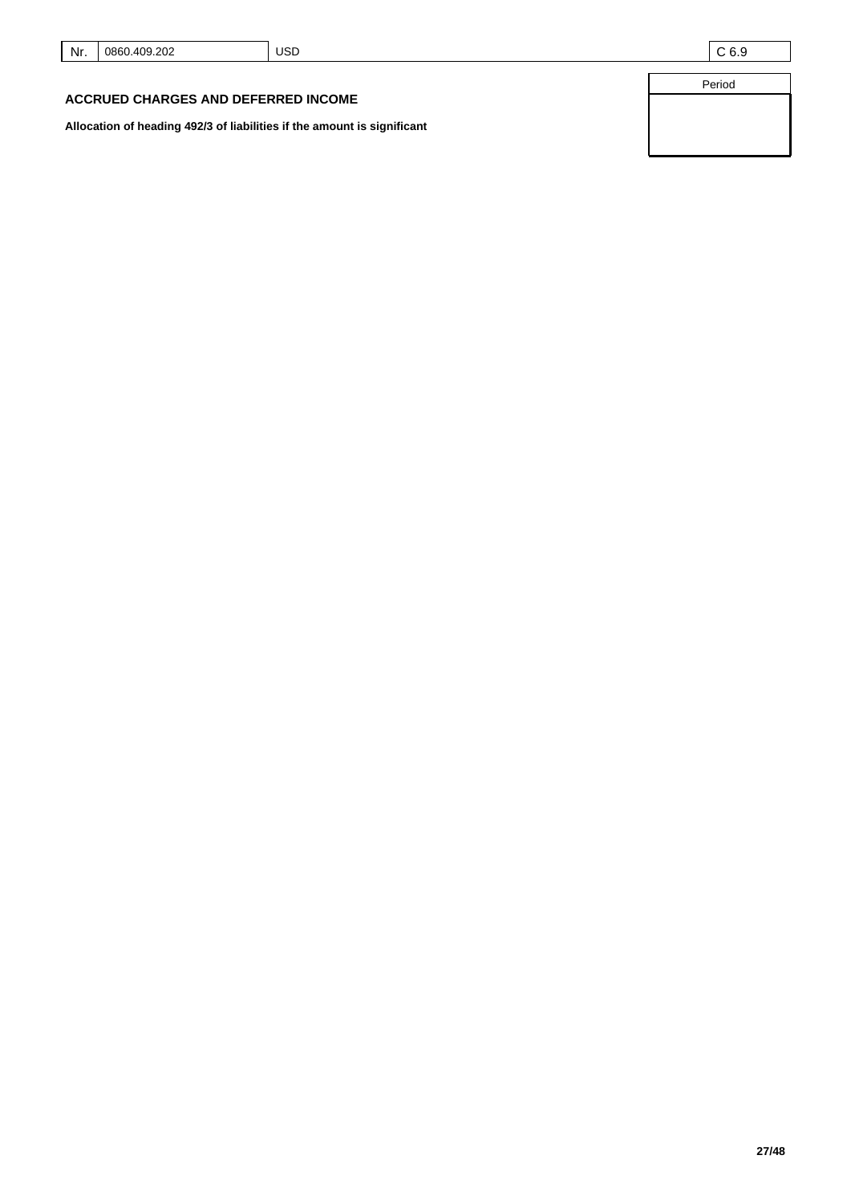| Nr. | 0860.409.202 | USD | C 6.9 |
|---|---|---|---|

## ACCRUED CHARGES AND DEFERRED INCOME

**Allocation of heading 492/3 of liabilities if the amount is significant**

| | Period |
|---|---|
| | |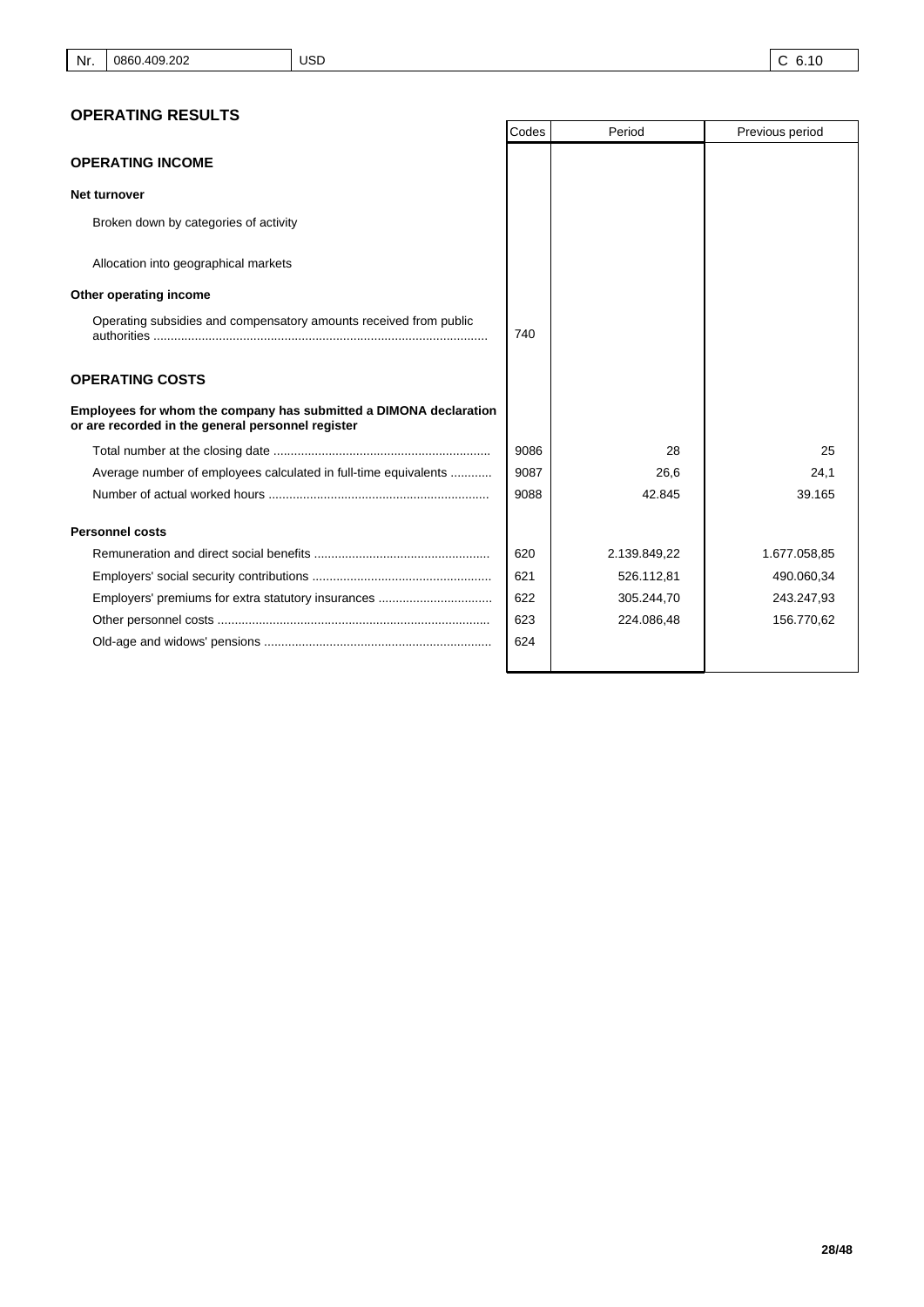| Nr. | 0860.409.202 | USD | C 6.10 |
|---|---|---|---|

## OPERATING RESULTS

| | Codes | Period | Previous period |
|---|---|---|---|
| **OPERATING INCOME** | | | |
| **Net turnover** | | | |
| Broken down by categories of activity | | | |
| Allocation into geographical markets | | | |
| **Other operating income** | | | |
| Operating subsidies and compensatory amounts received from public authorities | 740 | | |
| **OPERATING COSTS** | | | |
| **Employees for whom the company has submitted a DIMONA declaration or are recorded in the general personnel register** | | | |
| Total number at the closing date | 9086 | 28 | 25 |
| Average number of employees calculated in full-time equivalents | 9087 | 26,6 | 24,1 |
| Number of actual worked hours | 9088 | 42.845 | 39.165 |
| **Personnel costs** | | | |
| Remuneration and direct social benefits | 620 | 2.139.849,22 | 1.677.058,85 |
| Employers' social security contributions | 621 | 526.112,81 | 490.060,34 |
| Employers' premiums for extra statutory insurances | 622 | 305.244,70 | 243.247,93 |
| Other personnel costs | 623 | 224.086,48 | 156.770,62 |
| Old-age and widows' pensions | 624 | | |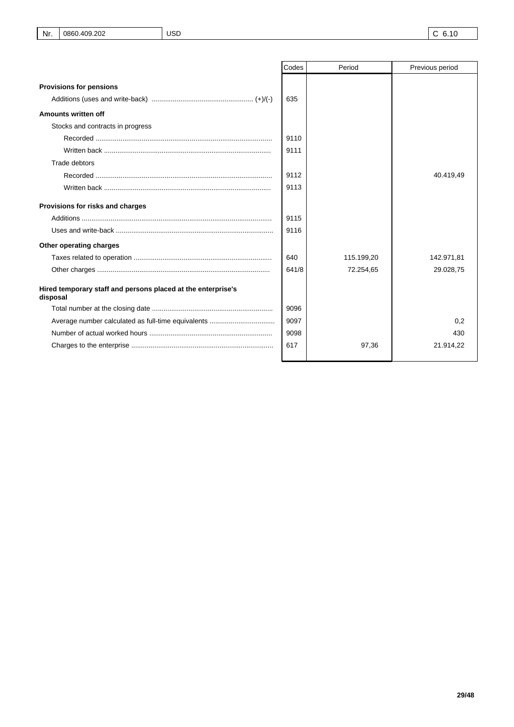| Nr. | 0860.409.202 | USD | C 6.10 |
|---|---|---|---|

| | Codes | Period | Previous period |
|---|---|---|---|
| **Provisions for pensions** | | | |
| Additions (uses and write-back) (+)/(-) | 635 | | |
| **Amounts written off** | | | |
| Stocks and contracts in progress | | | |
| Recorded | 9110 | | |
| Written back | 9111 | | |
| Trade debtors | | | |
| Recorded | 9112 | | 40.419,49 |
| Written back | 9113 | | |
| **Provisions for risks and charges** | | | |
| Additions | 9115 | | |
| Uses and write-back | 9116 | | |
| **Other operating charges** | | | |
| Taxes related to operation | 640 | 115.199,20 | 142.971,81 |
| Other charges | 641/8 | 72.254,65 | 29.028,75 |
| **Hired temporary staff and persons placed at the enterprise's disposal** | | | |
| Total number at the closing date | 9096 | | |
| Average number calculated as full-time equivalents | 9097 | | 0,2 |
| Number of actual worked hours | 9098 | | 430 |
| Charges to the enterprise | 617 | 97,36 | 21.914,22 |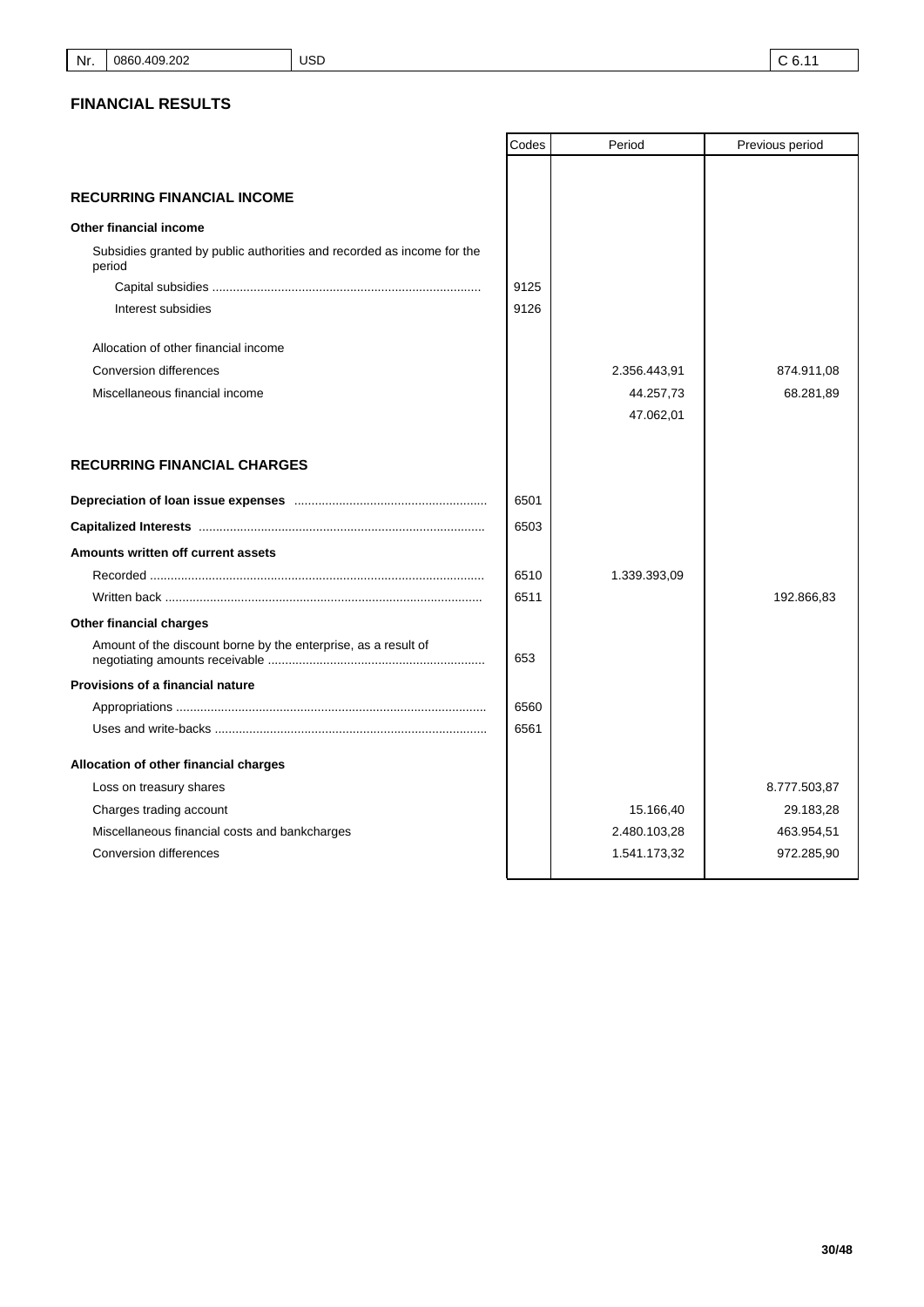| Nr. | 0860.409.202 | USD | C 6.11 |
|---|---|---|---|

## FINANCIAL RESULTS

| | Codes | Period | Previous period |
|---|---|---|---|
| **RECURRING FINANCIAL INCOME** | | | |
| **Other financial income** | | | |
| Subsidies granted by public authorities and recorded as income for the period | | | |
| Capital subsidies | 9125 | | |
| Interest subsidies | 9126 | | |
| Allocation of other financial income | | | |
| Conversion differences | | 2.356.443,91 | 874.911,08 |
| Miscellaneous financial income | | 44.257,73 | 68.281,89 |
| | | 47.062,01 | |
| **RECURRING FINANCIAL CHARGES** | | | |
| **Depreciation of loan issue expenses** | 6501 | | |
| **Capitalized Interests** | 6503 | | |
| **Amounts written off current assets** | | | |
| Recorded | 6510 | 1.339.393,09 | |
| Written back | 6511 | | 192.866,83 |
| **Other financial charges** | | | |
| Amount of the discount borne by the enterprise, as a result of negotiating amounts receivable | 653 | | |
| **Provisions of a financial nature** | | | |
| Appropriations | 6560 | | |
| Uses and write-backs | 6561 | | |
| **Allocation of other financial charges** | | | |
| Loss on treasury shares | | | 8.777.503,87 |
| Charges trading account | | 15.166,40 | 29.183,28 |
| Miscellaneous financial costs and bankcharges | | 2.480.103,28 | 463.954,51 |
| Conversion differences | | 1.541.173,32 | 972.285,90 |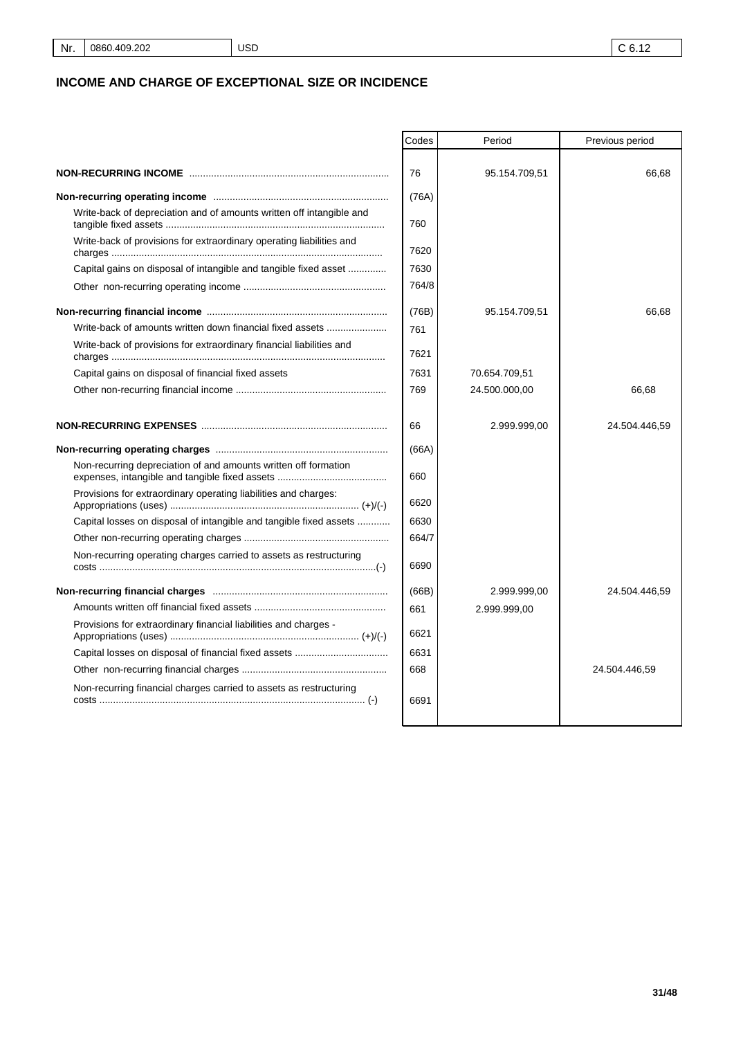| Nr. | 0860.409.202 | USD | C 6.12 |
|---|---|---|---|

## INCOME AND CHARGE OF EXCEPTIONAL SIZE OR INCIDENCE

| | Codes | Period | Previous period |
|---|---|---|---|
| **NON-RECURRING INCOME** | 76 | 95.154.709,51 | 66,68 |
| **Non-recurring operating income** | (76A) | | |
| Write-back of depreciation and of amounts written off intangible and tangible fixed assets | 760 | | |
| Write-back of provisions for extraordinary operating liabilities and charges | 7620 | | |
| Capital gains on disposal of intangible and tangible fixed asset | 7630 | | |
| Other non-recurring operating income | 764/8 | | |
| **Non-recurring financial income** | (76B) | 95.154.709,51 | 66,68 |
| Write-back of amounts written down financial fixed assets | 761 | | |
| Write-back of provisions for extraordinary financial liabilities and charges | 7621 | | |
| Capital gains on disposal of financial fixed assets | 7631 | 70.654.709,51 | |
| Other non-recurring financial income | 769 | 24.500.000,00 | 66,68 |
| **NON-RECURRING EXPENSES** | 66 | 2.999.999,00 | 24.504.446,59 |
| **Non-recurring operating charges** | (66A) | | |
| Non-recurring depreciation of and amounts written off formation expenses, intangible and tangible fixed assets | 660 | | |
| Provisions for extraordinary operating liabilities and charges: Appropriations (uses) (+)/(-) | 6620 | | |
| Capital losses on disposal of intangible and tangible fixed assets | 6630 | | |
| Other non-recurring operating charges | 664/7 | | |
| Non-recurring operating charges carried to assets as restructuring costs (-) | 6690 | | |
| **Non-recurring financial charges** | (66B) | 2.999.999,00 | 24.504.446,59 |
| Amounts written off financial fixed assets | 661 | 2.999.999,00 | |
| Provisions for extraordinary financial liabilities and charges - Appropriations (uses) (+)/(-) | 6621 | | |
| Capital losses on disposal of financial fixed assets | 6631 | | |
| Other non-recurring financial charges | 668 | | 24.504.446,59 |
| Non-recurring financial charges carried to assets as restructuring costs (-) | 6691 | | |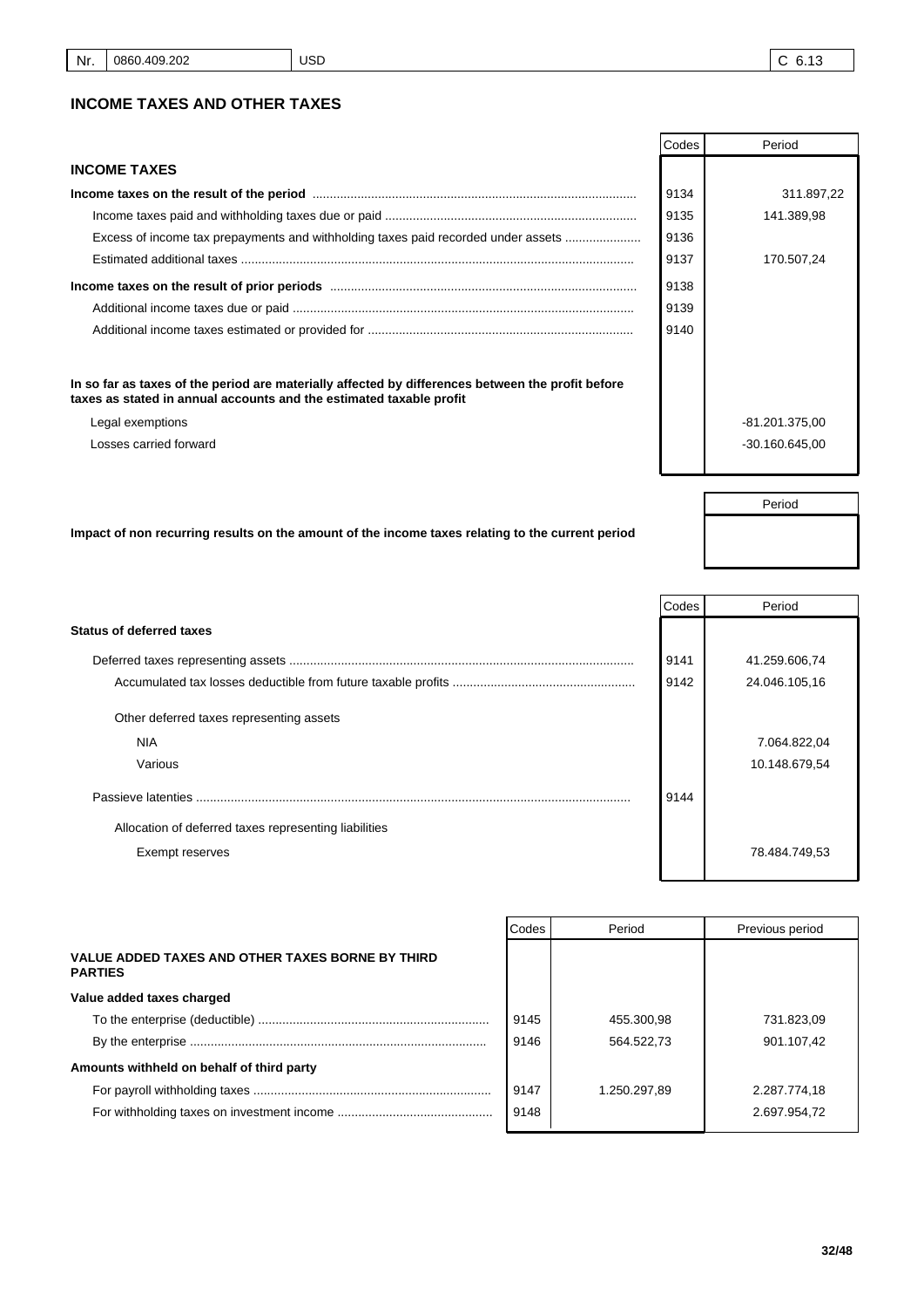| Nr. | 0860.409.202 | USD | C 6.13 |
|---|---|---|---|

## INCOME TAXES AND OTHER TAXES

| | Codes | Period |
|---|---|---|
| **INCOME TAXES** | | |
| **Income taxes on the result of the period** | 9134 | 311.897,22 |
| Income taxes paid and withholding taxes due or paid | 9135 | 141.389,98 |
| Excess of income tax prepayments and withholding taxes paid recorded under assets | 9136 | |
| Estimated additional taxes | 9137 | 170.507,24 |
| **Income taxes on the result of prior periods** | 9138 | |
| Additional income taxes due or paid | 9139 | |
| Additional income taxes estimated or provided for | 9140 | |
| **In so far as taxes of the period are materially affected by differences between the profit before taxes as stated in annual accounts and the estimated taxable profit** | | |
| Legal exemptions | | -81.201.375,00 |
| Losses carried forward | | -30.160.645,00 |

| | Period |
|---|---|
| **Impact of non recurring results on the amount of the income taxes relating to the current period** | |

| | Codes | Period |
|---|---|---|
| **Status of deferred taxes** | | |
| Deferred taxes representing assets | 9141 | 41.259.606,74 |
| Accumulated tax losses deductible from future taxable profits | 9142 | 24.046.105,16 |
| Other deferred taxes representing assets | | |
| NIA | | 7.064.822,04 |
| Various | | 10.148.679,54 |
| Passieve latenties | 9144 | |
| Allocation of deferred taxes representing liabilities | | |
| Exempt reserves | | 78.484.749,53 |

| | Codes | Period | Previous period |
|---|---|---|---|
| **VALUE ADDED TAXES AND OTHER TAXES BORNE BY THIRD PARTIES** | | | |
| **Value added taxes charged** | | | |
| To the enterprise (deductible) | 9145 | 455.300,98 | 731.823,09 |
| By the enterprise | 9146 | 564.522,73 | 901.107,42 |
| **Amounts withheld on behalf of third party** | | | |
| For payroll withholding taxes | 9147 | 1.250.297,89 | 2.287.774,18 |
| For withholding taxes on investment income | 9148 | | 2.697.954,72 |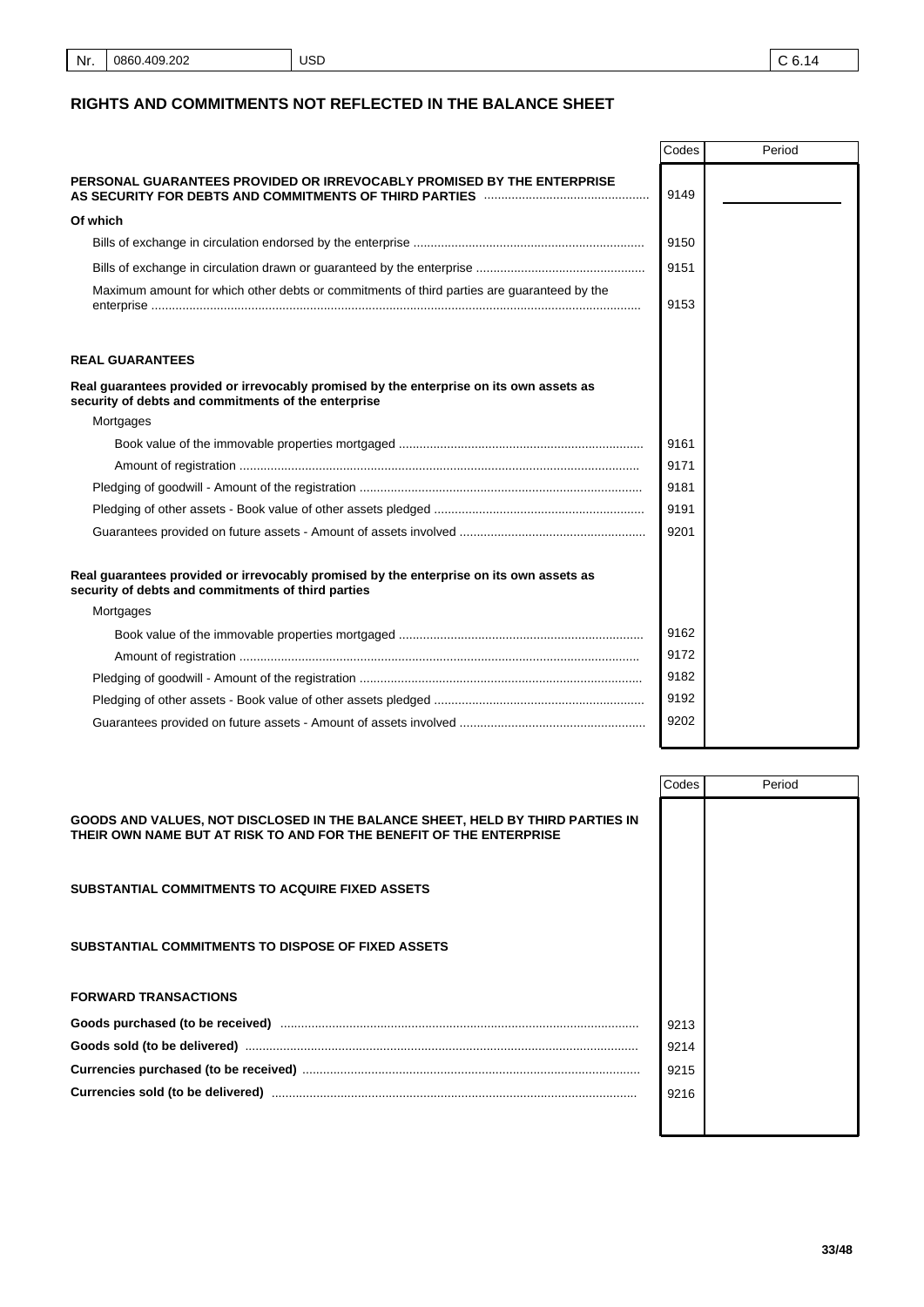| Nr. | 0860.409.202 | USD | C 6.14 |
|---|---|---|---|

## RIGHTS AND COMMITMENTS NOT REFLECTED IN THE BALANCE SHEET

| | Codes | Period |
|---|---|---|
| **PERSONAL GUARANTEES PROVIDED OR IRREVOCABLY PROMISED BY THE ENTERPRISE AS SECURITY FOR DEBTS AND COMMITMENTS OF THIRD PARTIES** | 9149 | |
| **Of which** | | |
| Bills of exchange in circulation endorsed by the enterprise | 9150 | |
| Bills of exchange in circulation drawn or guaranteed by the enterprise | 9151 | |
| Maximum amount for which other debts or commitments of third parties are guaranteed by the enterprise | 9153 | |
| **REAL GUARANTEES** | | |
| **Real guarantees provided or irrevocably promised by the enterprise on its own assets as security of debts and commitments of the enterprise** | | |
| Mortgages | | |
| Book value of the immovable properties mortgaged | 9161 | |
| Amount of registration | 9171 | |
| Pledging of goodwill - Amount of the registration | 9181 | |
| Pledging of other assets - Book value of other assets pledged | 9191 | |
| Guarantees provided on future assets - Amount of assets involved | 9201 | |
| **Real guarantees provided or irrevocably promised by the enterprise on its own assets as security of debts and commitments of third parties** | | |
| Mortgages | | |
| Book value of the immovable properties mortgaged | 9162 | |
| Amount of registration | 9172 | |
| Pledging of goodwill - Amount of the registration | 9182 | |
| Pledging of other assets - Book value of other assets pledged | 9192 | |
| Guarantees provided on future assets - Amount of assets involved | 9202 | |

| | Codes | Period |
|---|---|---|
| **GOODS AND VALUES, NOT DISCLOSED IN THE BALANCE SHEET, HELD BY THIRD PARTIES IN THEIR OWN NAME BUT AT RISK TO AND FOR THE BENEFIT OF THE ENTERPRISE** | | |
| **SUBSTANTIAL COMMITMENTS TO ACQUIRE FIXED ASSETS** | | |
| **SUBSTANTIAL COMMITMENTS TO DISPOSE OF FIXED ASSETS** | | |
| **FORWARD TRANSACTIONS** | | |
| **Goods purchased (to be received)** | 9213 | |
| **Goods sold (to be delivered)** | 9214 | |
| **Currencies purchased (to be received)** | 9215 | |
| **Currencies sold (to be delivered)** | 9216 | |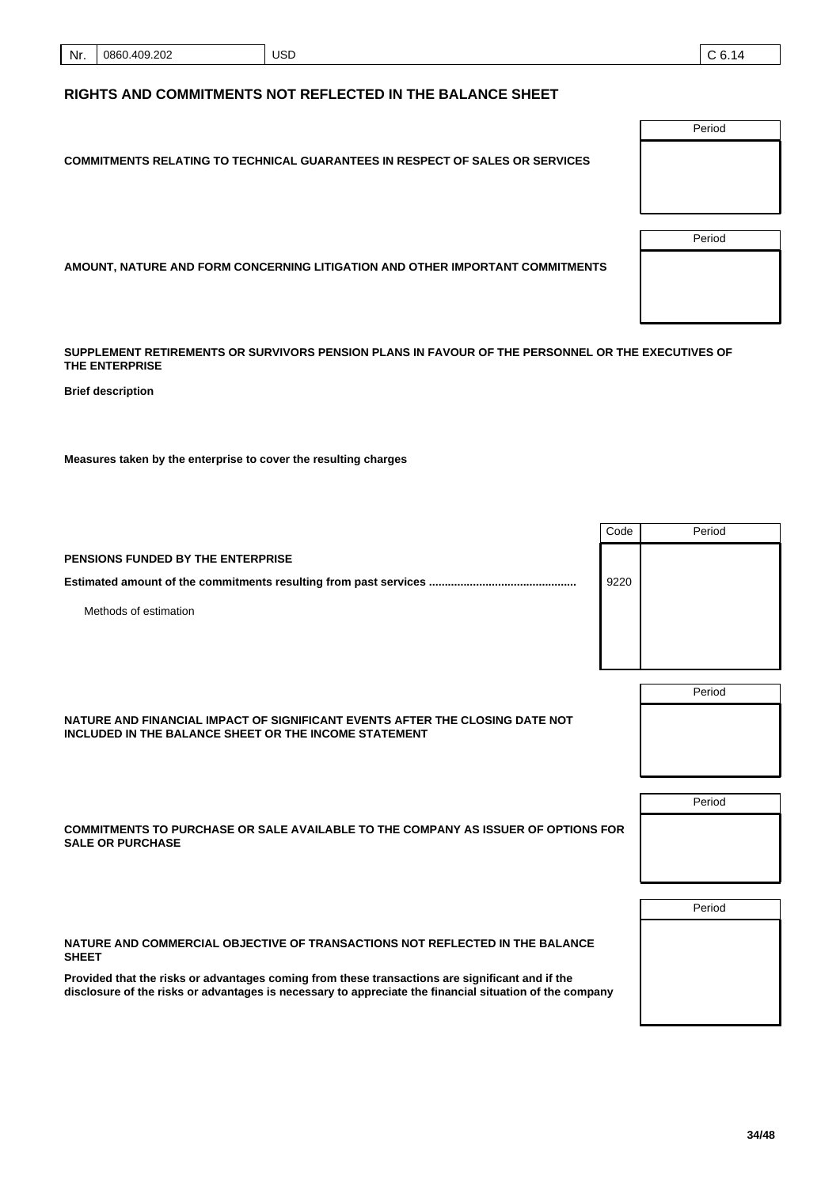| Nr. | 0860.409.202 | USD | C 6.14 |
|---|---|---|---|

## RIGHTS AND COMMITMENTS NOT REFLECTED IN THE BALANCE SHEET

| | Period |
|---|---|
| **COMMITMENTS RELATING TO TECHNICAL GUARANTEES IN RESPECT OF SALES OR SERVICES** | |

| | Period |
|---|---|
| **AMOUNT, NATURE AND FORM CONCERNING LITIGATION AND OTHER IMPORTANT COMMITMENTS** | |

**SUPPLEMENT RETIREMENTS OR SURVIVORS PENSION PLANS IN FAVOUR OF THE PERSONNEL OR THE EXECUTIVES OF THE ENTERPRISE**

**Brief description**

**Measures taken by the enterprise to cover the resulting charges**

| | Code | Period |
|---|---|---|
| **PENSIONS FUNDED BY THE ENTERPRISE** | | |
| **Estimated amount of the commitments resulting from past services** | 9220 | |
| Methods of estimation | | |

| | Period |
|---|---|
| **NATURE AND FINANCIAL IMPACT OF SIGNIFICANT EVENTS AFTER THE CLOSING DATE NOT INCLUDED IN THE BALANCE SHEET OR THE INCOME STATEMENT** | |

| | Period |
|---|---|
| **COMMITMENTS TO PURCHASE OR SALE AVAILABLE TO THE COMPANY AS ISSUER OF OPTIONS FOR SALE OR PURCHASE** | |

| | Period |
|---|---|
| **NATURE AND COMMERCIAL OBJECTIVE OF TRANSACTIONS NOT REFLECTED IN THE BALANCE SHEET**<br><br>**Provided that the risks or advantages coming from these transactions are significant and if the disclosure of the risks or advantages is necessary to appreciate the financial situation of the company** | |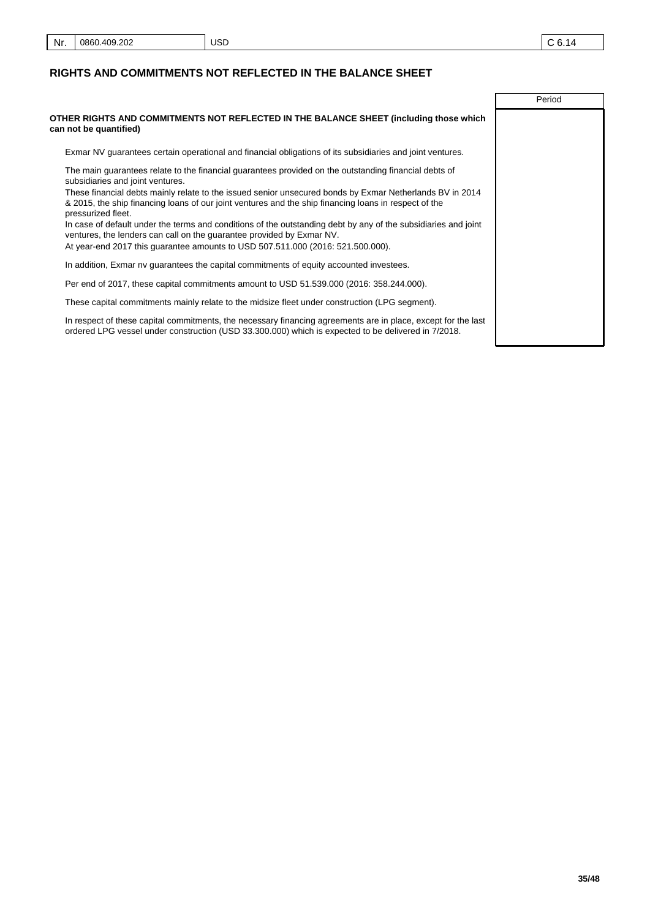# RIGHTS AND COMMITMENTS NOT REFLECTED IN THE BALANCE SHEET

| | Period |
|---|---|
| **OTHER RIGHTS AND COMMITMENTS NOT REFLECTED IN THE BALANCE SHEET (including those which can not be quantified)** | |

Exmar NV guarantees certain operational and financial obligations of its subsidiaries and joint ventures.

The main guarantees relate to the financial guarantees provided on the outstanding financial debts of subsidiaries and joint ventures.
These financial debts mainly relate to the issued senior unsecured bonds by Exmar Netherlands BV in 2014 & 2015, the ship financing loans of our joint ventures and the ship financing loans in respect of the pressurized fleet.
In case of default under the terms and conditions of the outstanding debt by any of the subsidiaries and joint ventures, the lenders can call on the guarantee provided by Exmar NV.
At year-end 2017 this guarantee amounts to USD 507.511.000 (2016: 521.500.000).

In addition, Exmar nv guarantees the capital commitments of equity accounted investees.

Per end of 2017, these capital commitments amount to USD 51.539.000 (2016: 358.244.000).

These capital commitments mainly relate to the midsize fleet under construction (LPG segment).

In respect of these capital commitments, the necessary financing agreements are in place, except for the last ordered LPG vessel under construction (USD 33.300.000) which is expected to be delivered in 7/2018.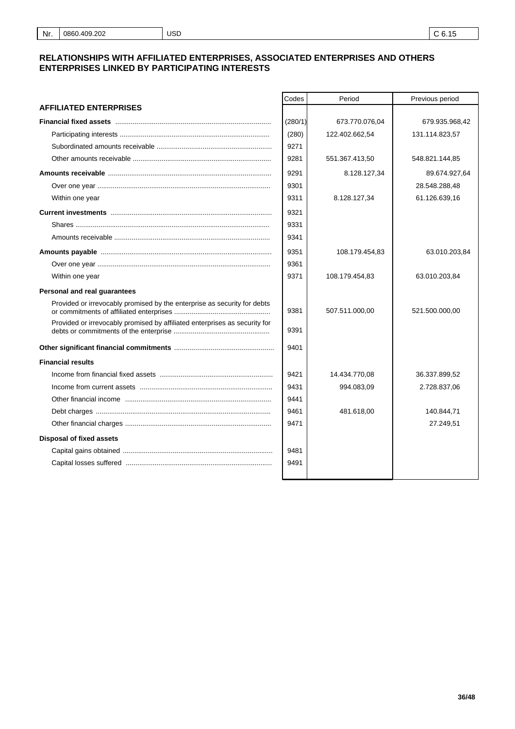| Nr. | 0860.409.202 | USD | C 6.15 |
|---|---|---|---|

## RELATIONSHIPS WITH AFFILIATED ENTERPRISES, ASSOCIATED ENTERPRISES AND OTHERS ENTERPRISES LINKED BY PARTICIPATING INTERESTS

| | Codes | Period | Previous period |
|---|---|---|---|
| **AFFILIATED ENTERPRISES** | | | |
| **Financial fixed assets** | (280/1) | 673.770.076,04 | 679.935.968,42 |
| Participating interests | (280) | 122.402.662,54 | 131.114.823,57 |
| Subordinated amounts receivable | 9271 | | |
| Other amounts receivable | 9281 | 551.367.413,50 | 548.821.144,85 |
| **Amounts receivable** | 9291 | 8.128.127,34 | 89.674.927,64 |
| Over one year | 9301 | | 28.548.288,48 |
| Within one year | 9311 | 8.128.127,34 | 61.126.639,16 |
| **Current investments** | 9321 | | |
| Shares | 9331 | | |
| Amounts receivable | 9341 | | |
| **Amounts payable** | 9351 | 108.179.454,83 | 63.010.203,84 |
| Over one year | 9361 | | |
| Within one year | 9371 | 108.179.454,83 | 63.010.203,84 |
| **Personal and real guarantees** | | | |
| Provided or irrevocably promised by the enterprise as security for debts or commitments of affiliated enterprises | 9381 | 507.511.000,00 | 521.500.000,00 |
| Provided or irrevocably promised by affiliated enterprises as security for debts or commitments of the enterprise | 9391 | | |
| **Other significant financial commitments** | 9401 | | |
| **Financial results** | | | |
| Income from financial fixed assets | 9421 | 14.434.770,08 | 36.337.899,52 |
| Income from current assets | 9431 | 994.083,09 | 2.728.837,06 |
| Other financial income | 9441 | | |
| Debt charges | 9461 | 481.618,00 | 140.844,71 |
| Other financial charges | 9471 | | 27.249,51 |
| **Disposal of fixed assets** | | | |
| Capital gains obtained | 9481 | | |
| Capital losses suffered | 9491 | | |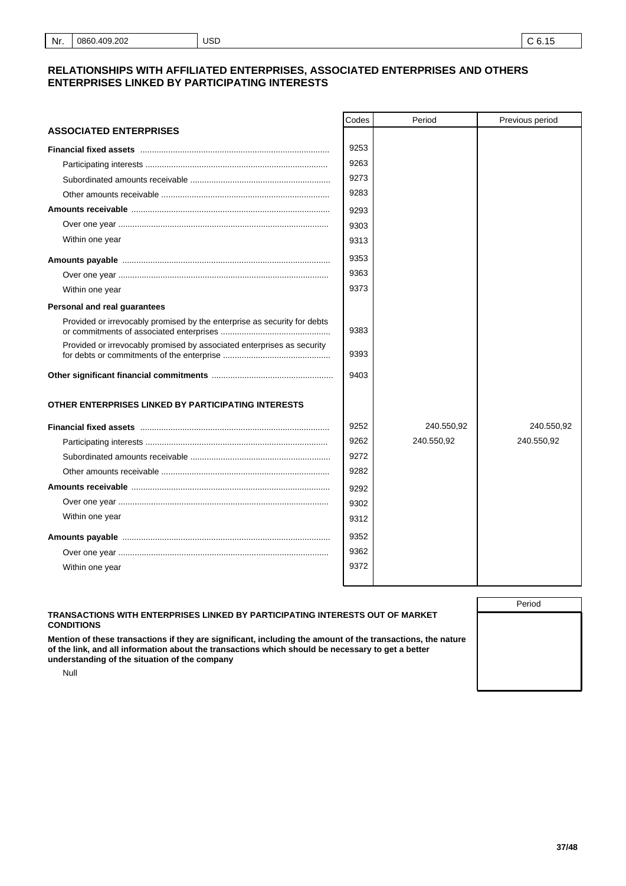| Nr. | 0860.409.202 | USD | C 6.15 |
|---|---|---|---|

## RELATIONSHIPS WITH AFFILIATED ENTERPRISES, ASSOCIATED ENTERPRISES AND OTHERS ENTERPRISES LINKED BY PARTICIPATING INTERESTS

| | Codes | Period | Previous period |
|---|---|---|---|
| **ASSOCIATED ENTERPRISES** | | | |
| **Financial fixed assets** | 9253 | | |
| Participating interests | 9263 | | |
| Subordinated amounts receivable | 9273 | | |
| Other amounts receivable | 9283 | | |
| **Amounts receivable** | 9293 | | |
| Over one year | 9303 | | |
| Within one year | 9313 | | |
| **Amounts payable** | 9353 | | |
| Over one year | 9363 | | |
| Within one year | 9373 | | |
| **Personal and real guarantees** | | | |
| Provided or irrevocably promised by the enterprise as security for debts or commitments of associated enterprises | 9383 | | |
| Provided or irrevocably promised by associated enterprises as security for debts or commitments of the enterprise | 9393 | | |
| **Other significant financial commitments** | 9403 | | |
| **OTHER ENTERPRISES LINKED BY PARTICIPATING INTERESTS** | | | |
| **Financial fixed assets** | 9252 | 240.550,92 | 240.550,92 |
| Participating interests | 9262 | 240.550,92 | 240.550,92 |
| Subordinated amounts receivable | 9272 | | |
| Other amounts receivable | 9282 | | |
| **Amounts receivable** | 9292 | | |
| Over one year | 9302 | | |
| Within one year | 9312 | | |
| **Amounts payable** | 9352 | | |
| Over one year | 9362 | | |
| Within one year | 9372 | | |

| | Period |
|---|---|
| **TRANSACTIONS WITH ENTERPRISES LINKED BY PARTICIPATING INTERESTS OUT OF MARKET CONDITIONS** | |
| **Mention of these transactions if they are significant, including the amount of the transactions, the nature of the link, and all information about the transactions which should be necessary to get a better understanding of the situation of the company** | |
| Null | |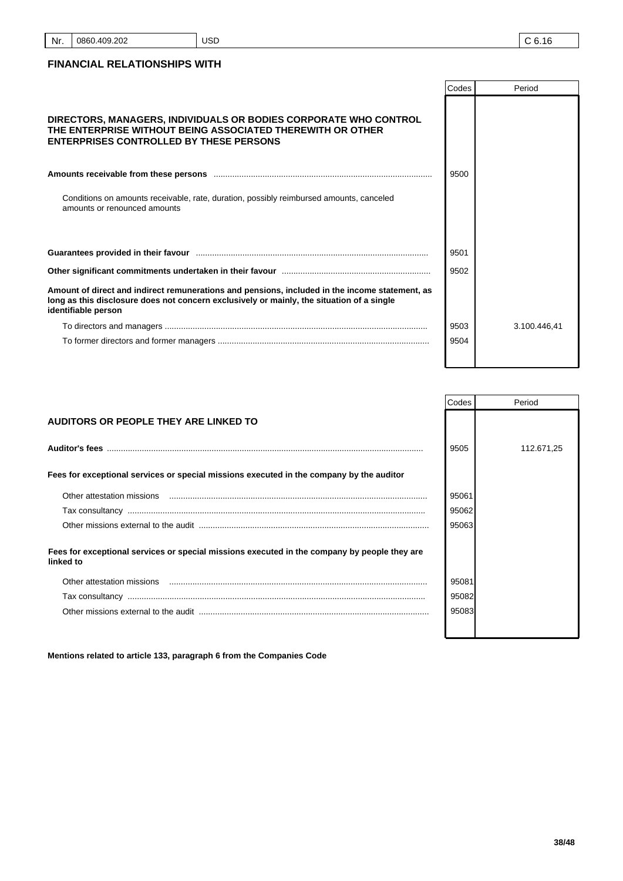| Nr. | 0860.409.202 | USD | C 6.16 |
|---|---|---|---|

## FINANCIAL RELATIONSHIPS WITH

| | Codes | Period |
|---|---|---|
| **DIRECTORS, MANAGERS, INDIVIDUALS OR BODIES CORPORATE WHO CONTROL THE ENTERPRISE WITHOUT BEING ASSOCIATED THEREWITH OR OTHER ENTERPRISES CONTROLLED BY THESE PERSONS** | | |
| **Amounts receivable from these persons** | 9500 | |
| Conditions on amounts receivable, rate, duration, possibly reimbursed amounts, canceled amounts or renounced amounts | | |
| **Guarantees provided in their favour** | 9501 | |
| **Other significant commitments undertaken in their favour** | 9502 | |
| **Amount of direct and indirect remunerations and pensions, included in the income statement, as long as this disclosure does not concern exclusively or mainly, the situation of a single identifiable person** | | |
| To directors and managers | 9503 | 3.100.446,41 |
| To former directors and former managers | 9504 | |

| | Codes | Period |
|---|---|---|
| **AUDITORS OR PEOPLE THEY ARE LINKED TO** | | |
| **Auditor's fees** | 9505 | 112.671,25 |
| **Fees for exceptional services or special missions executed in the company by the auditor** | | |
| Other attestation missions | 95061 | |
| Tax consultancy | 95062 | |
| Other missions external to the audit | 95063 | |
| **Fees for exceptional services or special missions executed in the company by people they are linked to** | | |
| Other attestation missions | 95081 | |
| Tax consultancy | 95082 | |
| Other missions external to the audit | 95083 | |

**Mentions related to article 133, paragraph 6 from the Companies Code**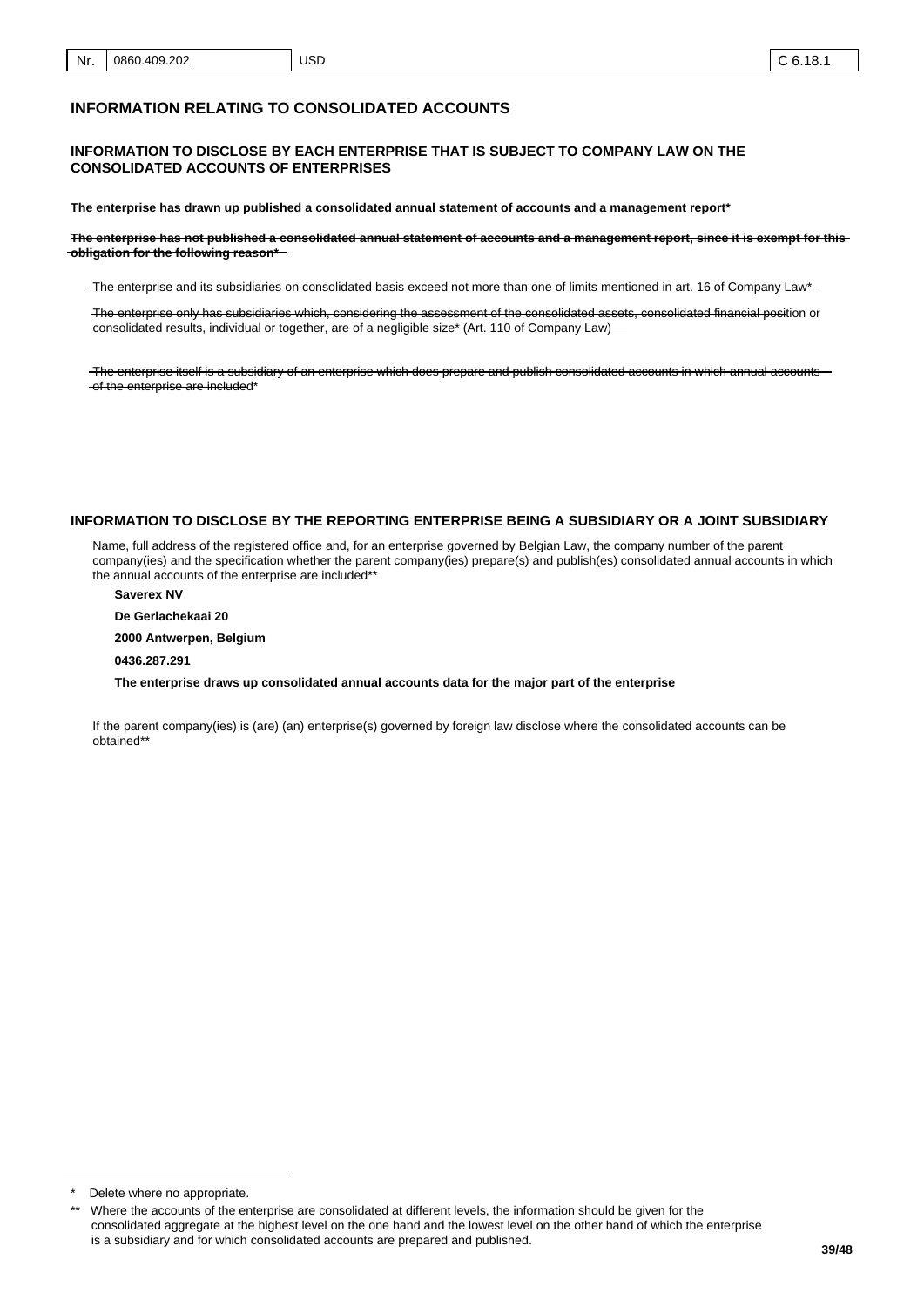## INFORMATION RELATING TO CONSOLIDATED ACCOUNTS

### INFORMATION TO DISCLOSE BY EACH ENTERPRISE THAT IS SUBJECT TO COMPANY LAW ON THE CONSOLIDATED ACCOUNTS OF ENTERPRISES

**The enterprise has drawn up published a consolidated annual statement of accounts and a management report***

~~**The enterprise has not published a consolidated annual statement of accounts and a management report, since it is exempt for this obligation for the following reason***~~

~~The enterprise and its subsidiaries on consolidated basis exceed not more than one of limits mentioned in art. 16 of Company Law*~~

~~The enterprise only has subsidiaries which, considering the assessment of the consolidated assets, consolidated financial position or consolidated results, individual or together, are of a negligible size* (Art. 110 of Company Law)~~

~~The enterprise itself is a subsidiary of an enterprise which does prepare and publish consolidated accounts in which annual accounts of the enterprise are included*~~

### INFORMATION TO DISCLOSE BY THE REPORTING ENTERPRISE BEING A SUBSIDIARY OR A JOINT SUBSIDIARY

Name, full address of the registered office and, for an enterprise governed by Belgian Law, the company number of the parent company(ies) and the specification whether the parent company(ies) prepare(s) and publish(es) consolidated annual accounts in which the annual accounts of the enterprise are included**

**Saverex NV**

**De Gerlachekaai 20**

**2000 Antwerpen, Belgium**

**0436.287.291**

**The enterprise draws up consolidated annual accounts data for the major part of the enterprise**

If the parent company(ies) is (are) (an) enterprise(s) governed by foreign law disclose where the consolidated accounts can be obtained**

---

* Delete where no appropriate.

** Where the accounts of the enterprise are consolidated at different levels, the information should be given for the consolidated aggregate at the highest level on the one hand and the lowest level on the other hand of which the enterprise is a subsidiary and for which consolidated accounts are prepared and published.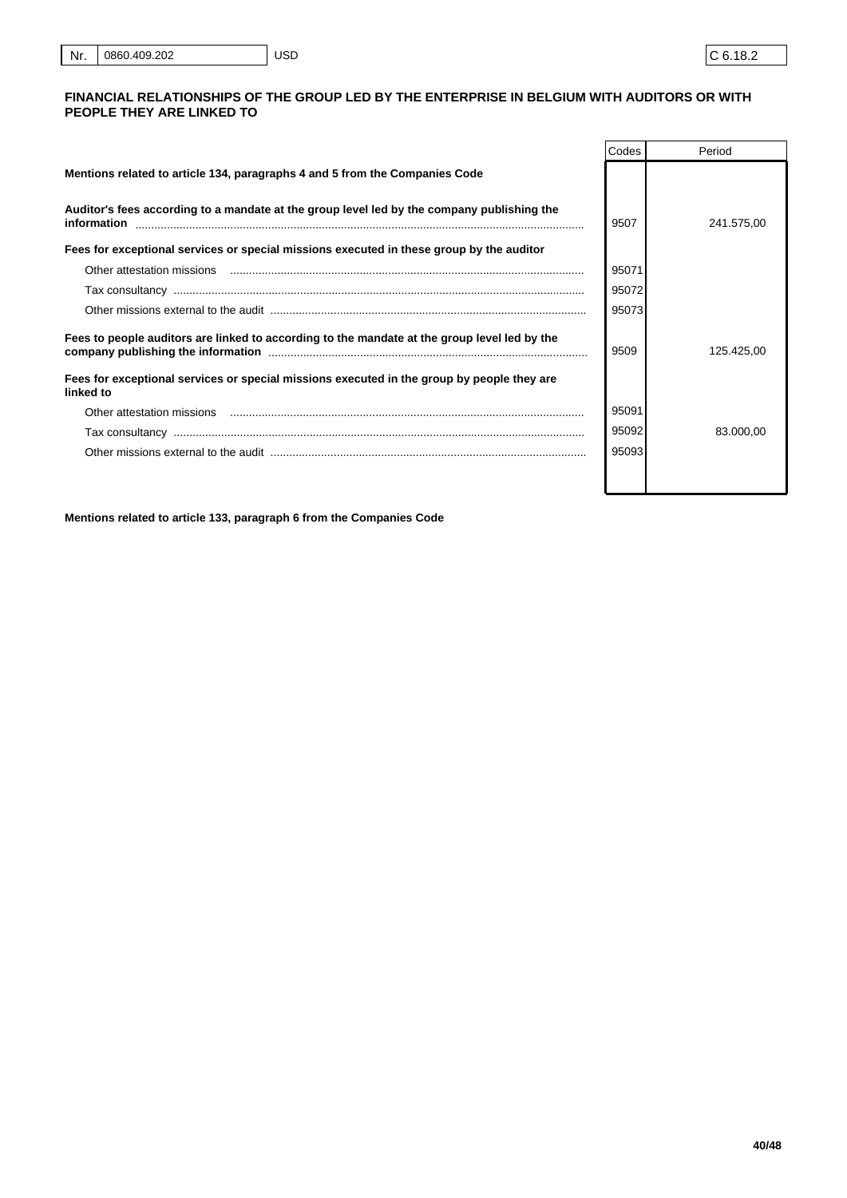| Nr. | 0860.409.202 | USD | C 6.18.2 |
|---|---|---|---|

## FINANCIAL RELATIONSHIPS OF THE GROUP LED BY THE ENTERPRISE IN BELGIUM WITH AUDITORS OR WITH PEOPLE THEY ARE LINKED TO

| | Codes | Period |
|---|---|---|
| **Mentions related to article 134, paragraphs 4 and 5 from the Companies Code** | | |
| **Auditor's fees according to a mandate at the group level led by the company publishing the information** | 9507 | 241.575,00 |
| **Fees for exceptional services or special missions executed in these group by the auditor** | | |
| Other attestation missions | 95071 | |
| Tax consultancy | 95072 | |
| Other missions external to the audit | 95073 | |
| **Fees to people auditors are linked to according to the mandate at the group level led by the company publishing the information** | 9509 | 125.425,00 |
| **Fees for exceptional services or special missions executed in the group by people they are linked to** | | |
| Other attestation missions | 95091 | |
| Tax consultancy | 95092 | 83.000,00 |
| Other missions external to the audit | 95093 | |

**Mentions related to article 133, paragraph 6 from the Companies Code**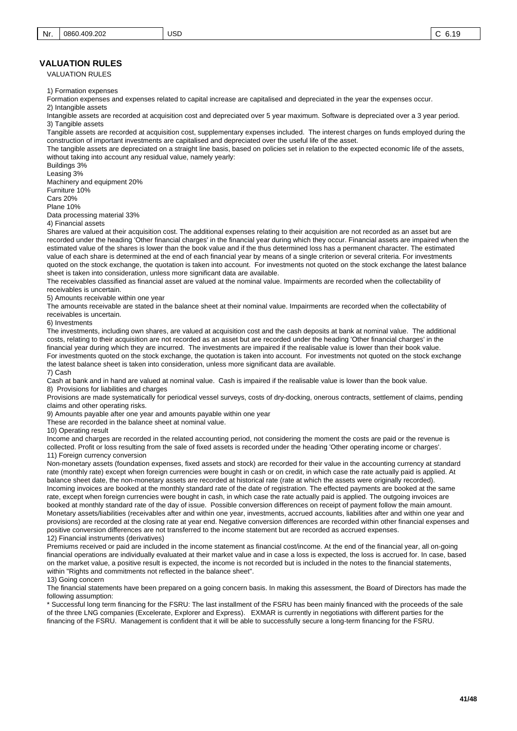| Nr. | 0860.409.202 | USD | C 6.19 |
|---|---|---|---|

## VALUATION RULES

VALUATION RULES

1) Formation expenses

Formation expenses and expenses related to capital increase are capitalised and depreciated in the year the expenses occur.

2) Intangible assets

Intangible assets are recorded at acquisition cost and depreciated over 5 year maximum. Software is depreciated over a 3 year period.

3) Tangible assets

Tangible assets are recorded at acquisition cost, supplementary expenses included. The interest charges on funds employed during the construction of important investments are capitalised and depreciated over the useful life of the asset.

The tangible assets are depreciated on a straight line basis, based on policies set in relation to the expected economic life of the assets, without taking into account any residual value, namely yearly:

Buildings 3%
Leasing 3%
Machinery and equipment 20%
Furniture 10%
Cars 20%
Plane 10%
Data processing material 33%

4) Financial assets

Shares are valued at their acquisition cost. The additional expenses relating to their acquisition are not recorded as an asset but are recorded under the heading 'Other financial charges' in the financial year during which they occur. Financial assets are impaired when the estimated value of the shares is lower than the book value and if the thus determined loss has a permanent character. The estimated value of each share is determined at the end of each financial year by means of a single criterion or several criteria. For investments quoted on the stock exchange, the quotation is taken into account. For investments not quoted on the stock exchange the latest balance sheet is taken into consideration, unless more significant data are available.

The receivables classified as financial asset are valued at the nominal value. Impairments are recorded when the collectability of receivables is uncertain.

5) Amounts receivable within one year

The amounts receivable are stated in the balance sheet at their nominal value. Impairments are recorded when the collectability of receivables is uncertain.

6) Investments

The investments, including own shares, are valued at acquisition cost and the cash deposits at bank at nominal value. The additional costs, relating to their acquisition are not recorded as an asset but are recorded under the heading 'Other financial charges' in the financial year during which they are incurred. The investments are impaired if the realisable value is lower than their book value. For investments quoted on the stock exchange, the quotation is taken into account. For investments not quoted on the stock exchange the latest balance sheet is taken into consideration, unless more significant data are available.

7) Cash

Cash at bank and in hand are valued at nominal value. Cash is impaired if the realisable value is lower than the book value.

8) Provisions for liabilities and charges

Provisions are made systematically for periodical vessel surveys, costs of dry-docking, onerous contracts, settlement of claims, pending claims and other operating risks.

9) Amounts payable after one year and amounts payable within one year

These are recorded in the balance sheet at nominal value.

10) Operating result

Income and charges are recorded in the related accounting period, not considering the moment the costs are paid or the revenue is collected. Profit or loss resulting from the sale of fixed assets is recorded under the heading 'Other operating income or charges'.

11) Foreign currency conversion

Non-monetary assets (foundation expenses, fixed assets and stock) are recorded for their value in the accounting currency at standard rate (monthly rate) except when foreign currencies were bought in cash or on credit, in which case the rate actually paid is applied. At balance sheet date, the non-monetary assets are recorded at historical rate (rate at which the assets were originally recorded). Incoming invoices are booked at the monthly standard rate of the date of registration. The effected payments are booked at the same rate, except when foreign currencies were bought in cash, in which case the rate actually paid is applied. The outgoing invoices are booked at monthly standard rate of the day of issue. Possible conversion differences on receipt of payment follow the main amount. Monetary assets/liabilities (receivables after and within one year, investments, accrued accounts, liabilities after and within one year and provisions) are recorded at the closing rate at year end. Negative conversion differences are recorded within other financial expenses and positive conversion differences are not transferred to the income statement but are recorded as accrued expenses.

12) Financial instruments (derivatives)

Premiums received or paid are included in the income statement as financial cost/income. At the end of the financial year, all on-going financial operations are individually evaluated at their market value and in case a loss is expected, the loss is accrued for. In case, based on the market value, a positive result is expected, the income is not recorded but is included in the notes to the financial statements, within "Rights and commitments not reflected in the balance sheet".

13) Going concern

The financial statements have been prepared on a going concern basis. In making this assessment, the Board of Directors has made the following assumption:

* Successful long term financing for the FSRU: The last installment of the FSRU has been mainly financed with the proceeds of the sale of the three LNG companies (Excelerate, Explorer and Express). EXMAR is currently in negotiations with different parties for the financing of the FSRU. Management is confident that it will be able to successfully secure a long-term financing for the FSRU.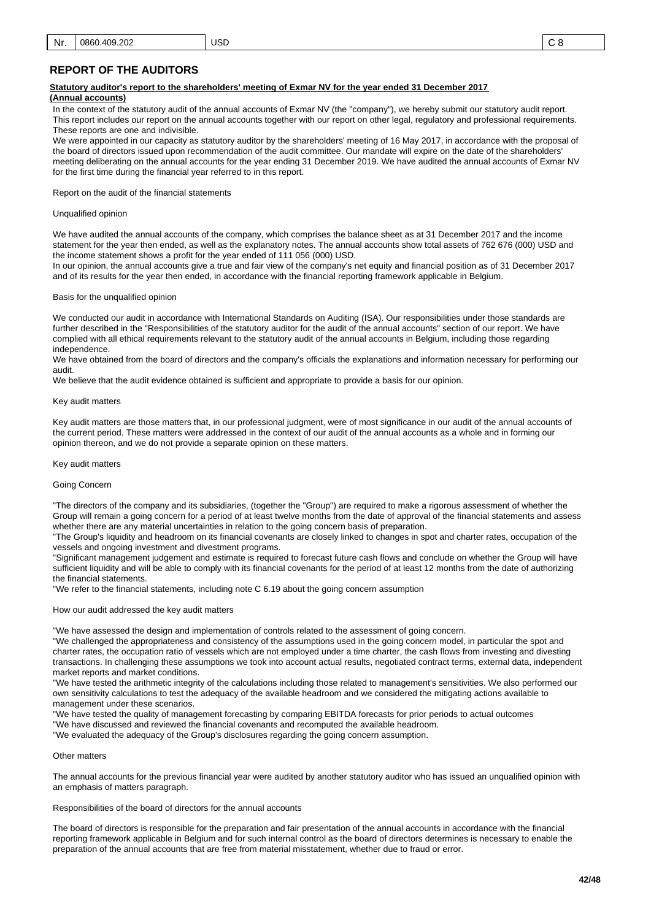## REPORT OF THE AUDITORS

**Statutory auditor's report to the shareholders' meeting of Exmar NV for the year ended 31 December 2017 (Annual accounts)**

In the context of the statutory audit of the annual accounts of Exmar NV (the "company"), we hereby submit our statutory audit report. This report includes our report on the annual accounts together with our report on other legal, regulatory and professional requirements. These reports are one and indivisible.

We were appointed in our capacity as statutory auditor by the shareholders' meeting of 16 May 2017, in accordance with the proposal of the board of directors issued upon recommendation of the audit committee. Our mandate will expire on the date of the shareholders' meeting deliberating on the annual accounts for the year ending 31 December 2019. We have audited the annual accounts of Exmar NV for the first time during the financial year referred to in this report.

Report on the audit of the financial statements

Unqualified opinion

We have audited the annual accounts of the company, which comprises the balance sheet as at 31 December 2017 and the income statement for the year then ended, as well as the explanatory notes. The annual accounts show total assets of 762 676 (000) USD and the income statement shows a profit for the year ended of 111 056 (000) USD.

In our opinion, the annual accounts give a true and fair view of the company's net equity and financial position as of 31 December 2017 and of its results for the year then ended, in accordance with the financial reporting framework applicable in Belgium.

Basis for the unqualified opinion

We conducted our audit in accordance with International Standards on Auditing (ISA). Our responsibilities under those standards are further described in the "Responsibilities of the statutory auditor for the audit of the annual accounts" section of our report. We have complied with all ethical requirements relevant to the statutory audit of the annual accounts in Belgium, including those regarding independence.

We have obtained from the board of directors and the company's officials the explanations and information necessary for performing our audit.

We believe that the audit evidence obtained is sufficient and appropriate to provide a basis for our opinion.

Key audit matters

Key audit matters are those matters that, in our professional judgment, were of most significance in our audit of the annual accounts of the current period. These matters were addressed in the context of our audit of the annual accounts as a whole and in forming our opinion thereon, and we do not provide a separate opinion on these matters.

Key audit matters

Going Concern

"The directors of the company and its subsidiaries, (together the "Group") are required to make a rigorous assessment of whether the Group will remain a going concern for a period of at least twelve months from the date of approval of the financial statements and assess whether there are any material uncertainties in relation to the going concern basis of preparation.

"The Group's liquidity and headroom on its financial covenants are closely linked to changes in spot and charter rates, occupation of the vessels and ongoing investment and divestment programs.

"Significant management judgement and estimate is required to forecast future cash flows and conclude on whether the Group will have sufficient liquidity and will be able to comply with its financial covenants for the period of at least 12 months from the date of authorizing the financial statements.

"We refer to the financial statements, including note C 6.19 about the going concern assumption

How our audit addressed the key audit matters

"We have assessed the design and implementation of controls related to the assessment of going concern.

"We challenged the appropriateness and consistency of the assumptions used in the going concern model, in particular the spot and charter rates, the occupation ratio of vessels which are not employed under a time charter, the cash flows from investing and divesting transactions. In challenging these assumptions we took into account actual results, negotiated contract terms, external data, independent market reports and market conditions.

"We have tested the arithmetic integrity of the calculations including those related to management's sensitivities. We also performed our own sensitivity calculations to test the adequacy of the available headroom and we considered the mitigating actions available to management under these scenarios.

"We have tested the quality of management forecasting by comparing EBITDA forecasts for prior periods to actual outcomes

"We have discussed and reviewed the financial covenants and recomputed the available headroom.

"We evaluated the adequacy of the Group's disclosures regarding the going concern assumption.

Other matters

The annual accounts for the previous financial year were audited by another statutory auditor who has issued an unqualified opinion with an emphasis of matters paragraph.

Responsibilities of the board of directors for the annual accounts

The board of directors is responsible for the preparation and fair presentation of the annual accounts in accordance with the financial reporting framework applicable in Belgium and for such internal control as the board of directors determines is necessary to enable the preparation of the annual accounts that are free from material misstatement, whether due to fraud or error.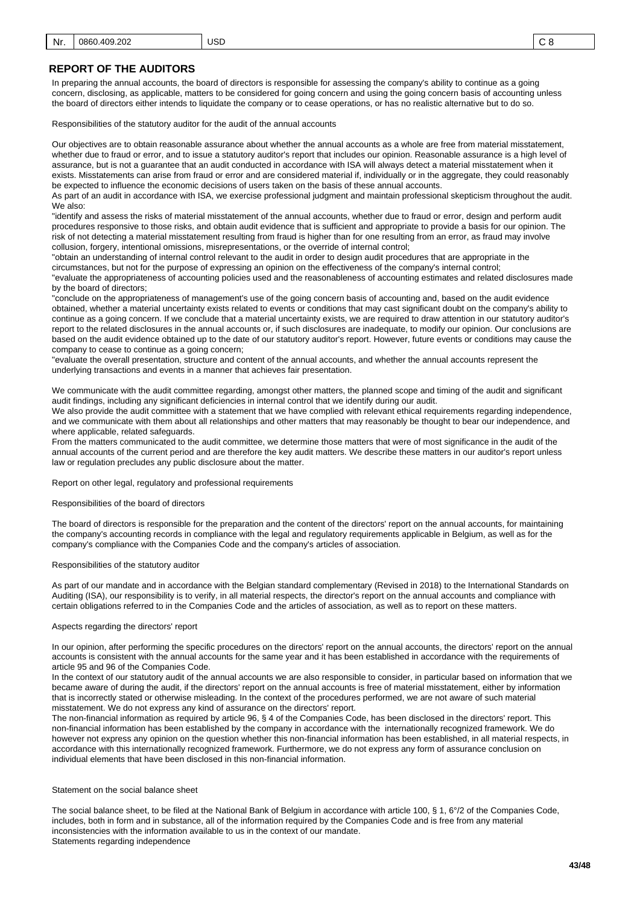## REPORT OF THE AUDITORS

In preparing the annual accounts, the board of directors is responsible for assessing the company's ability to continue as a going concern, disclosing, as applicable, matters to be considered for going concern and using the going concern basis of accounting unless the board of directors either intends to liquidate the company or to cease operations, or has no realistic alternative but to do so.

Responsibilities of the statutory auditor for the audit of the annual accounts

Our objectives are to obtain reasonable assurance about whether the annual accounts as a whole are free from material misstatement, whether due to fraud or error, and to issue a statutory auditor's report that includes our opinion. Reasonable assurance is a high level of assurance, but is not a guarantee that an audit conducted in accordance with ISA will always detect a material misstatement when it exists. Misstatements can arise from fraud or error and are considered material if, individually or in the aggregate, they could reasonably be expected to influence the economic decisions of users taken on the basis of these annual accounts.
As part of an audit in accordance with ISA, we exercise professional judgment and maintain professional skepticism throughout the audit. We also:
"identify and assess the risks of material misstatement of the annual accounts, whether due to fraud or error, design and perform audit procedures responsive to those risks, and obtain audit evidence that is sufficient and appropriate to provide a basis for our opinion. The risk of not detecting a material misstatement resulting from fraud is higher than for one resulting from an error, as fraud may involve collusion, forgery, intentional omissions, misrepresentations, or the override of internal control;
"obtain an understanding of internal control relevant to the audit in order to design audit procedures that are appropriate in the circumstances, but not for the purpose of expressing an opinion on the effectiveness of the company's internal control;
"evaluate the appropriateness of accounting policies used and the reasonableness of accounting estimates and related disclosures made by the board of directors;
"conclude on the appropriateness of management's use of the going concern basis of accounting and, based on the audit evidence obtained, whether a material uncertainty exists related to events or conditions that may cast significant doubt on the company's ability to continue as a going concern. If we conclude that a material uncertainty exists, we are required to draw attention in our statutory auditor's report to the related disclosures in the annual accounts or, if such disclosures are inadequate, to modify our opinion. Our conclusions are based on the audit evidence obtained up to the date of our statutory auditor's report. However, future events or conditions may cause the company to cease to continue as a going concern;
"evaluate the overall presentation, structure and content of the annual accounts, and whether the annual accounts represent the underlying transactions and events in a manner that achieves fair presentation.

We communicate with the audit committee regarding, amongst other matters, the planned scope and timing of the audit and significant audit findings, including any significant deficiencies in internal control that we identify during our audit.
We also provide the audit committee with a statement that we have complied with relevant ethical requirements regarding independence, and we communicate with them about all relationships and other matters that may reasonably be thought to bear our independence, and where applicable, related safeguards.
From the matters communicated to the audit committee, we determine those matters that were of most significance in the audit of the annual accounts of the current period and are therefore the key audit matters. We describe these matters in our auditor's report unless law or regulation precludes any public disclosure about the matter.

Report on other legal, regulatory and professional requirements

Responsibilities of the board of directors

The board of directors is responsible for the preparation and the content of the directors' report on the annual accounts, for maintaining the company's accounting records in compliance with the legal and regulatory requirements applicable in Belgium, as well as for the company's compliance with the Companies Code and the company's articles of association.

Responsibilities of the statutory auditor

As part of our mandate and in accordance with the Belgian standard complementary (Revised in 2018) to the International Standards on Auditing (ISA), our responsibility is to verify, in all material respects, the director's report on the annual accounts and compliance with certain obligations referred to in the Companies Code and the articles of association, as well as to report on these matters.

Aspects regarding the directors' report

In our opinion, after performing the specific procedures on the directors' report on the annual accounts, the directors' report on the annual accounts is consistent with the annual accounts for the same year and it has been established in accordance with the requirements of article 95 and 96 of the Companies Code.
In the context of our statutory audit of the annual accounts we are also responsible to consider, in particular based on information that we became aware of during the audit, if the directors' report on the annual accounts is free of material misstatement, either by information that is incorrectly stated or otherwise misleading. In the context of the procedures performed, we are not aware of such material misstatement. We do not express any kind of assurance on the directors' report.
The non-financial information as required by article 96, § 4 of the Companies Code, has been disclosed in the directors' report. This non-financial information has been established by the company in accordance with the internationally recognized framework. We do however not express any opinion on the question whether this non-financial information has been established, in all material respects, in accordance with this internationally recognized framework. Furthermore, we do not express any form of assurance conclusion on individual elements that have been disclosed in this non-financial information.

Statement on the social balance sheet

The social balance sheet, to be filed at the National Bank of Belgium in accordance with article 100, § 1, 6°/2 of the Companies Code, includes, both in form and in substance, all of the information required by the Companies Code and is free from any material inconsistencies with the information available to us in the context of our mandate.
Statements regarding independence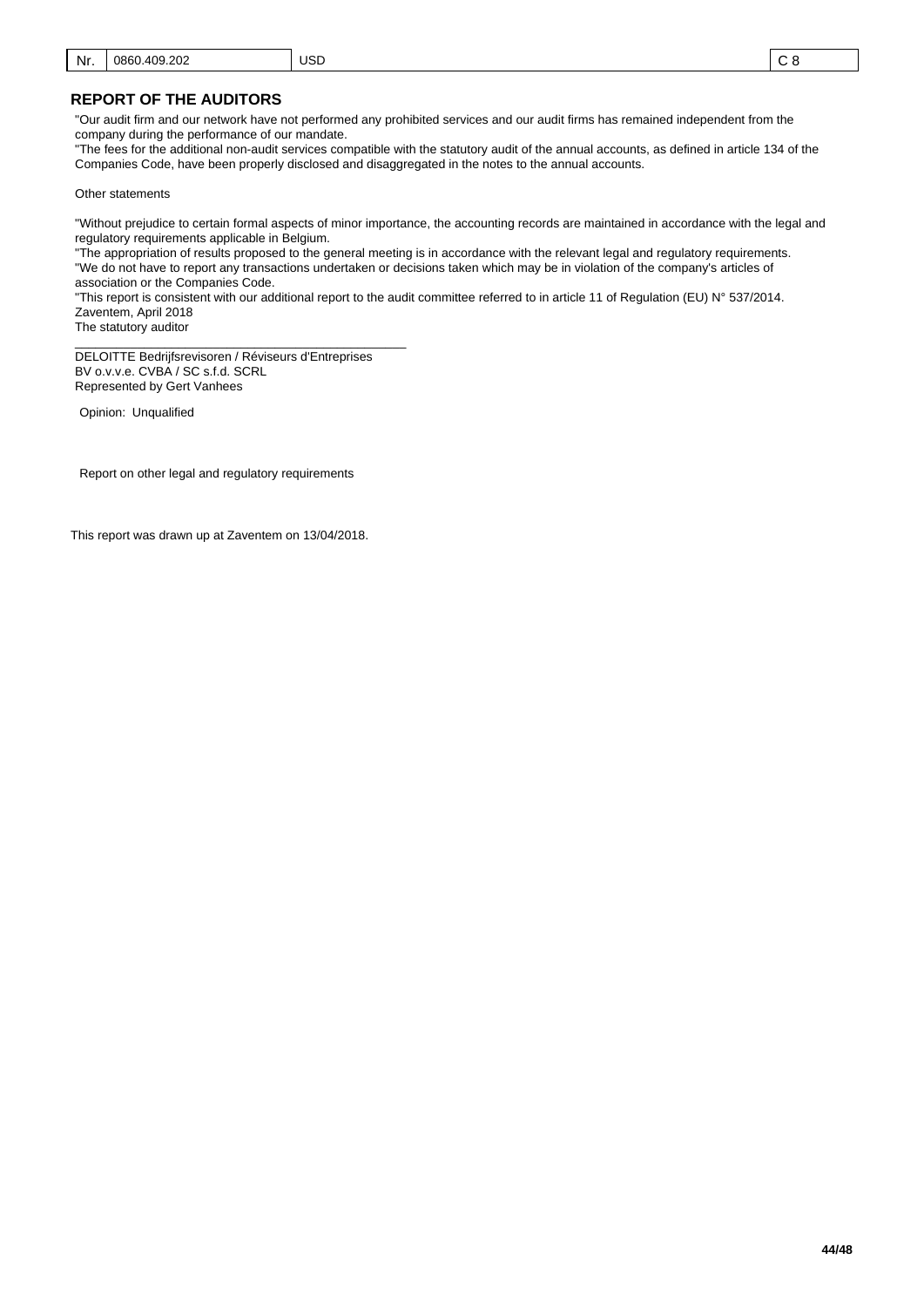| Nr. | 0860.409.202 | USD | C 8 |
|---|---|---|---|

## REPORT OF THE AUDITORS

"Our audit firm and our network have not performed any prohibited services and our audit firms has remained independent from the company during the performance of our mandate.
"The fees for the additional non-audit services compatible with the statutory audit of the annual accounts, as defined in article 134 of the Companies Code, have been properly disclosed and disaggregated in the notes to the annual accounts.

Other statements

"Without prejudice to certain formal aspects of minor importance, the accounting records are maintained in accordance with the legal and regulatory requirements applicable in Belgium.
"The appropriation of results proposed to the general meeting is in accordance with the relevant legal and regulatory requirements.
"We do not have to report any transactions undertaken or decisions taken which may be in violation of the company's articles of association or the Companies Code.
"This report is consistent with our additional report to the audit committee referred to in article 11 of Regulation (EU) N° 537/2014.
Zaventem, April 2018
The statutory auditor

_______________________________________________
DELOITTE Bedrijfsrevisoren / Réviseurs d'Entreprises
BV o.v.v.e. CVBA / SC s.f.d. SCRL
Represented by Gert Vanhees

Opinion: Unqualified

Report on other legal and regulatory requirements

This report was drawn up at Zaventem on 13/04/2018.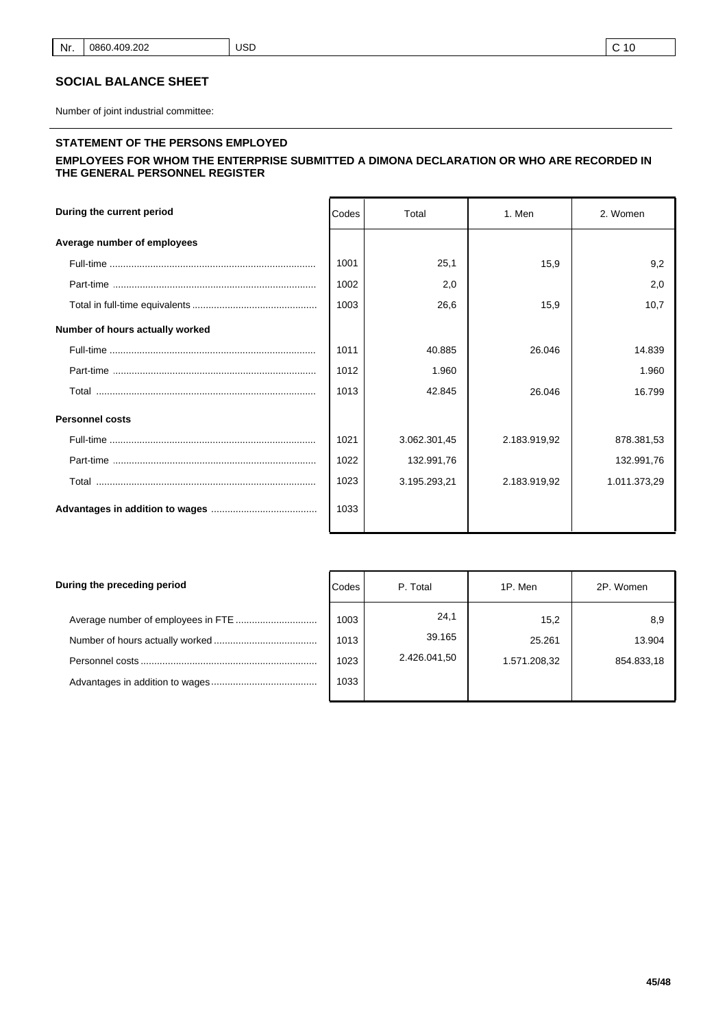| Nr. | 0860.409.202 | USD | C 10 |
|---|---|---|---|

## SOCIAL BALANCE SHEET

Number of joint industrial committee:

### STATEMENT OF THE PERSONS EMPLOYED

### EMPLOYEES FOR WHOM THE ENTERPRISE SUBMITTED A DIMONA DECLARATION OR WHO ARE RECORDED IN THE GENERAL PERSONNEL REGISTER

| During the current period | Codes | Total | 1. Men | 2. Women |
|---|---|---|---|---|
| **Average number of employees** | | | | |
| Full-time | 1001 | 25,1 | 15,9 | 9,2 |
| Part-time | 1002 | 2,0 | | 2,0 |
| Total in full-time equivalents | 1003 | 26,6 | 15,9 | 10,7 |
| **Number of hours actually worked** | | | | |
| Full-time | 1011 | 40.885 | 26.046 | 14.839 |
| Part-time | 1012 | 1.960 | | 1.960 |
| Total | 1013 | 42.845 | 26.046 | 16.799 |
| **Personnel costs** | | | | |
| Full-time | 1021 | 3.062.301,45 | 2.183.919,92 | 878.381,53 |
| Part-time | 1022 | 132.991,76 | | 132.991,76 |
| Total | 1023 | 3.195.293,21 | 2.183.919,92 | 1.011.373,29 |
| **Advantages in addition to wages** | 1033 | | | |

| During the preceding period | Codes | P. Total | 1P. Men | 2P. Women |
|---|---|---|---|---|
| Average number of employees in FTE | 1003 | 24,1 | 15,2 | 8,9 |
| Number of hours actually worked | 1013 | 39.165 | 25.261 | 13.904 |
| Personnel costs | 1023 | 2.426.041,50 | 1.571.208,32 | 854.833,18 |
| Advantages in addition to wages | 1033 | | | |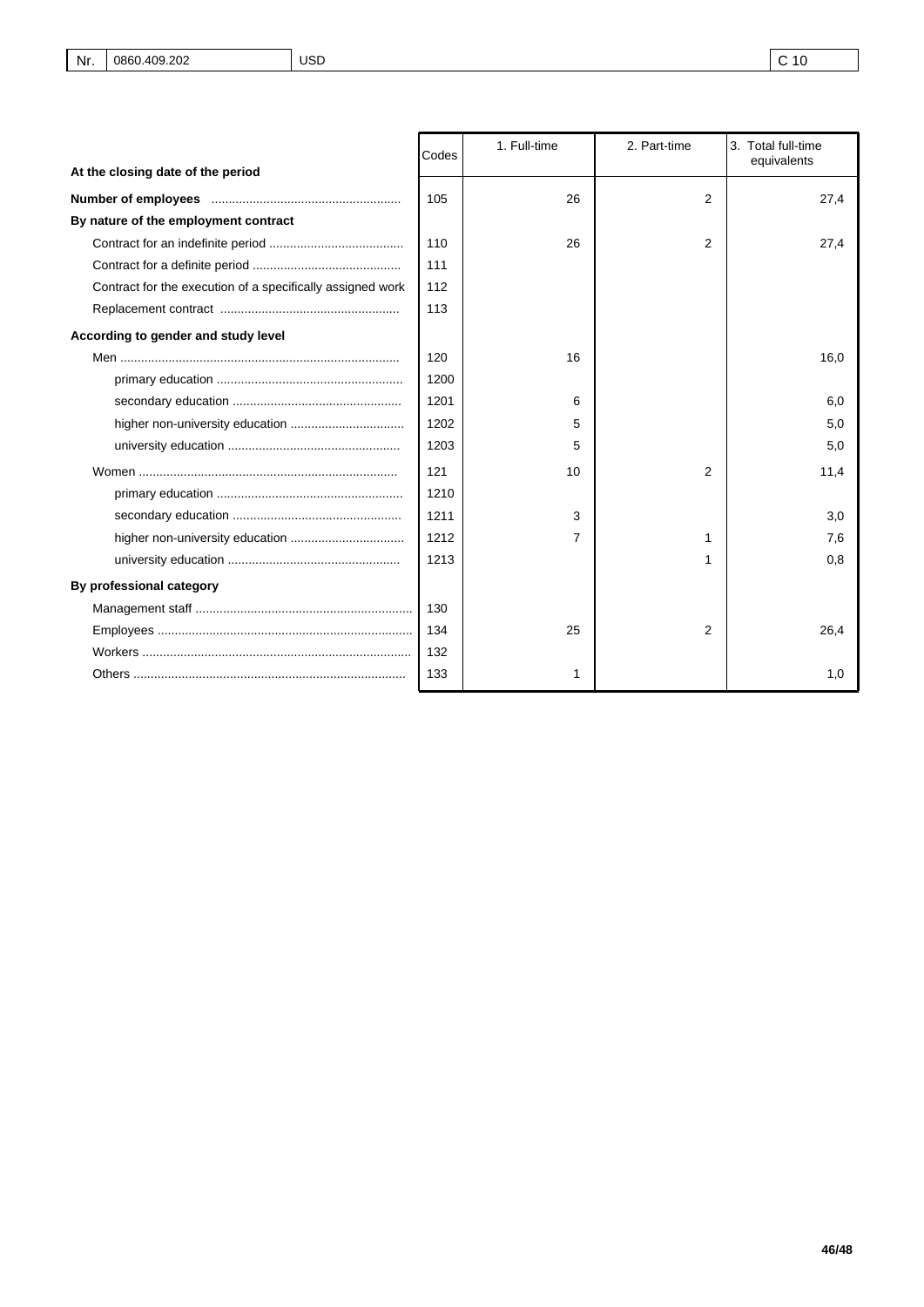| Nr. | 0860.409.202 | USD | C 10 |
|---|---|---|---|

| At the closing date of the period | Codes | 1. Full-time | 2. Part-time | 3. Total full-time equivalents |
|---|---|---|---|---|
| **Number of employees** | 105 | 26 | 2 | 27,4 |
| **By nature of the employment contract** | | | | |
| Contract for an indefinite period | 110 | 26 | 2 | 27,4 |
| Contract for a definite period | 111 | | | |
| Contract for the execution of a specifically assigned work | 112 | | | |
| Replacement contract | 113 | | | |
| **According to gender and study level** | | | | |
| Men | 120 | 16 | | 16,0 |
| primary education | 1200 | | | |
| secondary education | 1201 | 6 | | 6,0 |
| higher non-university education | 1202 | 5 | | 5,0 |
| university education | 1203 | 5 | | 5,0 |
| Women | 121 | 10 | 2 | 11,4 |
| primary education | 1210 | | | |
| secondary education | 1211 | 3 | | 3,0 |
| higher non-university education | 1212 | 7 | 1 | 7,6 |
| university education | 1213 | | 1 | 0,8 |
| **By professional category** | | | | |
| Management staff | 130 | | | |
| Employees | 134 | 25 | 2 | 26,4 |
| Workers | 132 | | | |
| Others | 133 | 1 | | 1,0 |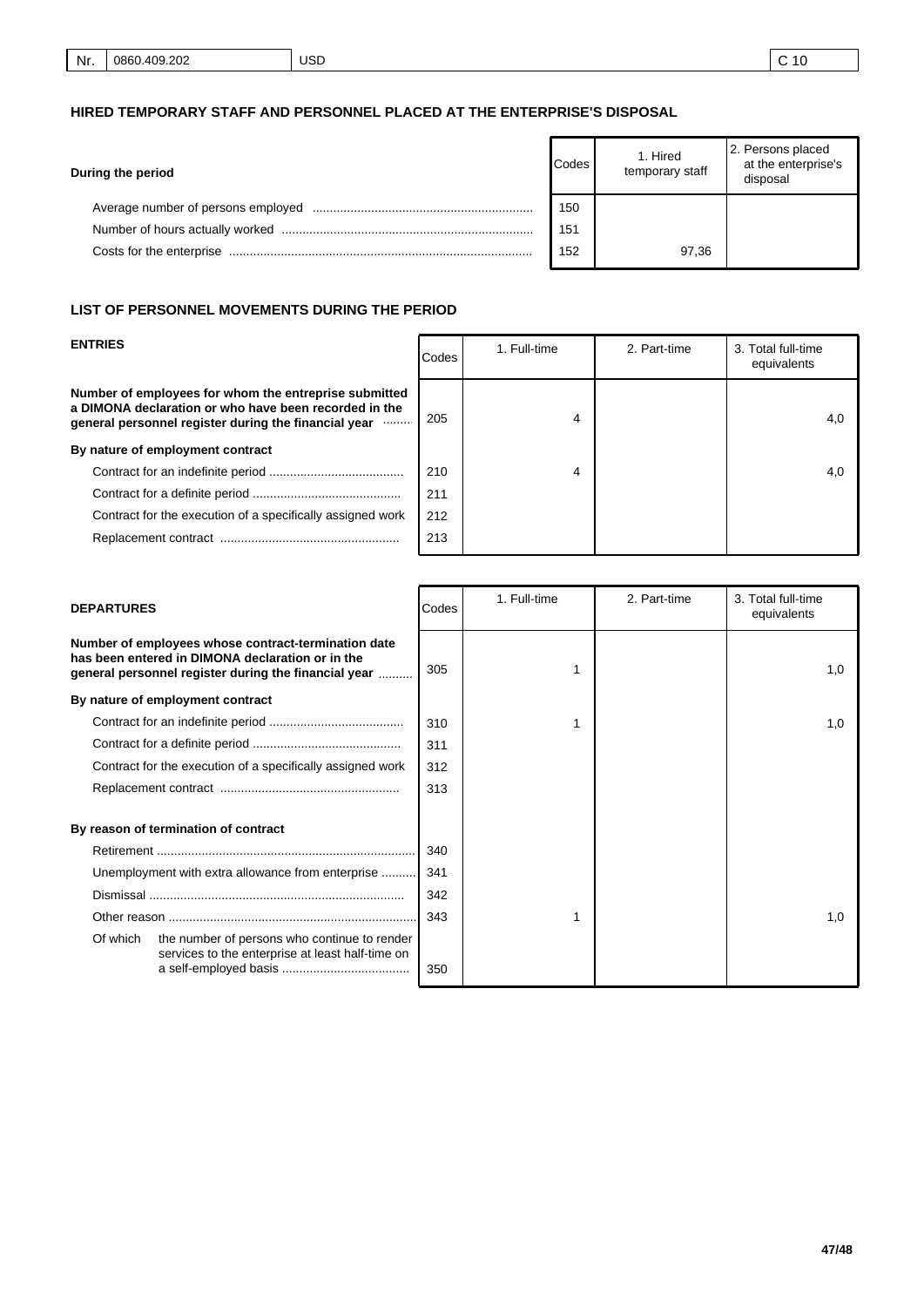| Nr. | 0860.409.202 | USD | C 10 |
|---|---|---|---|

## HIRED TEMPORARY STAFF AND PERSONNEL PLACED AT THE ENTERPRISE'S DISPOSAL

| During the period | Codes | 1. Hired temporary staff | 2. Persons placed at the enterprise's disposal |
|---|---|---|---|
| Average number of persons employed | 150 | | |
| Number of hours actually worked | 151 | | |
| Costs for the enterprise | 152 | 97,36 | |

## LIST OF PERSONNEL MOVEMENTS DURING THE PERIOD

| ENTRIES | Codes | 1. Full-time | 2. Part-time | 3. Total full-time equivalents |
|---|---|---|---|---|
| **Number of employees for whom the entreprise submitted a DIMONA declaration or who have been recorded in the general personnel register during the financial year** | 205 | 4 | | 4,0 |
| **By nature of employment contract** | | | | |
| Contract for an indefinite period | 210 | 4 | | 4,0 |
| Contract for a definite period | 211 | | | |
| Contract for the execution of a specifically assigned work | 212 | | | |
| Replacement contract | 213 | | | |

| DEPARTURES | Codes | 1. Full-time | 2. Part-time | 3. Total full-time equivalents |
|---|---|---|---|---|
| **Number of employees whose contract-termination date has been entered in DIMONA declaration or in the general personnel register during the financial year** | 305 | 1 | | 1,0 |
| **By nature of employment contract** | | | | |
| Contract for an indefinite period | 310 | 1 | | 1,0 |
| Contract for a definite period | 311 | | | |
| Contract for the execution of a specifically assigned work | 312 | | | |
| Replacement contract | 313 | | | |
| **By reason of termination of contract** | | | | |
| Retirement | 340 | | | |
| Unemployment with extra allowance from enterprise | 341 | | | |
| Dismissal | 342 | | | |
| Other reason | 343 | 1 | | 1,0 |
| Of which the number of persons who continue to render services to the enterprise at least half-time on a self-employed basis | 350 | | | |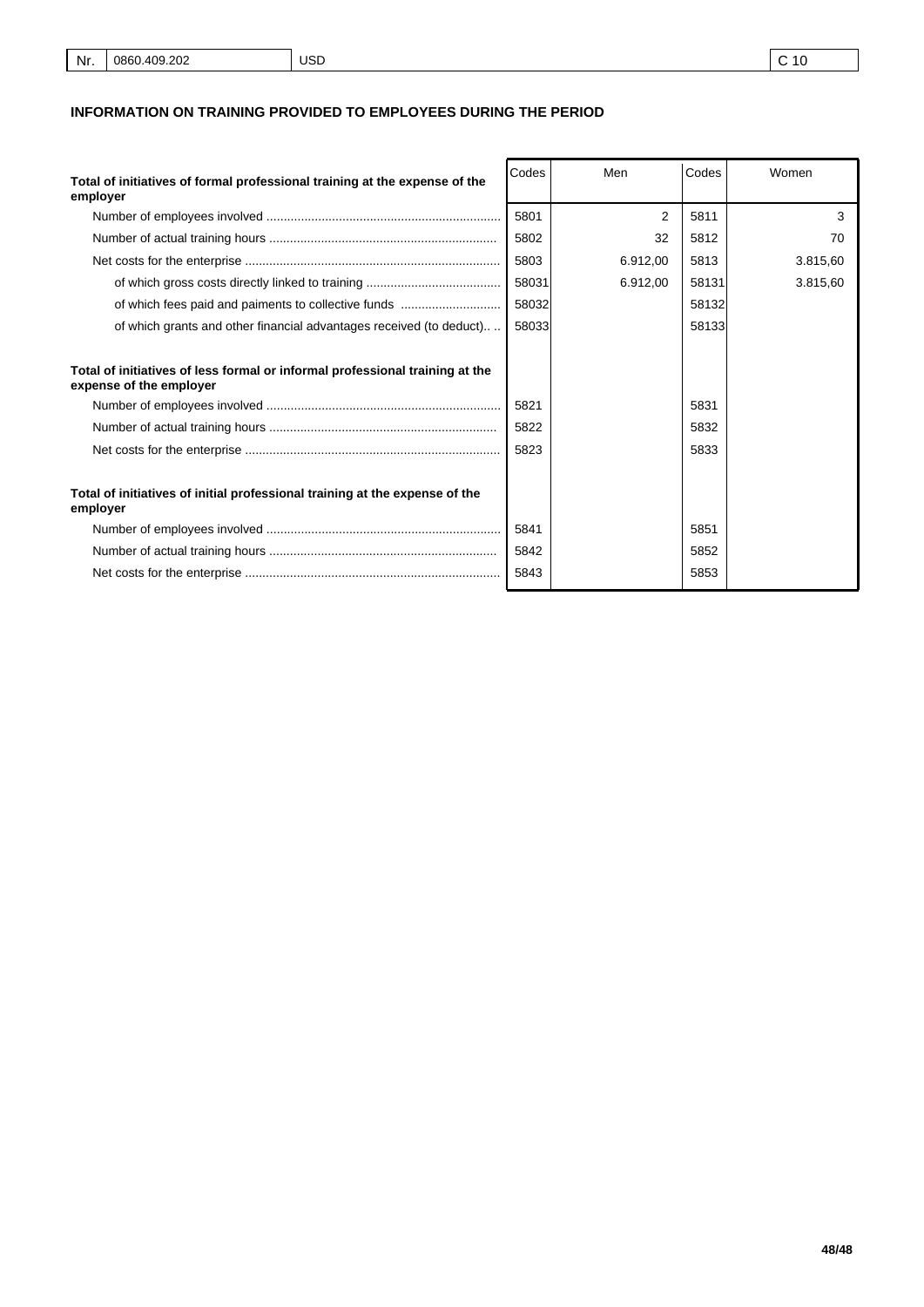| Nr. | 0860.409.202 | USD | C 10 |
| --- | --- | --- | --- |

## INFORMATION ON TRAINING PROVIDED TO EMPLOYEES DURING THE PERIOD

| | Codes | Men | Codes | Women |
| --- | --- | --- | --- | --- |
| **Total of initiatives of formal professional training at the expense of the employer** | | | | |
| Number of employees involved | 5801 | 2 | 5811 | 3 |
| Number of actual training hours | 5802 | 32 | 5812 | 70 |
| Net costs for the enterprise | 5803 | 6.912,00 | 5813 | 3.815,60 |
| of which gross costs directly linked to training | 58031 | 6.912,00 | 58131 | 3.815,60 |
| of which fees paid and paiments to collective funds | 58032 | | 58132 | |
| of which grants and other financial advantages received (to deduct).. | 58033 | | 58133 | |
| **Total of initiatives of less formal or informal professional training at the expense of the employer** | | | | |
| Number of employees involved | 5821 | | 5831 | |
| Number of actual training hours | 5822 | | 5832 | |
| Net costs for the enterprise | 5823 | | 5833 | |
| **Total of initiatives of initial professional training at the expense of the employer** | | | | |
| Number of employees involved | 5841 | | 5851 | |
| Number of actual training hours | 5842 | | 5852 | |
| Net costs for the enterprise | 5843 | | 5853 | |